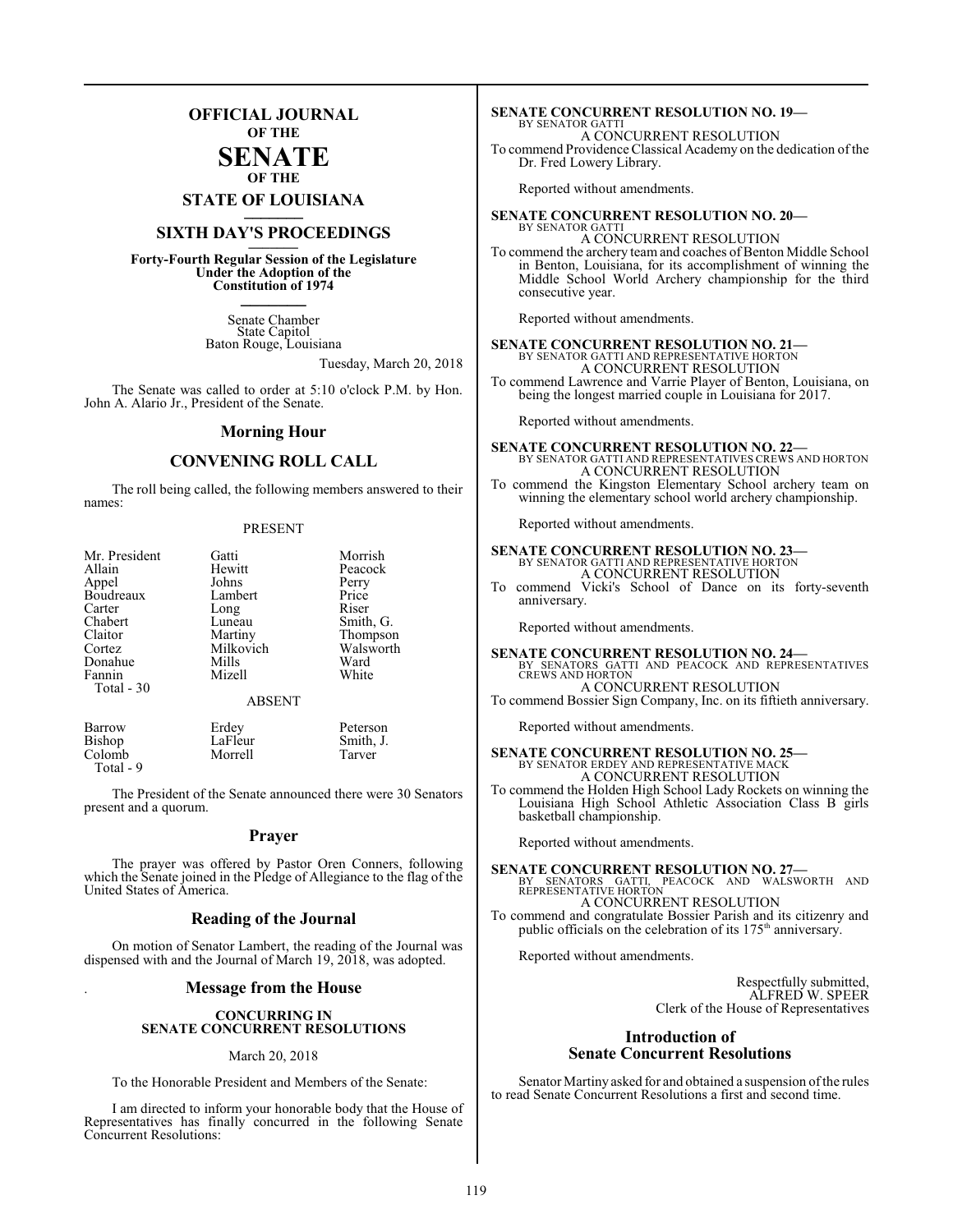# OFFICIAL JOURNAL
## OF THE
# SENATE
## OF THE
## STATE OF LOUISIANA

## SIXTH DAY'S PROCEEDINGS

**Forty-Fourth Regular Session of the Legislature Under the Adoption of the Constitution of 1974**

Senate Chamber
State Capitol
Baton Rouge, Louisiana

Tuesday, March 20, 2018

The Senate was called to order at 5:10 o'clock P.M. by Hon. John A. Alario Jr., President of the Senate.

## Morning Hour

## CONVENING ROLL CALL

The roll being called, the following members answered to their names:

PRESENT

| | | |
|---|---|---|
| Mr. President | Gatti | Morrish |
| Allain | Hewitt | Peacock |
| Appel | Johns | Perry |
| Boudreaux | Lambert | Price |
| Carter | Long | Riser |
| Chabert | Luneau | Smith, G. |
| Claitor | Martiny | Thompson |
| Cortez | Milkovich | Walsworth |
| Donahue | Mills | Ward |
| Fannin | Mizell | White |

Total - 30

ABSENT

| | | |
|---|---|---|
| Barrow | Erdey | Peterson |
| Bishop | LaFleur | Smith, J. |
| Colomb | Morrell | Tarver |

Total - 9

The President of the Senate announced there were 30 Senators present and a quorum.

## Prayer

The prayer was offered by Pastor Oren Conners, following which the Senate joined in the Pledge of Allegiance to the flag of the United States of America.

## Reading of the Journal

On motion of Senator Lambert, the reading of the Journal was dispensed with and the Journal of March 19, 2018, was adopted.

## Message from the House

**CONCURRING IN SENATE CONCURRENT RESOLUTIONS**

March 20, 2018

To the Honorable President and Members of the Senate:

I am directed to inform your honorable body that the House of Representatives has finally concurred in the following Senate Concurrent Resolutions:

**SENATE CONCURRENT RESOLUTION NO. 19—**
BY SENATOR GATTI
A CONCURRENT RESOLUTION
To commend Providence Classical Academy on the dedication of the Dr. Fred Lowery Library.

Reported without amendments.

**SENATE CONCURRENT RESOLUTION NO. 20—**
BY SENATOR GATTI
A CONCURRENT RESOLUTION
To commend the archery team and coaches of Benton Middle School in Benton, Louisiana, for its accomplishment of winning the Middle School World Archery championship for the third consecutive year.

Reported without amendments.

**SENATE CONCURRENT RESOLUTION NO. 21—**
BY SENATOR GATTI AND REPRESENTATIVE HORTON
A CONCURRENT RESOLUTION
To commend Lawrence and Varrie Player of Benton, Louisiana, on being the longest married couple in Louisiana for 2017.

Reported without amendments.

**SENATE CONCURRENT RESOLUTION NO. 22—**
BY SENATOR GATTI AND REPRESENTATIVES CREWS AND HORTON
A CONCURRENT RESOLUTION
To commend the Kingston Elementary School archery team on winning the elementary school world archery championship.

Reported without amendments.

**SENATE CONCURRENT RESOLUTION NO. 23—**
BY SENATOR GATTI AND REPRESENTATIVE HORTON
A CONCURRENT RESOLUTION
To commend Vicki's School of Dance on its forty-seventh anniversary.

Reported without amendments.

**SENATE CONCURRENT RESOLUTION NO. 24—**
BY SENATORS GATTI AND PEACOCK AND REPRESENTATIVES CREWS AND HORTON
A CONCURRENT RESOLUTION
To commend Bossier Sign Company, Inc. on its fiftieth anniversary.

Reported without amendments.

**SENATE CONCURRENT RESOLUTION NO. 25—**
BY SENATOR ERDEY AND REPRESENTATIVE MACK
A CONCURRENT RESOLUTION
To commend the Holden High School Lady Rockets on winning the Louisiana High School Athletic Association Class B girls basketball championship.

Reported without amendments.

**SENATE CONCURRENT RESOLUTION NO. 27—**
BY SENATORS GATTI, PEACOCK AND WALSWORTH AND REPRESENTATIVE HORTON
A CONCURRENT RESOLUTION
To commend and congratulate Bossier Parish and its citizenry and public officials on the celebration of its 175th anniversary.

Reported without amendments.

Respectfully submitted,
ALFRED W. SPEER
Clerk of the House of Representatives

## Introduction of Senate Concurrent Resolutions

Senator Martiny asked for and obtained a suspension of the rules to read Senate Concurrent Resolutions a first and second time.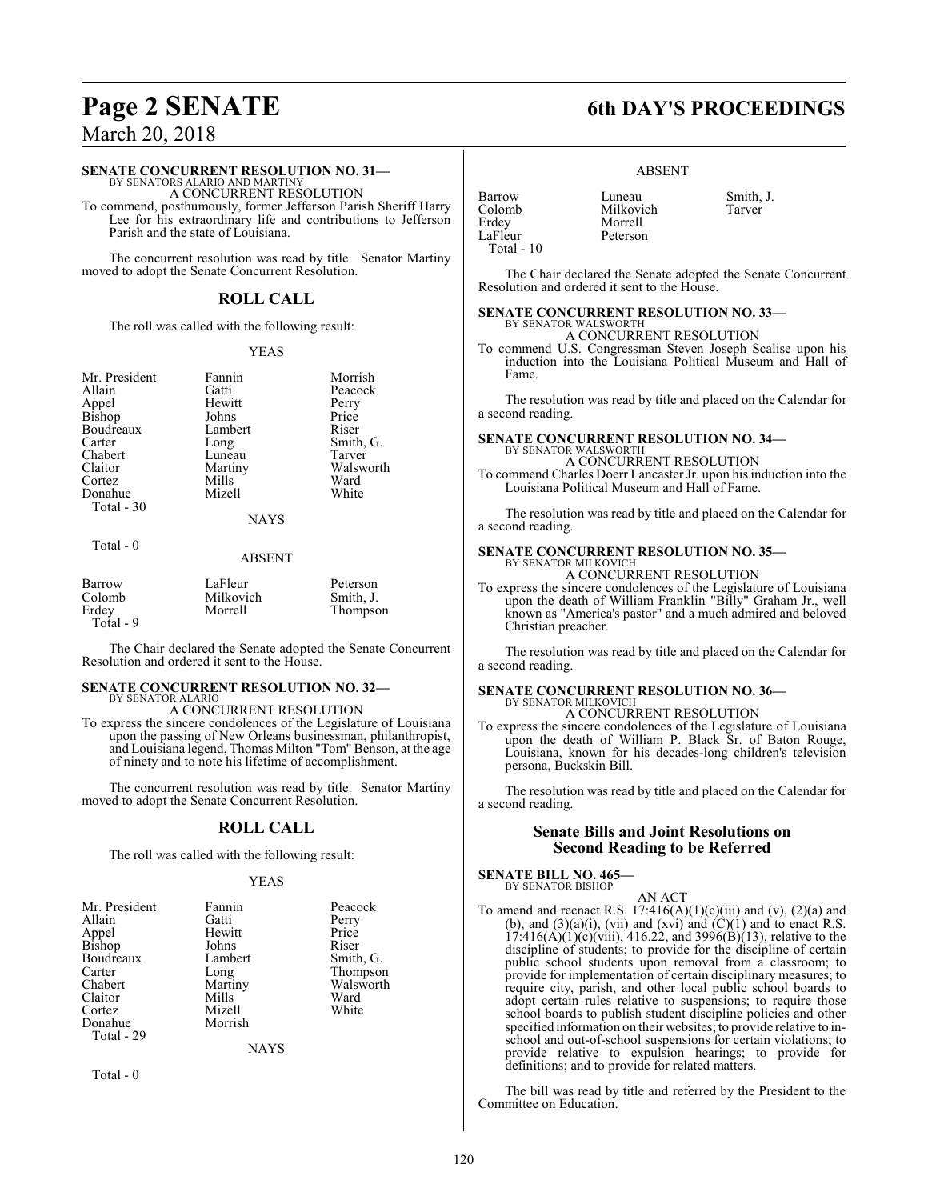**SENATE CONCURRENT RESOLUTION NO. 31—**
BY SENATORS ALARIO AND MARTINY

A CONCURRENT RESOLUTION

To commend, posthumously, former Jefferson Parish Sheriff Harry Lee for his extraordinary life and contributions to Jefferson Parish and the state of Louisiana.

The concurrent resolution was read by title. Senator Martiny moved to adopt the Senate Concurrent Resolution.

## ROLL CALL

The roll was called with the following result:

YEAS

| | | |
|---|---|---|
| Mr. President | Fannin | Morrish |
| Allain | Gatti | Peacock |
| Appel | Hewitt | Perry |
| Bishop | Johns | Price |
| Boudreaux | Lambert | Riser |
| Carter | Long | Smith, G. |
| Chabert | Luneau | Tarver |
| Claitor | Martiny | Walsworth |
| Cortez | Mills | Ward |
| Donahue | Mizell | White |

Total - 30

NAYS

Total - 0

ABSENT

| | | |
|---|---|---|
| Barrow | LaFleur | Peterson |
| Colomb | Milkovich | Smith, J. |
| Erdey | Morrell | Thompson |

Total - 9

The Chair declared the Senate adopted the Senate Concurrent Resolution and ordered it sent to the House.

**SENATE CONCURRENT RESOLUTION NO. 32—**
BY SENATOR ALARIO

A CONCURRENT RESOLUTION

To express the sincere condolences of the Legislature of Louisiana upon the passing of New Orleans businessman, philanthropist, and Louisiana legend, Thomas Milton "Tom" Benson, at the age of ninety and to note his lifetime of accomplishment.

The concurrent resolution was read by title. Senator Martiny moved to adopt the Senate Concurrent Resolution.

## ROLL CALL

The roll was called with the following result:

YEAS

| | | |
|---|---|---|
| Mr. President | Fannin | Peacock |
| Allain | Gatti | Perry |
| Appel | Hewitt | Price |
| Bishop | Johns | Riser |
| Boudreaux | Lambert | Smith, G. |
| Carter | Long | Thompson |
| Chabert | Martiny | Walsworth |
| Claitor | Mills | Ward |
| Cortez | Mizell | White |
| Donahue | Morrish | |

Total - 29

NAYS

Total - 0

ABSENT

| | | |
|---|---|---|
| Barrow | Luneau | Smith, J. |
| Colomb | Milkovich | Tarver |
| Erdey | Morrell | |
| LaFleur | Peterson | |

Total - 10

The Chair declared the Senate adopted the Senate Concurrent Resolution and ordered it sent to the House.

**SENATE CONCURRENT RESOLUTION NO. 33—**
BY SENATOR WALSWORTH

A CONCURRENT RESOLUTION

To commend U.S. Congressman Steven Joseph Scalise upon his induction into the Louisiana Political Museum and Hall of Fame.

The resolution was read by title and placed on the Calendar for a second reading.

**SENATE CONCURRENT RESOLUTION NO. 34—**
BY SENATOR WALSWORTH

A CONCURRENT RESOLUTION

To commend Charles Doerr Lancaster Jr. upon his induction into the Louisiana Political Museum and Hall of Fame.

The resolution was read by title and placed on the Calendar for a second reading.

**SENATE CONCURRENT RESOLUTION NO. 35—**
BY SENATOR MILKOVICH

A CONCURRENT RESOLUTION

To express the sincere condolences of the Legislature of Louisiana upon the death of William Franklin "Billy" Graham Jr., well known as "America's pastor" and a much admired and beloved Christian preacher.

The resolution was read by title and placed on the Calendar for a second reading.

**SENATE CONCURRENT RESOLUTION NO. 36—**
BY SENATOR MILKOVICH

A CONCURRENT RESOLUTION

To express the sincere condolences of the Legislature of Louisiana upon the death of William P. Black Sr. of Baton Rouge, Louisiana, known for his decades-long children's television persona, Buckskin Bill.

The resolution was read by title and placed on the Calendar for a second reading.

## Senate Bills and Joint Resolutions on Second Reading to be Referred

**SENATE BILL NO. 465—**
BY SENATOR BISHOP

AN ACT

To amend and reenact R.S. 17:416(A)(1)(c)(iii) and (v), (2)(a) and (b), and (3)(a)(i), (vii) and (xvi) and (C)(1) and to enact R.S. 17:416(A)(1)(c)(viii), 416.22, and 3996(B)(13), relative to the discipline of students; to provide for the discipline of certain public school students upon removal from a classroom; to provide for implementation of certain disciplinary measures; to require city, parish, and other local public school boards to adopt certain rules relative to suspensions; to require those school boards to publish student discipline policies and other specified information on their websites; to provide relative to in-school and out-of-school suspensions for certain violations; to provide relative to expulsion hearings; to provide for definitions; and to provide for related matters.

The bill was read by title and referred by the President to the Committee on Education.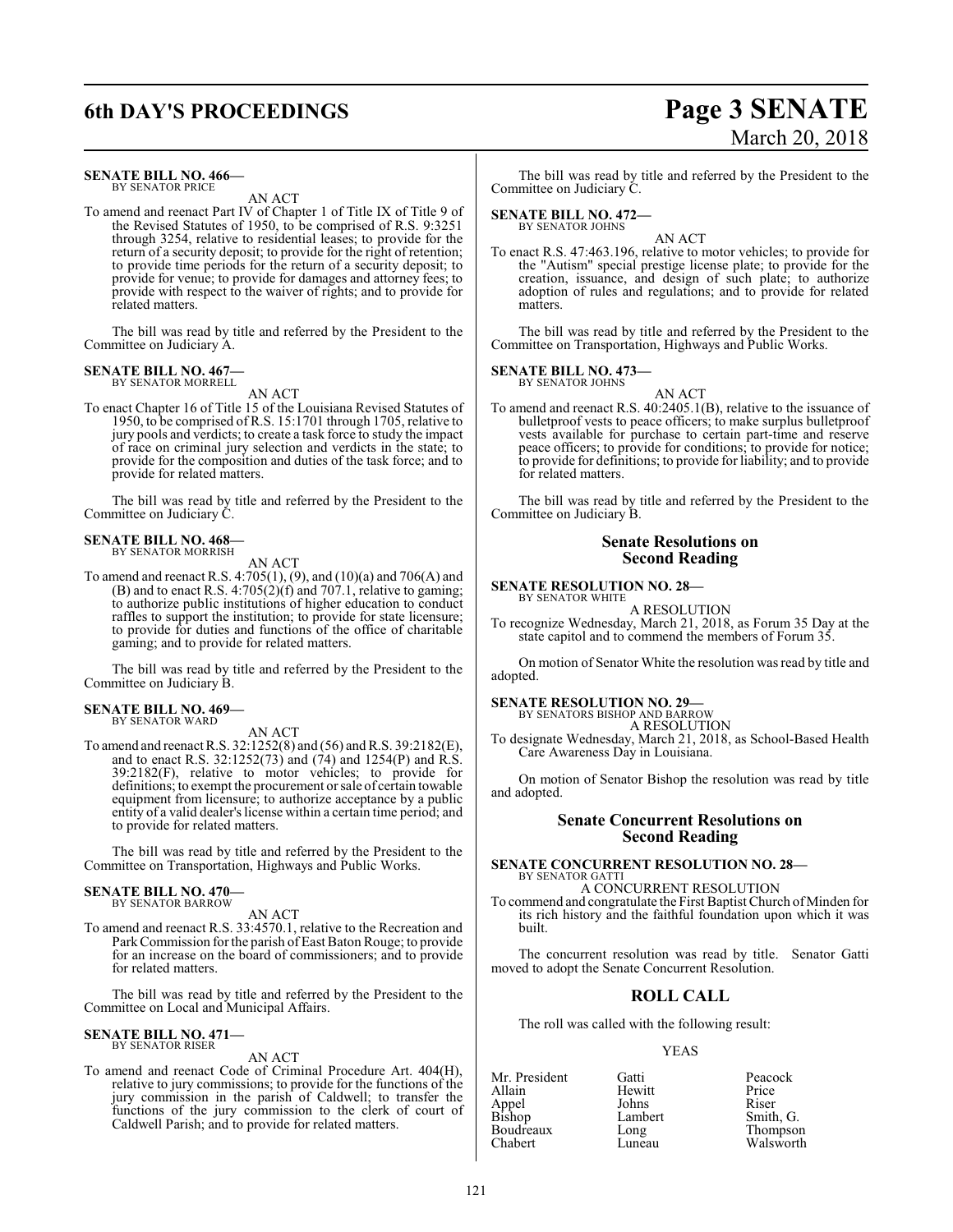**SENATE BILL NO. 466—**
BY SENATOR PRICE

AN ACT

To amend and reenact Part IV of Chapter 1 of Title IX of Title 9 of the Revised Statutes of 1950, to be comprised of R.S. 9:3251 through 3254, relative to residential leases; to provide for the return of a security deposit; to provide for the right of retention; to provide time periods for the return of a security deposit; to provide for venue; to provide for damages and attorney fees; to provide with respect to the waiver of rights; and to provide for related matters.

The bill was read by title and referred by the President to the Committee on Judiciary A.

**SENATE BILL NO. 467—**
BY SENATOR MORRELL

AN ACT

To enact Chapter 16 of Title 15 of the Louisiana Revised Statutes of 1950, to be comprised of R.S. 15:1701 through 1705, relative to jury pools and verdicts; to create a task force to study the impact of race on criminal jury selection and verdicts in the state; to provide for the composition and duties of the task force; and to provide for related matters.

The bill was read by title and referred by the President to the Committee on Judiciary C.

**SENATE BILL NO. 468—**
BY SENATOR MORRISH

AN ACT

To amend and reenact R.S. 4:705(1), (9), and (10)(a) and 706(A) and (B) and to enact R.S. 4:705(2)(f) and 707.1, relative to gaming; to authorize public institutions of higher education to conduct raffles to support the institution; to provide for state licensure; to provide for duties and functions of the office of charitable gaming; and to provide for related matters.

The bill was read by title and referred by the President to the Committee on Judiciary B.

**SENATE BILL NO. 469—**
BY SENATOR WARD

AN ACT

To amend and reenact R.S. 32:1252(8) and (56) and R.S. 39:2182(E), and to enact R.S. 32:1252(73) and (74) and 1254(P) and R.S. 39:2182(F), relative to motor vehicles; to provide for definitions; to exempt the procurement or sale of certain towable equipment from licensure; to authorize acceptance by a public entity of a valid dealer's license within a certain time period; and to provide for related matters.

The bill was read by title and referred by the President to the Committee on Transportation, Highways and Public Works.

**SENATE BILL NO. 470—**
BY SENATOR BARROW

AN ACT

To amend and reenact R.S. 33:4570.1, relative to the Recreation and Park Commission for the parish of East Baton Rouge; to provide for an increase on the board of commissioners; and to provide for related matters.

The bill was read by title and referred by the President to the Committee on Local and Municipal Affairs.

**SENATE BILL NO. 471—**
BY SENATOR RISER

AN ACT

To amend and reenact Code of Criminal Procedure Art. 404(H), relative to jury commissions; to provide for the functions of the jury commission in the parish of Caldwell; to transfer the functions of the jury commission to the clerk of court of Caldwell Parish; and to provide for related matters.

The bill was read by title and referred by the President to the Committee on Judiciary C.

**SENATE BILL NO. 472—**
BY SENATOR JOHNS

AN ACT

To enact R.S. 47:463.196, relative to motor vehicles; to provide for the "Autism" special prestige license plate; to provide for the creation, issuance, and design of such plate; to authorize adoption of rules and regulations; and to provide for related matters.

The bill was read by title and referred by the President to the Committee on Transportation, Highways and Public Works.

**SENATE BILL NO. 473—**
BY SENATOR JOHNS

AN ACT

To amend and reenact R.S. 40:2405.1(B), relative to the issuance of bulletproof vests to peace officers; to make surplus bulletproof vests available for purchase to certain part-time and reserve peace officers; to provide for conditions; to provide for notice; to provide for definitions; to provide for liability; and to provide for related matters.

The bill was read by title and referred by the President to the Committee on Judiciary B.

## Senate Resolutions on Second Reading

**SENATE RESOLUTION NO. 28—**
BY SENATOR WHITE

A RESOLUTION

To recognize Wednesday, March 21, 2018, as Forum 35 Day at the state capitol and to commend the members of Forum 35.

On motion of Senator White the resolution was read by title and adopted.

**SENATE RESOLUTION NO. 29—**
BY SENATORS BISHOP AND BARROW

A RESOLUTION

To designate Wednesday, March 21, 2018, as School-Based Health Care Awareness Day in Louisiana.

On motion of Senator Bishop the resolution was read by title and adopted.

## Senate Concurrent Resolutions on Second Reading

**SENATE CONCURRENT RESOLUTION NO. 28—**
BY SENATOR GATTI

A CONCURRENT RESOLUTION

To commend and congratulate the First Baptist Church of Minden for its rich history and the faithful foundation upon which it was built.

The concurrent resolution was read by title. Senator Gatti moved to adopt the Senate Concurrent Resolution.

## ROLL CALL

The roll was called with the following result:

YEAS

| | | |
|---|---|---|
| Mr. President | Gatti | Peacock |
| Allain | Hewitt | Price |
| Appel | Johns | Riser |
| Bishop | Lambert | Smith, G. |
| Boudreaux | Long | Thompson |
| Chabert | Luneau | Walsworth |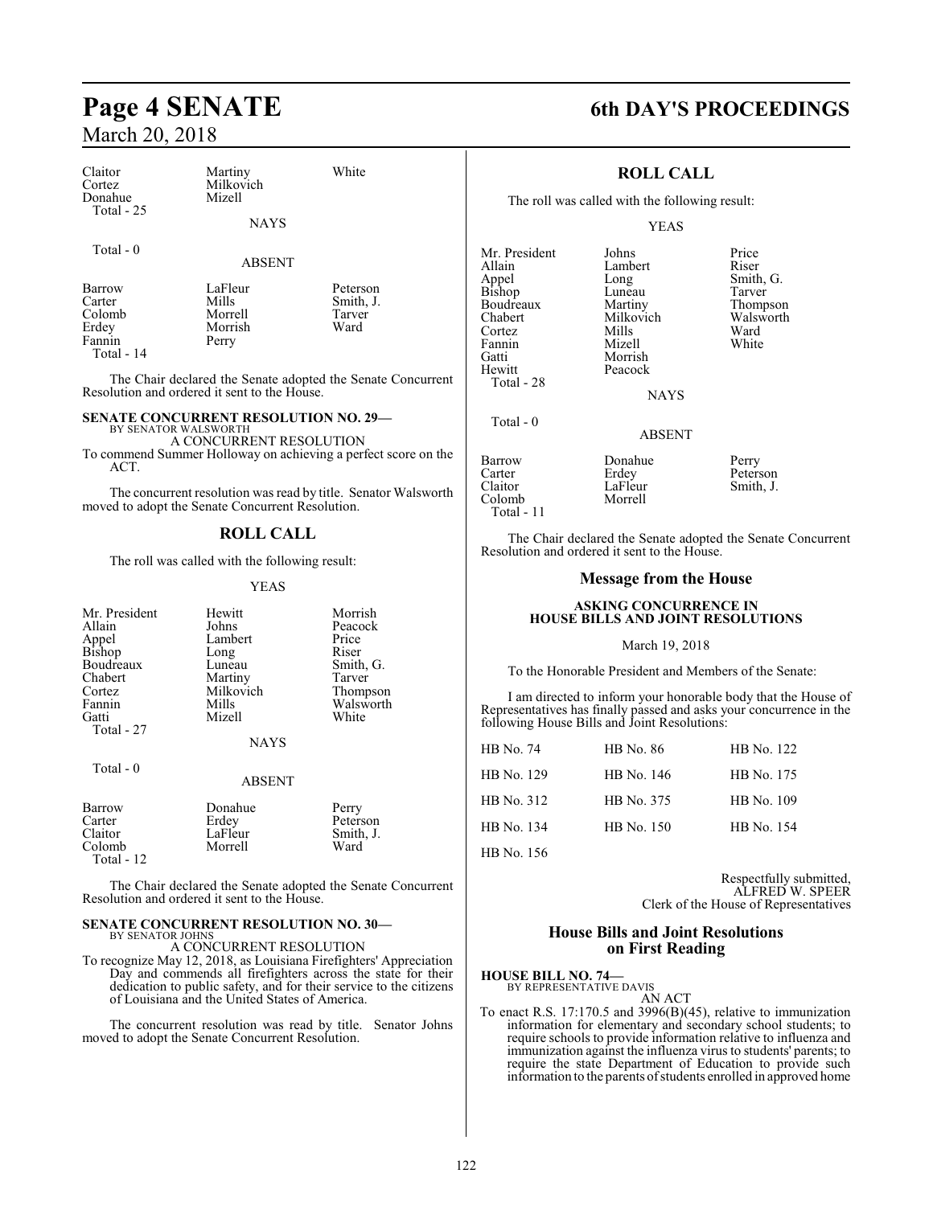| Claitor | Martiny | White |
|---|---|---|
| Cortez | Milkovich | |
| Donahue | Mizell | |
| Total - 25 | | |

NAYS

Total - 0

ABSENT

| Barrow | LaFleur | Peterson |
|---|---|---|
| Carter | Mills | Smith, J. |
| Colomb | Morrell | Tarver |
| Erdey | Morrish | Ward |
| Fannin | Perry | |
| Total - 14 | | |

The Chair declared the Senate adopted the Senate Concurrent Resolution and ordered it sent to the House.

**SENATE CONCURRENT RESOLUTION NO. 29—**
BY SENATOR WALSWORTH
A CONCURRENT RESOLUTION
To commend Summer Holloway on achieving a perfect score on the ACT.

The concurrent resolution was read by title. Senator Walsworth moved to adopt the Senate Concurrent Resolution.

## ROLL CALL

The roll was called with the following result:

YEAS

| Mr. President | Hewitt | Morrish |
|---|---|---|
| Allain | Johns | Peacock |
| Appel | Lambert | Price |
| Bishop | Long | Riser |
| Boudreaux | Luneau | Smith, G. |
| Chabert | Martiny | Tarver |
| Cortez | Milkovich | Thompson |
| Fannin | Mills | Walsworth |
| Gatti | Mizell | White |
| Total - 27 | | |

NAYS

Total - 0

ABSENT

| Barrow | Donahue | Perry |
|---|---|---|
| Carter | Erdey | Peterson |
| Claitor | LaFleur | Smith, J. |
| Colomb | Morrell | Ward |
| Total - 12 | | |

The Chair declared the Senate adopted the Senate Concurrent Resolution and ordered it sent to the House.

**SENATE CONCURRENT RESOLUTION NO. 30—**
BY SENATOR JOHNS
A CONCURRENT RESOLUTION
To recognize May 12, 2018, as Louisiana Firefighters' Appreciation Day and commends all firefighters across the state for their dedication to public safety, and for their service to the citizens of Louisiana and the United States of America.

The concurrent resolution was read by title. Senator Johns moved to adopt the Senate Concurrent Resolution.

## ROLL CALL

The roll was called with the following result:

YEAS

| Mr. President | Johns | Price |
|---|---|---|
| Allain | Lambert | Riser |
| Appel | Long | Smith, G. |
| Bishop | Luneau | Tarver |
| Boudreaux | Martiny | Thompson |
| Chabert | Milkovich | Walsworth |
| Cortez | Mills | Ward |
| Fannin | Mizell | White |
| Gatti | Morrish | |
| Hewitt | Peacock | |
| Total - 28 | | |

NAYS

Total - 0

ABSENT

| Barrow | Donahue | Perry |
|---|---|---|
| Carter | Erdey | Peterson |
| Claitor | LaFleur | Smith, J. |
| Colomb | Morrell | |
| Total - 11 | | |

The Chair declared the Senate adopted the Senate Concurrent Resolution and ordered it sent to the House.

## Message from the House

**ASKING CONCURRENCE IN HOUSE BILLS AND JOINT RESOLUTIONS**

March 19, 2018

To the Honorable President and Members of the Senate:

I am directed to inform your honorable body that the House of Representatives has finally passed and asks your concurrence in the following House Bills and Joint Resolutions:

| HB No. 74 | HB No. 86 | HB No. 122 |
|---|---|---|
| HB No. 129 | HB No. 146 | HB No. 175 |
| HB No. 312 | HB No. 375 | HB No. 109 |
| HB No. 134 | HB No. 150 | HB No. 154 |
| HB No. 156 | | |

Respectfully submitted,
ALFRED W. SPEER
Clerk of the House of Representatives

## House Bills and Joint Resolutions on First Reading

**HOUSE BILL NO. 74—**
BY REPRESENTATIVE DAVIS
AN ACT
To enact R.S. 17:170.5 and 3996(B)(45), relative to immunization information for elementary and secondary school students; to require schools to provide information relative to influenza and immunization against the influenza virus to students' parents; to require the state Department of Education to provide such information to the parents of students enrolled in approved home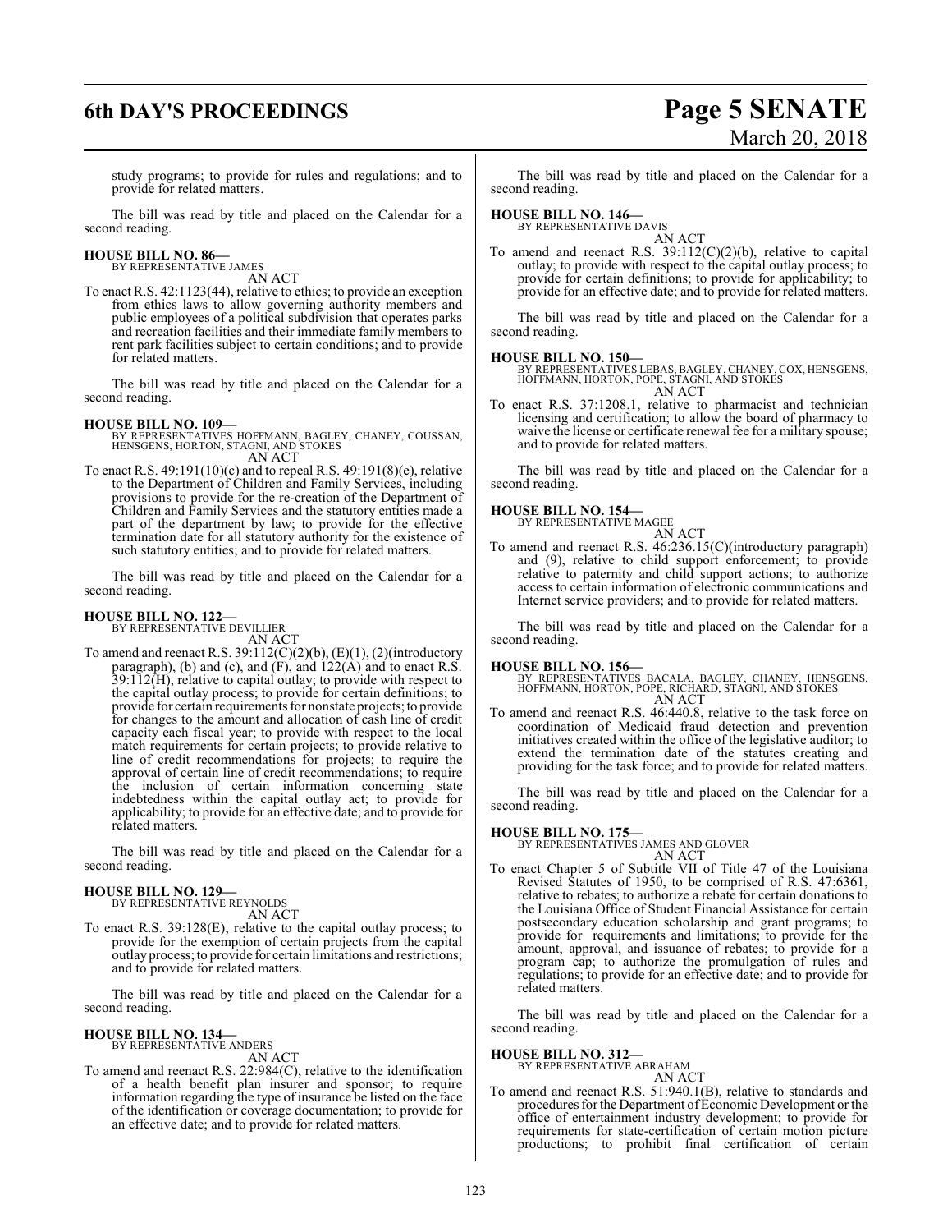study programs; to provide for rules and regulations; and to provide for related matters.

The bill was read by title and placed on the Calendar for a second reading.

**HOUSE BILL NO. 86—**
BY REPRESENTATIVE JAMES
AN ACT

To enact R.S. 42:1123(44), relative to ethics; to provide an exception from ethics laws to allow governing authority members and public employees of a political subdivision that operates parks and recreation facilities and their immediate family members to rent park facilities subject to certain conditions; and to provide for related matters.

The bill was read by title and placed on the Calendar for a second reading.

**HOUSE BILL NO. 109—**
BY REPRESENTATIVES HOFFMANN, BAGLEY, CHANEY, COUSSAN, HENSGENS, HORTON, STAGNI, AND STOKES
AN ACT

To enact R.S. 49:191(10)(c) and to repeal R.S. 49:191(8)(e), relative to the Department of Children and Family Services, including provisions to provide for the re-creation of the Department of Children and Family Services and the statutory entities made a part of the department by law; to provide for the effective termination date for all statutory authority for the existence of such statutory entities; and to provide for related matters.

The bill was read by title and placed on the Calendar for a second reading.

**HOUSE BILL NO. 122—**
BY REPRESENTATIVE DEVILLIER
AN ACT

To amend and reenact R.S. 39:112(C)(2)(b), (E)(1), (2)(introductory paragraph), (b) and (c), and (F), and 122(A) and to enact R.S. 39:112(H), relative to capital outlay; to provide with respect to the capital outlay process; to provide for certain definitions; to provide for certain requirements for nonstate projects; to provide for changes to the amount and allocation of cash line of credit capacity each fiscal year; to provide with respect to the local match requirements for certain projects; to provide relative to line of credit recommendations for projects; to require the approval of certain line of credit recommendations; to require the inclusion of certain information concerning state indebtedness within the capital outlay act; to provide for applicability; to provide for an effective date; and to provide for related matters.

The bill was read by title and placed on the Calendar for a second reading.

**HOUSE BILL NO. 129—**
BY REPRESENTATIVE REYNOLDS
AN ACT

To enact R.S. 39:128(E), relative to the capital outlay process; to provide for the exemption of certain projects from the capital outlay process; to provide for certain limitations and restrictions; and to provide for related matters.

The bill was read by title and placed on the Calendar for a second reading.

**HOUSE BILL NO. 134—**
BY REPRESENTATIVE ANDERS
AN ACT

To amend and reenact R.S. 22:984(C), relative to the identification of a health benefit plan insurer and sponsor; to require information regarding the type of insurance be listed on the face of the identification or coverage documentation; to provide for an effective date; and to provide for related matters.

The bill was read by title and placed on the Calendar for a second reading.

**HOUSE BILL NO. 146—**
BY REPRESENTATIVE DAVIS
AN ACT

To amend and reenact R.S. 39:112(C)(2)(b), relative to capital outlay; to provide with respect to the capital outlay process; to provide for certain definitions; to provide for applicability; to provide for an effective date; and to provide for related matters.

The bill was read by title and placed on the Calendar for a second reading.

**HOUSE BILL NO. 150—**
BY REPRESENTATIVES LEBAS, BAGLEY, CHANEY, COX, HENSGENS, HOFFMANN, HORTON, POPE, STAGNI, AND STOKES
AN ACT

To enact R.S. 37:1208.1, relative to pharmacist and technician licensing and certification; to allow the board of pharmacy to waive the license or certificate renewal fee for a military spouse; and to provide for related matters.

The bill was read by title and placed on the Calendar for a second reading.

**HOUSE BILL NO. 154—**
BY REPRESENTATIVE MAGEE
AN ACT

To amend and reenact R.S. 46:236.15(C)(introductory paragraph) and (9), relative to child support enforcement; to provide relative to paternity and child support actions; to authorize access to certain information of electronic communications and Internet service providers; and to provide for related matters.

The bill was read by title and placed on the Calendar for a second reading.

**HOUSE BILL NO. 156—**
BY REPRESENTATIVES BACALA, BAGLEY, CHANEY, HENSGENS, HOFFMANN, HORTON, POPE, RICHARD, STAGNI, AND STOKES
AN ACT

To amend and reenact R.S. 46:440.8, relative to the task force on coordination of Medicaid fraud detection and prevention initiatives created within the office of the legislative auditor; to extend the termination date of the statutes creating and providing for the task force; and to provide for related matters.

The bill was read by title and placed on the Calendar for a second reading.

**HOUSE BILL NO. 175—**
BY REPRESENTATIVES JAMES AND GLOVER
AN ACT

To enact Chapter 5 of Subtitle VII of Title 47 of the Louisiana Revised Statutes of 1950, to be comprised of R.S. 47:6361, relative to rebates; to authorize a rebate for certain donations to the Louisiana Office of Student Financial Assistance for certain postsecondary education scholarship and grant programs; to provide for requirements and limitations; to provide for the amount, approval, and issuance of rebates; to provide for a program cap; to authorize the promulgation of rules and regulations; to provide for an effective date; and to provide for related matters.

The bill was read by title and placed on the Calendar for a second reading.

**HOUSE BILL NO. 312—**
BY REPRESENTATIVE ABRAHAM
AN ACT

To amend and reenact R.S. 51:940.1(B), relative to standards and procedures for the Department of Economic Development or the office of entertainment industry development; to provide for requirements for state-certification of certain motion picture productions; to prohibit final certification of certain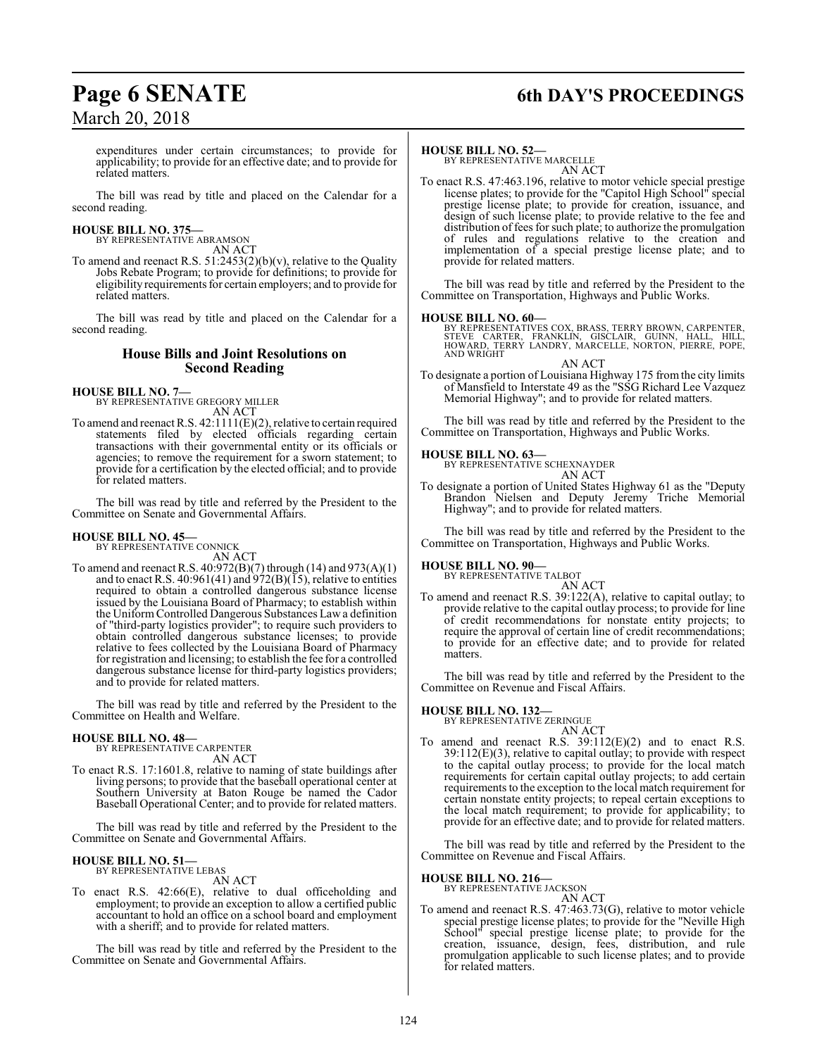expenditures under certain circumstances; to provide for applicability; to provide for an effective date; and to provide for related matters.

The bill was read by title and placed on the Calendar for a second reading.

**HOUSE BILL NO. 375—**
BY REPRESENTATIVE ABRAMSON
AN ACT
To amend and reenact R.S. 51:2453(2)(b)(v), relative to the Quality Jobs Rebate Program; to provide for definitions; to provide for eligibility requirements for certain employers; and to provide for related matters.

The bill was read by title and placed on the Calendar for a second reading.

## House Bills and Joint Resolutions on Second Reading

**HOUSE BILL NO. 7—**
BY REPRESENTATIVE GREGORY MILLER
AN ACT
To amend and reenact R.S. 42:1111(E)(2), relative to certain required statements filed by elected officials regarding certain transactions with their governmental entity or its officials or agencies; to remove the requirement for a sworn statement; to provide for a certification by the elected official; and to provide for related matters.

The bill was read by title and referred by the President to the Committee on Senate and Governmental Affairs.

**HOUSE BILL NO. 45—**
BY REPRESENTATIVE CONNICK
AN ACT
To amend and reenact R.S. 40:972(B)(7) through (14) and 973(A)(1) and to enact R.S. 40:961(41) and 972(B)(15), relative to entities required to obtain a controlled dangerous substance license issued by the Louisiana Board of Pharmacy; to establish within the Uniform Controlled Dangerous Substances Law a definition of "third-party logistics provider"; to require such providers to obtain controlled dangerous substance licenses; to provide relative to fees collected by the Louisiana Board of Pharmacy for registration and licensing; to establish the fee for a controlled dangerous substance license for third-party logistics providers; and to provide for related matters.

The bill was read by title and referred by the President to the Committee on Health and Welfare.

**HOUSE BILL NO. 48—**
BY REPRESENTATIVE CARPENTER
AN ACT
To enact R.S. 17:1601.8, relative to naming of state buildings after living persons; to provide that the baseball operational center at Southern University at Baton Rouge be named the Cador Baseball Operational Center; and to provide for related matters.

The bill was read by title and referred by the President to the Committee on Senate and Governmental Affairs.

**HOUSE BILL NO. 51—**
BY REPRESENTATIVE LEBAS
AN ACT
To enact R.S. 42:66(E), relative to dual officeholding and employment; to provide an exception to allow a certified public accountant to hold an office on a school board and employment with a sheriff; and to provide for related matters.

The bill was read by title and referred by the President to the Committee on Senate and Governmental Affairs.

**HOUSE BILL NO. 52—**
BY REPRESENTATIVE MARCELLE
AN ACT
To enact R.S. 47:463.196, relative to motor vehicle special prestige license plates; to provide for the "Capitol High School" special prestige license plate; to provide for creation, issuance, and design of such license plate; to provide relative to the fee and distribution of fees for such plate; to authorize the promulgation of rules and regulations relative to the creation and implementation of a special prestige license plate; and to provide for related matters.

The bill was read by title and referred by the President to the Committee on Transportation, Highways and Public Works.

**HOUSE BILL NO. 60—**
BY REPRESENTATIVES COX, BRASS, TERRY BROWN, CARPENTER, STEVE CARTER, FRANKLIN, GISCLAIR, GUINN, HALL, HILL, HOWARD, TERRY LANDRY, MARCELLE, NORTON, PIERRE, POPE, AND WRIGHT
AN ACT
To designate a portion of Louisiana Highway 175 from the city limits of Mansfield to Interstate 49 as the "SSG Richard Lee Vazquez Memorial Highway"; and to provide for related matters.

The bill was read by title and referred by the President to the Committee on Transportation, Highways and Public Works.

**HOUSE BILL NO. 63—**
BY REPRESENTATIVE SCHEXNAYDER
AN ACT
To designate a portion of United States Highway 61 as the "Deputy Brandon Nielsen and Deputy Jeremy Triche Memorial Highway"; and to provide for related matters.

The bill was read by title and referred by the President to the Committee on Transportation, Highways and Public Works.

**HOUSE BILL NO. 90—**
BY REPRESENTATIVE TALBOT
AN ACT
To amend and reenact R.S. 39:122(A), relative to capital outlay; to provide relative to the capital outlay process; to provide for line of credit recommendations for nonstate entity projects; to require the approval of certain line of credit recommendations; to provide for an effective date; and to provide for related matters.

The bill was read by title and referred by the President to the Committee on Revenue and Fiscal Affairs.

**HOUSE BILL NO. 132—**
BY REPRESENTATIVE ZERINGUE
AN ACT
To amend and reenact R.S. 39:112(E)(2) and to enact R.S. 39:112(E)(3), relative to capital outlay; to provide with respect to the capital outlay process; to provide for the local match requirements for certain capital outlay projects; to add certain requirements to the exception to the local match requirement for certain nonstate entity projects; to repeal certain exceptions to the local match requirement; to provide for applicability; to provide for an effective date; and to provide for related matters.

The bill was read by title and referred by the President to the Committee on Revenue and Fiscal Affairs.

**HOUSE BILL NO. 216—**
BY REPRESENTATIVE JACKSON
AN ACT
To amend and reenact R.S. 47:463.73(G), relative to motor vehicle special prestige license plates; to provide for the "Neville High School" special prestige license plate; to provide for the creation, issuance, design, fees, distribution, and rule promulgation applicable to such license plates; and to provide for related matters.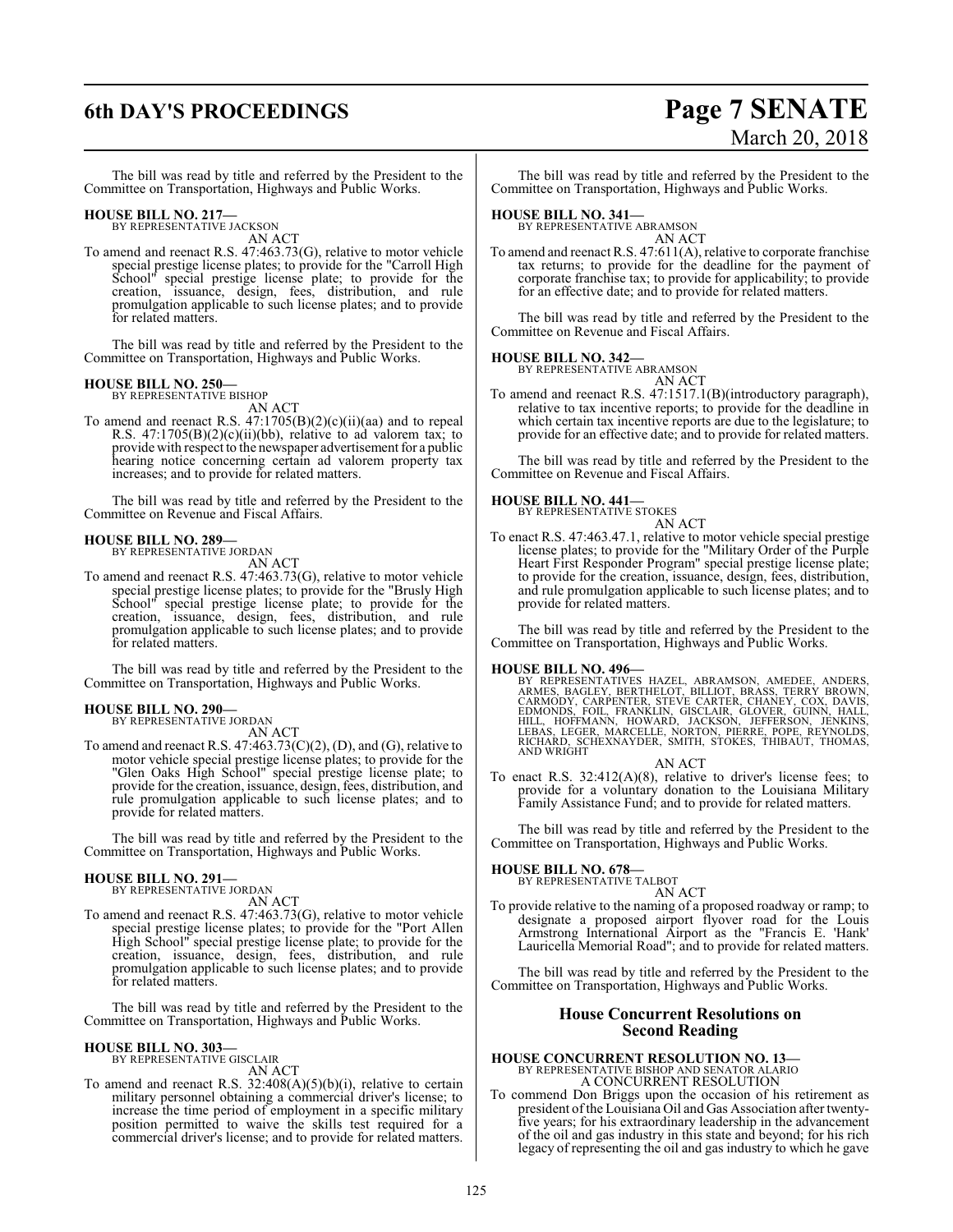The bill was read by title and referred by the President to the Committee on Transportation, Highways and Public Works.

**HOUSE BILL NO. 217—**
BY REPRESENTATIVE JACKSON
AN ACT

To amend and reenact R.S. 47:463.73(G), relative to motor vehicle special prestige license plates; to provide for the "Carroll High School" special prestige license plate; to provide for the creation, issuance, design, fees, distribution, and rule promulgation applicable to such license plates; and to provide for related matters.

The bill was read by title and referred by the President to the Committee on Transportation, Highways and Public Works.

**HOUSE BILL NO. 250—**
BY REPRESENTATIVE BISHOP
AN ACT

To amend and reenact R.S. 47:1705(B)(2)(c)(ii)(aa) and to repeal R.S. 47:1705(B)(2)(c)(ii)(bb), relative to ad valorem tax; to provide with respect to the newspaper advertisement for a public hearing notice concerning certain ad valorem property tax increases; and to provide for related matters.

The bill was read by title and referred by the President to the Committee on Revenue and Fiscal Affairs.

**HOUSE BILL NO. 289—**
BY REPRESENTATIVE JORDAN
AN ACT

To amend and reenact R.S. 47:463.73(G), relative to motor vehicle special prestige license plates; to provide for the "Brusly High School" special prestige license plate; to provide for the creation, issuance, design, fees, distribution, and rule promulgation applicable to such license plates; and to provide for related matters.

The bill was read by title and referred by the President to the Committee on Transportation, Highways and Public Works.

**HOUSE BILL NO. 290—**
BY REPRESENTATIVE JORDAN
AN ACT

To amend and reenact R.S. 47:463.73(C)(2), (D), and (G), relative to motor vehicle special prestige license plates; to provide for the "Glen Oaks High School" special prestige license plate; to provide for the creation, issuance, design, fees, distribution, and rule promulgation applicable to such license plates; and to provide for related matters.

The bill was read by title and referred by the President to the Committee on Transportation, Highways and Public Works.

**HOUSE BILL NO. 291—**
BY REPRESENTATIVE JORDAN
AN ACT

To amend and reenact R.S. 47:463.73(G), relative to motor vehicle special prestige license plates; to provide for the "Port Allen High School" special prestige license plate; to provide for the creation, issuance, design, fees, distribution, and rule promulgation applicable to such license plates; and to provide for related matters.

The bill was read by title and referred by the President to the Committee on Transportation, Highways and Public Works.

**HOUSE BILL NO. 303—**
BY REPRESENTATIVE GISCLAIR
AN ACT

To amend and reenact R.S. 32:408(A)(5)(b)(i), relative to certain military personnel obtaining a commercial driver's license; to increase the time period of employment in a specific military position permitted to waive the skills test required for a commercial driver's license; and to provide for related matters.

The bill was read by title and referred by the President to the Committee on Transportation, Highways and Public Works.

**HOUSE BILL NO. 341—**
BY REPRESENTATIVE ABRAMSON
AN ACT

To amend and reenact R.S. 47:611(A), relative to corporate franchise tax returns; to provide for the deadline for the payment of corporate franchise tax; to provide for applicability; to provide for an effective date; and to provide for related matters.

The bill was read by title and referred by the President to the Committee on Revenue and Fiscal Affairs.

**HOUSE BILL NO. 342—**
BY REPRESENTATIVE ABRAMSON
AN ACT

To amend and reenact R.S. 47:1517.1(B)(introductory paragraph), relative to tax incentive reports; to provide for the deadline in which certain tax incentive reports are due to the legislature; to provide for an effective date; and to provide for related matters.

The bill was read by title and referred by the President to the Committee on Revenue and Fiscal Affairs.

**HOUSE BILL NO. 441—**
BY REPRESENTATIVE STOKES
AN ACT

To enact R.S. 47:463.47.1, relative to motor vehicle special prestige license plates; to provide for the "Military Order of the Purple Heart First Responder Program" special prestige license plate; to provide for the creation, issuance, design, fees, distribution, and rule promulgation applicable to such license plates; and to provide for related matters.

The bill was read by title and referred by the President to the Committee on Transportation, Highways and Public Works.

**HOUSE BILL NO. 496—**
BY REPRESENTATIVES HAZEL, ABRAMSON, AMEDEE, ANDERS, ARMES, BAGLEY, BERTHELOT, BILLIOT, BRASS, TERRY BROWN, CARMODY, CARPENTER, STEVE CARTER, CHANEY, COX, DAVIS, EDMONDS, FOIL, FRANKLIN, GISCLAIR, GLOVER, GUINN, HALL, HILL, HOFFMANN, HOWARD, JACKSON, JEFFERSON, JENKINS, LEBAS, LEGER, MARCELLE, NORTON, PIERRE, POPE, REYNOLDS, RICHARD, SCHEXNAYDER, SMITH, STOKES, THIBAUT, THOMAS, AND WRIGHT
AN ACT

To enact R.S. 32:412(A)(8), relative to driver's license fees; to provide for a voluntary donation to the Louisiana Military Family Assistance Fund; and to provide for related matters.

The bill was read by title and referred by the President to the Committee on Transportation, Highways and Public Works.

**HOUSE BILL NO. 678—**
BY REPRESENTATIVE TALBOT
AN ACT

To provide relative to the naming of a proposed roadway or ramp; to designate a proposed airport flyover road for the Louis Armstrong International Airport as the "Francis E. 'Hank' Lauricella Memorial Road"; and to provide for related matters.

The bill was read by title and referred by the President to the Committee on Transportation, Highways and Public Works.

## House Concurrent Resolutions on Second Reading

**HOUSE CONCURRENT RESOLUTION NO. 13—**
BY REPRESENTATIVE BISHOP AND SENATOR ALARIO
A CONCURRENT RESOLUTION

To commend Don Briggs upon the occasion of his retirement as president of the Louisiana Oil and Gas Association after twenty-five years; for his extraordinary leadership in the advancement of the oil and gas industry in this state and beyond; for his rich legacy of representing the oil and gas industry to which he gave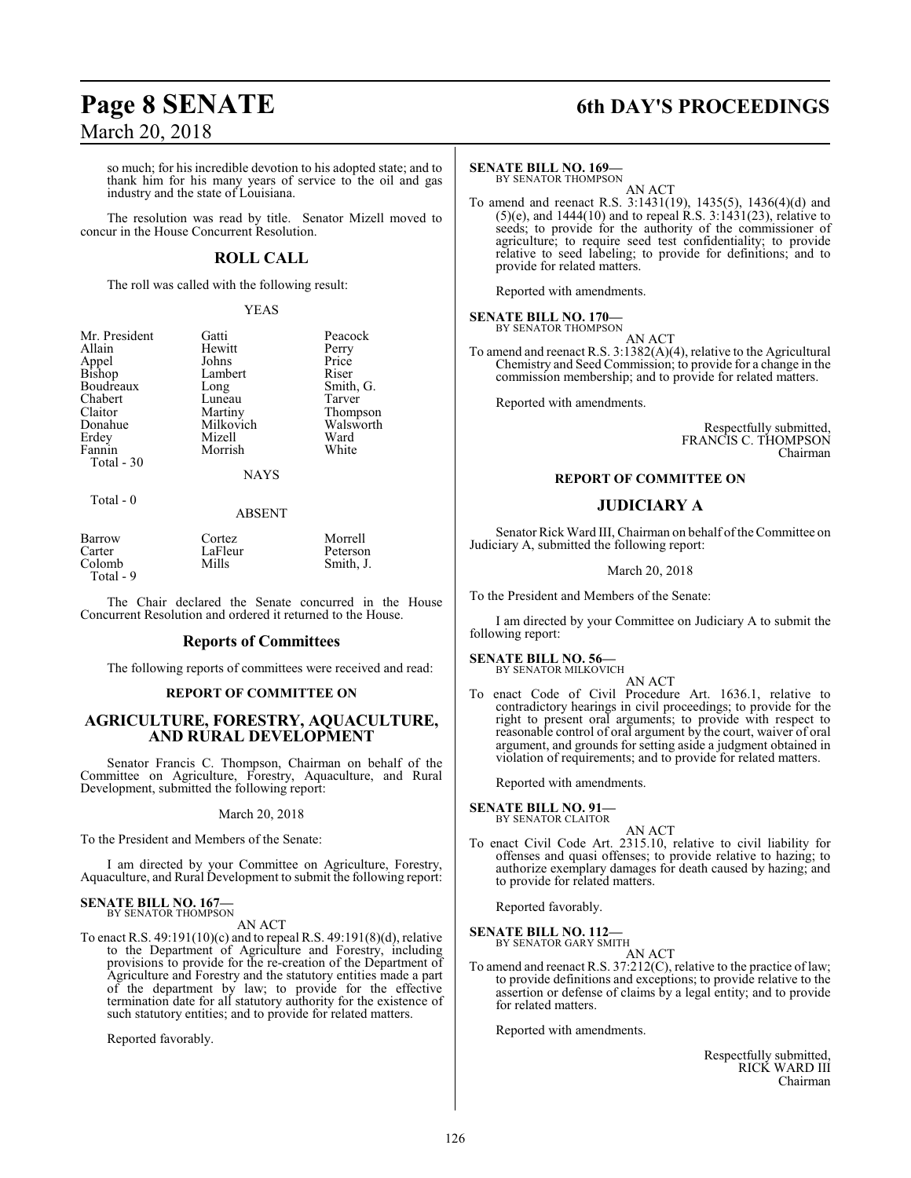so much; for his incredible devotion to his adopted state; and to thank him for his many years of service to the oil and gas industry and the state of Louisiana.

The resolution was read by title. Senator Mizell moved to concur in the House Concurrent Resolution.

## ROLL CALL

The roll was called with the following result:

YEAS

| | | |
|---|---|---|
| Mr. President | Gatti | Peacock |
| Allain | Hewitt | Perry |
| Appel | Johns | Price |
| Bishop | Lambert | Riser |
| Boudreaux | Long | Smith, G. |
| Chabert | Luneau | Tarver |
| Claitor | Martiny | Thompson |
| Donahue | Milkovich | Walsworth |
| Erdey | Mizell | Ward |
| Fannin | Morrish | White |

Total - 30

NAYS

Total - 0

ABSENT

| | | |
|---|---|---|
| Barrow | Cortez | Morrell |
| Carter | LaFleur | Peterson |
| Colomb | Mills | Smith, J. |

Total - 9

The Chair declared the Senate concurred in the House Concurrent Resolution and ordered it returned to the House.

## Reports of Committees

The following reports of committees were received and read:

### REPORT OF COMMITTEE ON

## AGRICULTURE, FORESTRY, AQUACULTURE, AND RURAL DEVELOPMENT

Senator Francis C. Thompson, Chairman on behalf of the Committee on Agriculture, Forestry, Aquaculture, and Rural Development, submitted the following report:

March 20, 2018

To the President and Members of the Senate:

I am directed by your Committee on Agriculture, Forestry, Aquaculture, and Rural Development to submit the following report:

**SENATE BILL NO. 167—**
BY SENATOR THOMPSON

AN ACT

To enact R.S. 49:191(10)(c) and to repeal R.S. 49:191(8)(d), relative to the Department of Agriculture and Forestry, including provisions to provide for the re-creation of the Department of Agriculture and Forestry and the statutory entities made a part of the department by law; to provide for the effective termination date for all statutory authority for the existence of such statutory entities; and to provide for related matters.

Reported favorably.

**SENATE BILL NO. 169—**
BY SENATOR THOMPSON

AN ACT

To amend and reenact R.S. 3:1431(19), 1435(5), 1436(4)(d) and (5)(e), and 1444(10) and to repeal R.S. 3:1431(23), relative to seeds; to provide for the authority of the commissioner of agriculture; to require seed test confidentiality; to provide relative to seed labeling; to provide for definitions; and to provide for related matters.

Reported with amendments.

**SENATE BILL NO. 170—**
BY SENATOR THOMPSON

AN ACT

To amend and reenact R.S. 3:1382(A)(4), relative to the Agricultural Chemistry and Seed Commission; to provide for a change in the commission membership; and to provide for related matters.

Reported with amendments.

Respectfully submitted,
FRANCIS C. THOMPSON
Chairman

### REPORT OF COMMITTEE ON

## JUDICIARY A

Senator Rick Ward III, Chairman on behalf of the Committee on Judiciary A, submitted the following report:

March 20, 2018

To the President and Members of the Senate:

I am directed by your Committee on Judiciary A to submit the following report:

**SENATE BILL NO. 56—**
BY SENATOR MILKOVICH

AN ACT

To enact Code of Civil Procedure Art. 1636.1, relative to contradictory hearings in civil proceedings; to provide for the right to present oral arguments; to provide with respect to reasonable control of oral argument by the court, waiver of oral argument, and grounds for setting aside a judgment obtained in violation of requirements; and to provide for related matters.

Reported with amendments.

**SENATE BILL NO. 91—**
BY SENATOR CLAITOR

AN ACT

To enact Civil Code Art. 2315.10, relative to civil liability for offenses and quasi offenses; to provide relative to hazing; to authorize exemplary damages for death caused by hazing; and to provide for related matters.

Reported favorably.

**SENATE BILL NO. 112—**
BY SENATOR GARY SMITH

AN ACT

To amend and reenact R.S. 37:212(C), relative to the practice of law; to provide definitions and exceptions; to provide relative to the assertion or defense of claims by a legal entity; and to provide for related matters.

Reported with amendments.

Respectfully submitted,
RICK WARD III
Chairman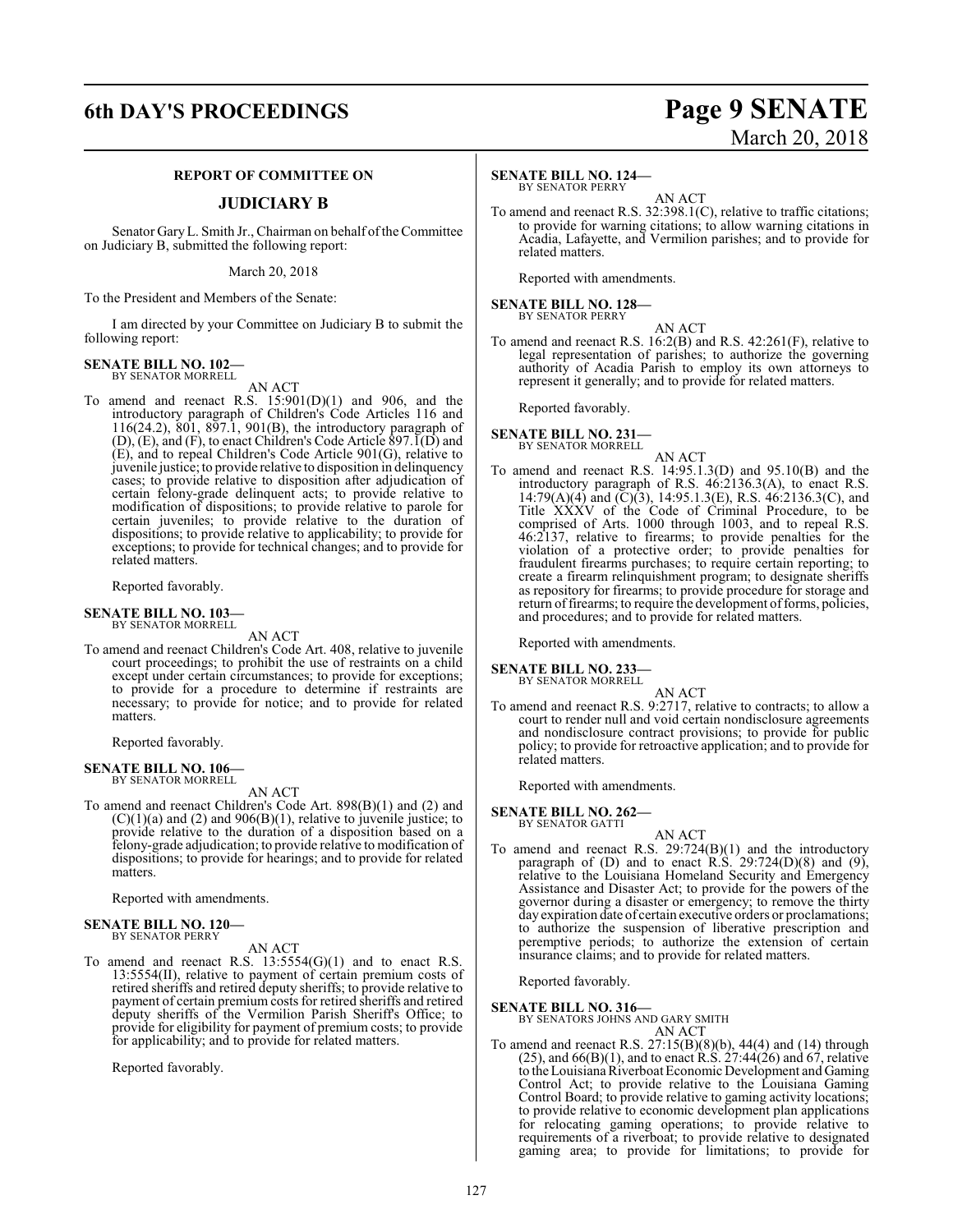## REPORT OF COMMITTEE ON

## JUDICIARY B

Senator Gary L. Smith Jr., Chairman on behalf of the Committee on Judiciary B, submitted the following report:

March 20, 2018

To the President and Members of the Senate:

I am directed by your Committee on Judiciary B to submit the following report:

**SENATE BILL NO. 102—**
BY SENATOR MORRELL

AN ACT

To amend and reenact R.S. 15:901(D)(1) and 906, and the introductory paragraph of Children's Code Articles 116 and 116(24.2), 801, 897.1, 901(B), the introductory paragraph of (D), (E), and (F), to enact Children's Code Article 897.1(D) and (E), and to repeal Children's Code Article 901(G), relative to juvenile justice; to provide relative to disposition in delinquency cases; to provide relative to disposition after adjudication of certain felony-grade delinquent acts; to provide relative to modification of dispositions; to provide relative to parole for certain juveniles; to provide relative to the duration of dispositions; to provide relative to applicability; to provide for exceptions; to provide for technical changes; and to provide for related matters.

Reported favorably.

**SENATE BILL NO. 103—**
BY SENATOR MORRELL

AN ACT

To amend and reenact Children's Code Art. 408, relative to juvenile court proceedings; to prohibit the use of restraints on a child except under certain circumstances; to provide for exceptions; to provide for a procedure to determine if restraints are necessary; to provide for notice; and to provide for related matters.

Reported favorably.

**SENATE BILL NO. 106—**
BY SENATOR MORRELL

AN ACT

To amend and reenact Children's Code Art. 898(B)(1) and (2) and (C)(1)(a) and (2) and 906(B)(1), relative to juvenile justice; to provide relative to the duration of a disposition based on a felony-grade adjudication; to provide relative to modification of dispositions; to provide for hearings; and to provide for related matters.

Reported with amendments.

**SENATE BILL NO. 120—**
BY SENATOR PERRY

AN ACT

To amend and reenact R.S. 13:5554(G)(1) and to enact R.S. 13:5554(II), relative to payment of certain premium costs of retired sheriffs and retired deputy sheriffs; to provide relative to payment of certain premium costs for retired sheriffs and retired deputy sheriffs of the Vermilion Parish Sheriff's Office; to provide for eligibility for payment of premium costs; to provide for applicability; and to provide for related matters.

Reported favorably.

**SENATE BILL NO. 124—**
BY SENATOR PERRY

AN ACT

To amend and reenact R.S. 32:398.1(C), relative to traffic citations; to provide for warning citations; to allow warning citations in Acadia, Lafayette, and Vermilion parishes; and to provide for related matters.

Reported with amendments.

**SENATE BILL NO. 128—**
BY SENATOR PERRY

AN ACT

To amend and reenact R.S. 16:2(B) and R.S. 42:261(F), relative to legal representation of parishes; to authorize the governing authority of Acadia Parish to employ its own attorneys to represent it generally; and to provide for related matters.

Reported favorably.

**SENATE BILL NO. 231—**
BY SENATOR MORRELL

AN ACT

To amend and reenact R.S. 14:95.1.3(D) and 95.10(B) and the introductory paragraph of R.S. 46:2136.3(A), to enact R.S. 14:79(A)(4) and (C)(3), 14:95.1.3(E), R.S. 46:2136.3(C), and Title XXXV of the Code of Criminal Procedure, to be comprised of Arts. 1000 through 1003, and to repeal R.S. 46:2137, relative to firearms; to provide penalties for the violation of a protective order; to provide penalties for fraudulent firearms purchases; to require certain reporting; to create a firearm relinquishment program; to designate sheriffs as repository for firearms; to provide procedure for storage and return of firearms; to require the development of forms, policies, and procedures; and to provide for related matters.

Reported with amendments.

**SENATE BILL NO. 233—**
BY SENATOR MORRELL

AN ACT

To amend and reenact R.S. 9:2717, relative to contracts; to allow a court to render null and void certain nondisclosure agreements and nondisclosure contract provisions; to provide for public policy; to provide for retroactive application; and to provide for related matters.

Reported with amendments.

**SENATE BILL NO. 262—**
BY SENATOR GATTI

AN ACT

To amend and reenact R.S. 29:724(B)(1) and the introductory paragraph of (D) and to enact R.S. 29:724(D)(8) and (9), relative to the Louisiana Homeland Security and Emergency Assistance and Disaster Act; to provide for the powers of the governor during a disaster or emergency; to remove the thirty day expiration date of certain executive orders or proclamations; to authorize the suspension of liberative prescription and peremptive periods; to authorize the extension of certain insurance claims; and to provide for related matters.

Reported favorably.

**SENATE BILL NO. 316—**
BY SENATORS JOHNS AND GARY SMITH

AN ACT

To amend and reenact R.S. 27:15(B)(8)(b), 44(4) and (14) through (25), and 66(B)(1), and to enact R.S. 27:44(26) and 67, relative to the Louisiana Riverboat Economic Development and Gaming Control Act; to provide relative to the Louisiana Gaming Control Board; to provide relative to gaming activity locations; to provide relative to economic development plan applications for relocating gaming operations; to provide relative to requirements of a riverboat; to provide relative to designated gaming area; to provide for limitations; to provide for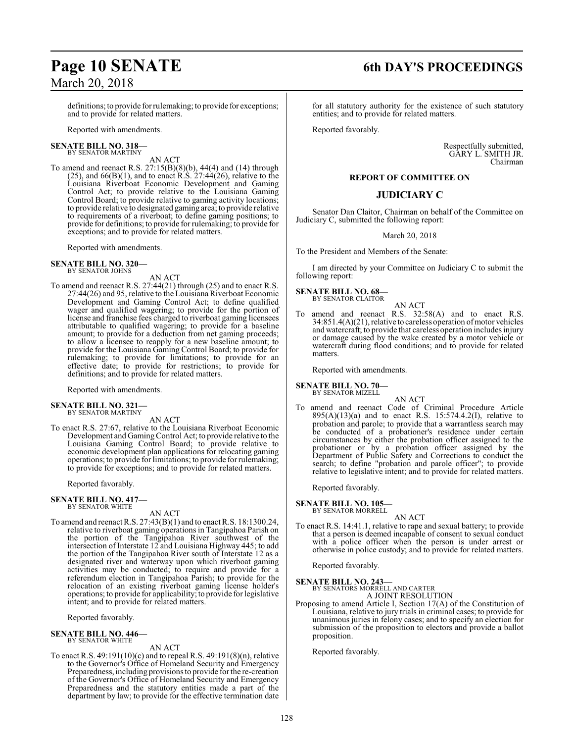definitions; to provide for rulemaking; to provide for exceptions; and to provide for related matters.

Reported with amendments.

**SENATE BILL NO. 318—**
BY SENATOR MARTINY

AN ACT

To amend and reenact R.S. 27:15(B)(8)(b), 44(4) and (14) through (25), and 66(B)(1), and to enact R.S. 27:44(26), relative to the Louisiana Riverboat Economic Development and Gaming Control Act; to provide relative to the Louisiana Gaming Control Board; to provide relative to gaming activity locations; to provide relative to designated gaming area; to provide relative to requirements of a riverboat; to define gaming positions; to provide for definitions; to provide for rulemaking; to provide for exceptions; and to provide for related matters.

Reported with amendments.

**SENATE BILL NO. 320—**
BY SENATOR JOHNS

AN ACT

To amend and reenact R.S. 27:44(21) through (25) and to enact R.S. 27:44(26) and 95, relative to the Louisiana Riverboat Economic Development and Gaming Control Act; to define qualified wager and qualified wagering; to provide for the portion of license and franchise fees charged to riverboat gaming licensees attributable to qualified wagering; to provide for a baseline amount; to provide for a deduction from net gaming proceeds; to allow a licensee to reapply for a new baseline amount; to provide for the Louisiana Gaming Control Board; to provide for rulemaking; to provide for limitations; to provide for an effective date; to provide for restrictions; to provide for definitions; and to provide for related matters.

Reported with amendments.

**SENATE BILL NO. 321—**
BY SENATOR MARTINY

AN ACT

To enact R.S. 27:67, relative to the Louisiana Riverboat Economic Development and Gaming Control Act; to provide relative to the Louisiana Gaming Control Board; to provide relative to economic development plan applications for relocating gaming operations; to provide for limitations; to provide for rulemaking; to provide for exceptions; and to provide for related matters.

Reported favorably.

**SENATE BILL NO. 417—**
BY SENATOR WHITE

AN ACT

To amend and reenact R.S. 27:43(B)(1) and to enact R.S. 18:1300.24, relative to riverboat gaming operations in Tangipahoa Parish on the portion of the Tangipahoa River southwest of the intersection of Interstate 12 and Louisiana Highway 445; to add the portion of the Tangipahoa River south of Interstate 12 as a designated river and waterway upon which riverboat gaming activities may be conducted; to require and provide for a referendum election in Tangipahoa Parish; to provide for the relocation of an existing riverboat gaming license holder's operations; to provide for applicability; to provide for legislative intent; and to provide for related matters.

Reported favorably.

**SENATE BILL NO. 446—**
BY SENATOR WHITE

AN ACT

To enact R.S. 49:191(10)(c) and to repeal R.S. 49:191(8)(n), relative to the Governor's Office of Homeland Security and Emergency Preparedness, including provisions to provide for the re-creation of the Governor's Office of Homeland Security and Emergency Preparedness and the statutory entities made a part of the department by law; to provide for the effective termination date for all statutory authority for the existence of such statutory entities; and to provide for related matters.

Reported favorably.

Respectfully submitted,
GARY L. SMITH JR.
Chairman

## REPORT OF COMMITTEE ON

## JUDICIARY C

Senator Dan Claitor, Chairman on behalf of the Committee on Judiciary C, submitted the following report:

March 20, 2018

To the President and Members of the Senate:

I am directed by your Committee on Judiciary C to submit the following report:

**SENATE BILL NO. 68—**
BY SENATOR CLAITOR

AN ACT

To amend and reenact R.S. 32:58(A) and to enact R.S. 34:851.4(A)(21), relative to careless operation of motor vehicles and watercraft; to provide that careless operation includes injury or damage caused by the wake created by a motor vehicle or watercraft during flood conditions; and to provide for related matters.

Reported with amendments.

**SENATE BILL NO. 70—**
BY SENATOR MIZELL

AN ACT

To amend and reenact Code of Criminal Procedure Article 895(A)(13)(a) and to enact R.S. 15:574.4.2(I), relative to probation and parole; to provide that a warrantless search may be conducted of a probationer's residence under certain circumstances by either the probation officer assigned to the probationer or by a probation officer assigned by the Department of Public Safety and Corrections to conduct the search; to define "probation and parole officer"; to provide relative to legislative intent; and to provide for related matters.

Reported favorably.

**SENATE BILL NO. 105—**
BY SENATOR MORRELL

AN ACT

To enact R.S. 14:41.1, relative to rape and sexual battery; to provide that a person is deemed incapable of consent to sexual conduct with a police officer when the person is under arrest or otherwise in police custody; and to provide for related matters.

Reported favorably.

**SENATE BILL NO. 243—**
BY SENATORS MORRELL AND CARTER

A JOINT RESOLUTION

Proposing to amend Article I, Section 17(A) of the Constitution of Louisiana, relative to jury trials in criminal cases; to provide for unanimous juries in felony cases; and to specify an election for submission of the proposition to electors and provide a ballot proposition.

Reported favorably.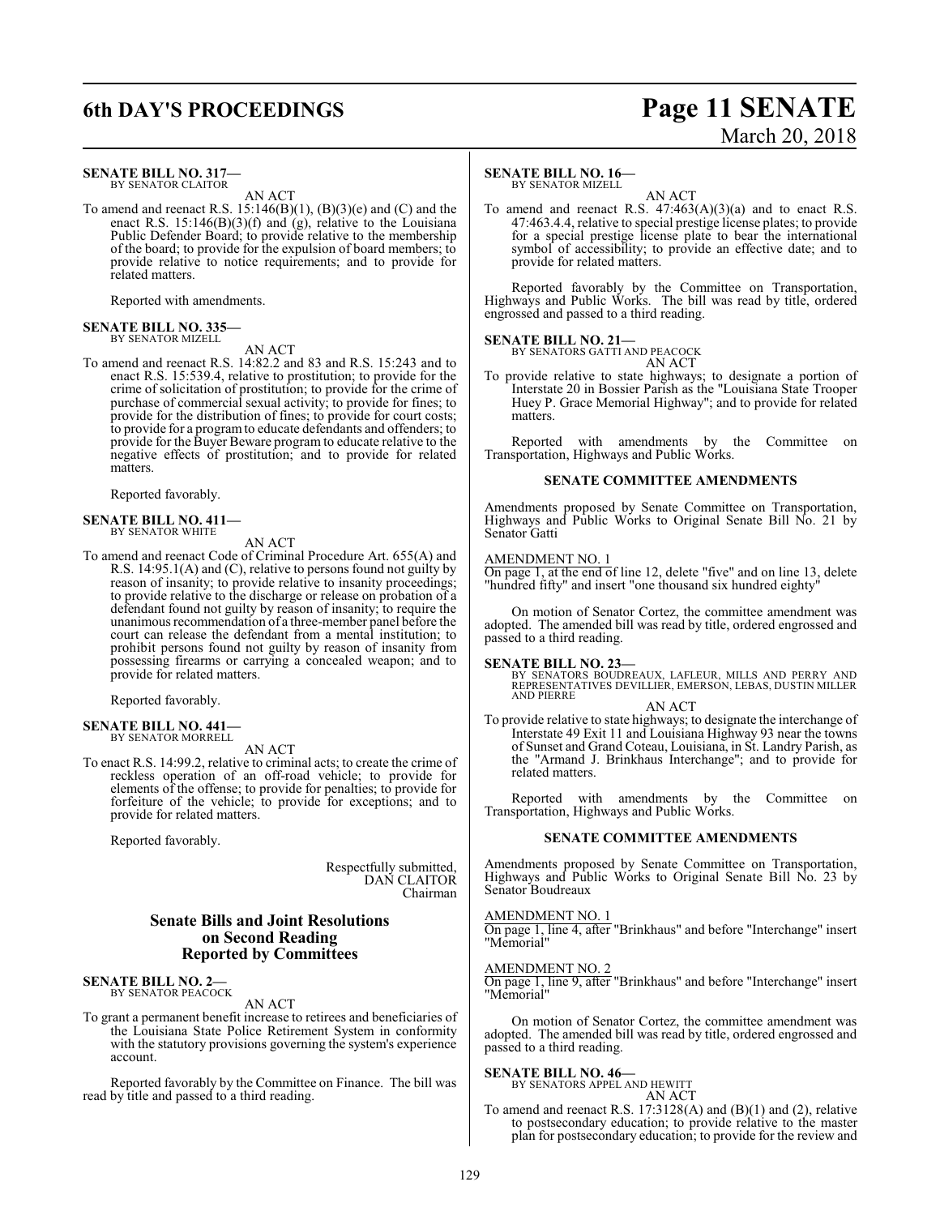**SENATE BILL NO. 317—**
BY SENATOR CLAITOR

AN ACT

To amend and reenact R.S. 15:146(B)(1), (B)(3)(e) and (C) and the enact R.S. 15:146(B)(3)(f) and (g), relative to the Louisiana Public Defender Board; to provide relative to the membership of the board; to provide for the expulsion of board members; to provide relative to notice requirements; and to provide for related matters.

Reported with amendments.

**SENATE BILL NO. 335—**
BY SENATOR MIZELL

AN ACT

To amend and reenact R.S. 14:82.2 and 83 and R.S. 15:243 and to enact R.S. 15:539.4, relative to prostitution; to provide for the crime of solicitation of prostitution; to provide for the crime of purchase of commercial sexual activity; to provide for fines; to provide for the distribution of fines; to provide for court costs; to provide for a program to educate defendants and offenders; to provide for the Buyer Beware program to educate relative to the negative effects of prostitution; and to provide for related matters.

Reported favorably.

**SENATE BILL NO. 411—**
BY SENATOR WHITE

AN ACT

To amend and reenact Code of Criminal Procedure Art. 655(A) and R.S. 14:95.1(A) and (C), relative to persons found not guilty by reason of insanity; to provide relative to insanity proceedings; to provide relative to the discharge or release on probation of a defendant found not guilty by reason of insanity; to require the unanimous recommendation of a three-member panel before the court can release the defendant from a mental institution; to prohibit persons found not guilty by reason of insanity from possessing firearms or carrying a concealed weapon; and to provide for related matters.

Reported favorably.

**SENATE BILL NO. 441—**
BY SENATOR MORRELL

AN ACT

To enact R.S. 14:99.2, relative to criminal acts; to create the crime of reckless operation of an off-road vehicle; to provide for elements of the offense; to provide for penalties; to provide for forfeiture of the vehicle; to provide for exceptions; and to provide for related matters.

Reported favorably.

Respectfully submitted,
DAN CLAITOR
Chairman

## Senate Bills and Joint Resolutions on Second Reading Reported by Committees

**SENATE BILL NO. 2—**
BY SENATOR PEACOCK

AN ACT

To grant a permanent benefit increase to retirees and beneficiaries of the Louisiana State Police Retirement System in conformity with the statutory provisions governing the system's experience account.

Reported favorably by the Committee on Finance. The bill was read by title and passed to a third reading.

**SENATE BILL NO. 16—**
BY SENATOR MIZELL

AN ACT

To amend and reenact R.S. 47:463(A)(3)(a) and to enact R.S. 47:463.4.4, relative to special prestige license plates; to provide for a special prestige license plate to bear the international symbol of accessibility; to provide an effective date; and to provide for related matters.

Reported favorably by the Committee on Transportation, Highways and Public Works. The bill was read by title, ordered engrossed and passed to a third reading.

**SENATE BILL NO. 21—**
BY SENATORS GATTI AND PEACOCK

AN ACT

To provide relative to state highways; to designate a portion of Interstate 20 in Bossier Parish as the "Louisiana State Trooper Huey P. Grace Memorial Highway"; and to provide for related matters.

Reported with amendments by the Committee on Transportation, Highways and Public Works.

### SENATE COMMITTEE AMENDMENTS

Amendments proposed by Senate Committee on Transportation, Highways and Public Works to Original Senate Bill No. 21 by Senator Gatti

AMENDMENT NO. 1
On page 1, at the end of line 12, delete "five" and on line 13, delete "hundred fifty" and insert "one thousand six hundred eighty"

On motion of Senator Cortez, the committee amendment was adopted. The amended bill was read by title, ordered engrossed and passed to a third reading.

**SENATE BILL NO. 23—**
BY SENATORS BOUDREAUX, LAFLEUR, MILLS AND PERRY AND REPRESENTATIVES DEVILLIER, EMERSON, LEBAS, DUSTIN MILLER AND PIERRE

AN ACT

To provide relative to state highways; to designate the interchange of Interstate 49 Exit 11 and Louisiana Highway 93 near the towns of Sunset and Grand Coteau, Louisiana, in St. Landry Parish, as the "Armand J. Brinkhaus Interchange"; and to provide for related matters.

Reported with amendments by the Committee on Transportation, Highways and Public Works.

### SENATE COMMITTEE AMENDMENTS

Amendments proposed by Senate Committee on Transportation, Highways and Public Works to Original Senate Bill No. 23 by Senator Boudreaux

AMENDMENT NO. 1
On page 1, line 4, after "Brinkhaus" and before "Interchange" insert "Memorial"

AMENDMENT NO. 2
On page 1, line 9, after "Brinkhaus" and before "Interchange" insert "Memorial"

On motion of Senator Cortez, the committee amendment was adopted. The amended bill was read by title, ordered engrossed and passed to a third reading.

**SENATE BILL NO. 46—**
BY SENATORS APPEL AND HEWITT

AN ACT

To amend and reenact R.S. 17:3128(A) and (B)(1) and (2), relative to postsecondary education; to provide relative to the master plan for postsecondary education; to provide for the review and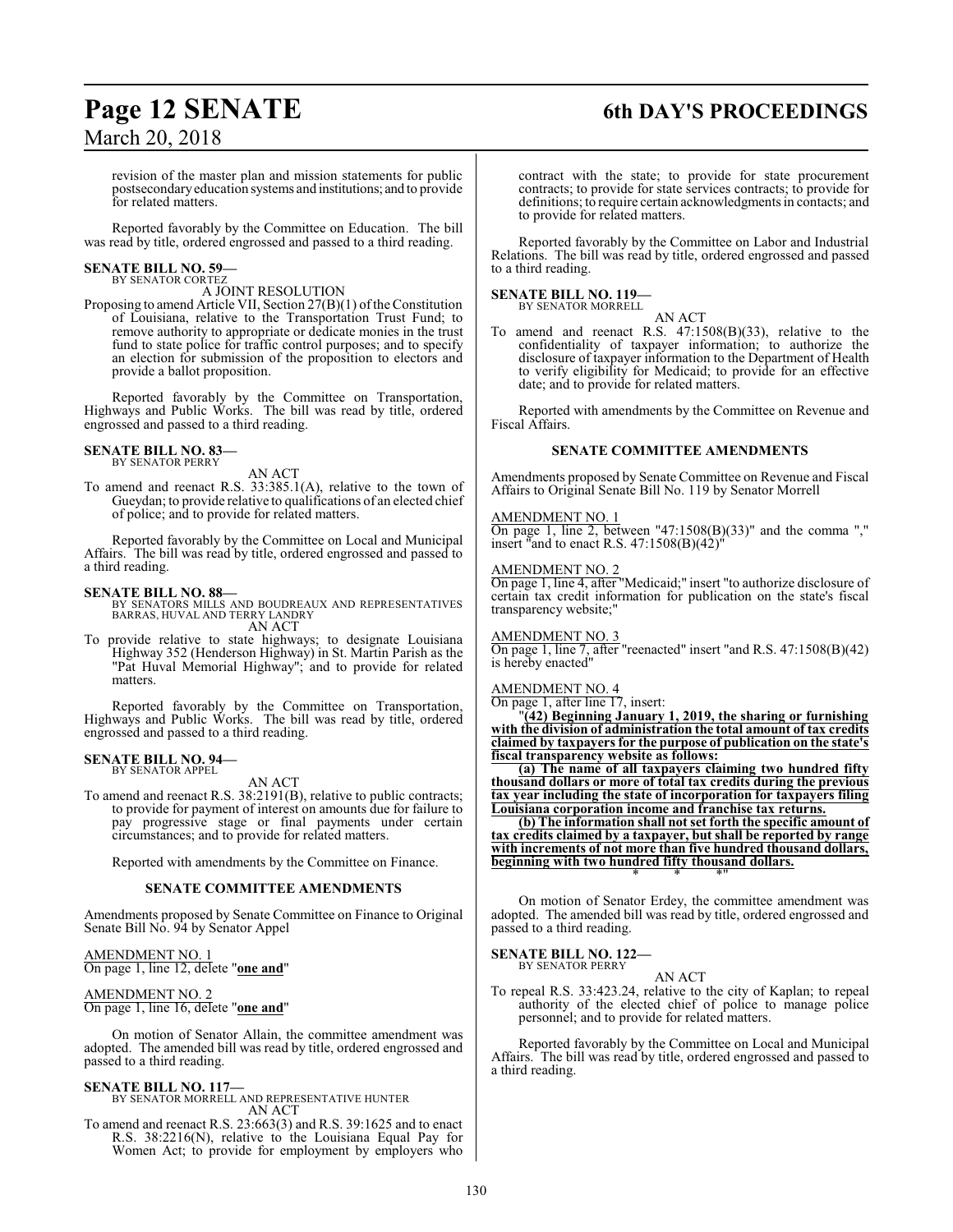revision of the master plan and mission statements for public postsecondary education systems and institutions; and to provide for related matters.

Reported favorably by the Committee on Education. The bill was read by title, ordered engrossed and passed to a third reading.

**SENATE BILL NO. 59—**
BY SENATOR CORTEZ

A JOINT RESOLUTION

Proposing to amend Article VII, Section 27(B)(1) of the Constitution of Louisiana, relative to the Transportation Trust Fund; to remove authority to appropriate or dedicate monies in the trust fund to state police for traffic control purposes; and to specify an election for submission of the proposition to electors and provide a ballot proposition.

Reported favorably by the Committee on Transportation, Highways and Public Works. The bill was read by title, ordered engrossed and passed to a third reading.

**SENATE BILL NO. 83—**
BY SENATOR PERRY

AN ACT

To amend and reenact R.S. 33:385.1(A), relative to the town of Gueydan; to provide relative to qualifications of an elected chief of police; and to provide for related matters.

Reported favorably by the Committee on Local and Municipal Affairs. The bill was read by title, ordered engrossed and passed to a third reading.

**SENATE BILL NO. 88—**
BY SENATORS MILLS AND BOUDREAUX AND REPRESENTATIVES BARRAS, HUVAL AND TERRY LANDRY

AN ACT

To provide relative to state highways; to designate Louisiana Highway 352 (Henderson Highway) in St. Martin Parish as the "Pat Huval Memorial Highway"; and to provide for related matters.

Reported favorably by the Committee on Transportation, Highways and Public Works. The bill was read by title, ordered engrossed and passed to a third reading.

**SENATE BILL NO. 94—**
BY SENATOR APPEL

AN ACT

To amend and reenact R.S. 38:2191(B), relative to public contracts; to provide for payment of interest on amounts due for failure to pay progressive stage or final payments under certain circumstances; and to provide for related matters.

Reported with amendments by the Committee on Finance.

**SENATE COMMITTEE AMENDMENTS**

Amendments proposed by Senate Committee on Finance to Original Senate Bill No. 94 by Senator Appel

AMENDMENT NO. 1
On page 1, line 12, delete "**one and**"

AMENDMENT NO. 2
On page 1, line 16, delete "**one and**"

On motion of Senator Allain, the committee amendment was adopted. The amended bill was read by title, ordered engrossed and passed to a third reading.

**SENATE BILL NO. 117—**
BY SENATOR MORRELL AND REPRESENTATIVE HUNTER

AN ACT

To amend and reenact R.S. 23:663(3) and R.S. 39:1625 and to enact R.S. 38:2216(N), relative to the Louisiana Equal Pay for Women Act; to provide for employment by employers who contract with the state; to provide for state procurement contracts; to provide for state services contracts; to provide for definitions; to require certain acknowledgments in contacts; and to provide for related matters.

Reported favorably by the Committee on Labor and Industrial Relations. The bill was read by title, ordered engrossed and passed to a third reading.

**SENATE BILL NO. 119—**
BY SENATOR MORRELL

AN ACT

To amend and reenact R.S. 47:1508(B)(33), relative to the confidentiality of taxpayer information; to authorize the disclosure of taxpayer information to the Department of Health to verify eligibility for Medicaid; to provide for an effective date; and to provide for related matters.

Reported with amendments by the Committee on Revenue and Fiscal Affairs.

**SENATE COMMITTEE AMENDMENTS**

Amendments proposed by Senate Committee on Revenue and Fiscal Affairs to Original Senate Bill No. 119 by Senator Morrell

AMENDMENT NO. 1
On page 1, line 2, between "47:1508(B)(33)" and the comma "," insert "and to enact R.S. 47:1508(B)(42)"

AMENDMENT NO. 2
On page 1, line 4, after "Medicaid;" insert "to authorize disclosure of certain tax credit information for publication on the state's fiscal transparency website;"

AMENDMENT NO. 3
On page 1, line 7, after "reenacted" insert "and R.S. 47:1508(B)(42) is hereby enacted"

AMENDMENT NO. 4
On page 1, after line 17, insert:

"**(42) Beginning January 1, 2019, the sharing or furnishing with the division of administration the total amount of tax credits claimed by taxpayers for the purpose of publication on the state's fiscal transparency website as follows:**

**(a) The name of all taxpayers claiming two hundred fifty thousand dollars or more of total tax credits during the previous tax year including the state of incorporation for taxpayers filing Louisiana corporation income and franchise tax returns.**

**(b) The information shall not set forth the specific amount of tax credits claimed by a taxpayer, but shall be reported by range with increments of not more than five hundred thousand dollars, beginning with two hundred fifty thousand dollars.**

\* \* \*"

On motion of Senator Erdey, the committee amendment was adopted. The amended bill was read by title, ordered engrossed and passed to a third reading.

**SENATE BILL NO. 122—**
BY SENATOR PERRY

AN ACT

To repeal R.S. 33:423.24, relative to the city of Kaplan; to repeal authority of the elected chief of police to manage police personnel; and to provide for related matters.

Reported favorably by the Committee on Local and Municipal Affairs. The bill was read by title, ordered engrossed and passed to a third reading.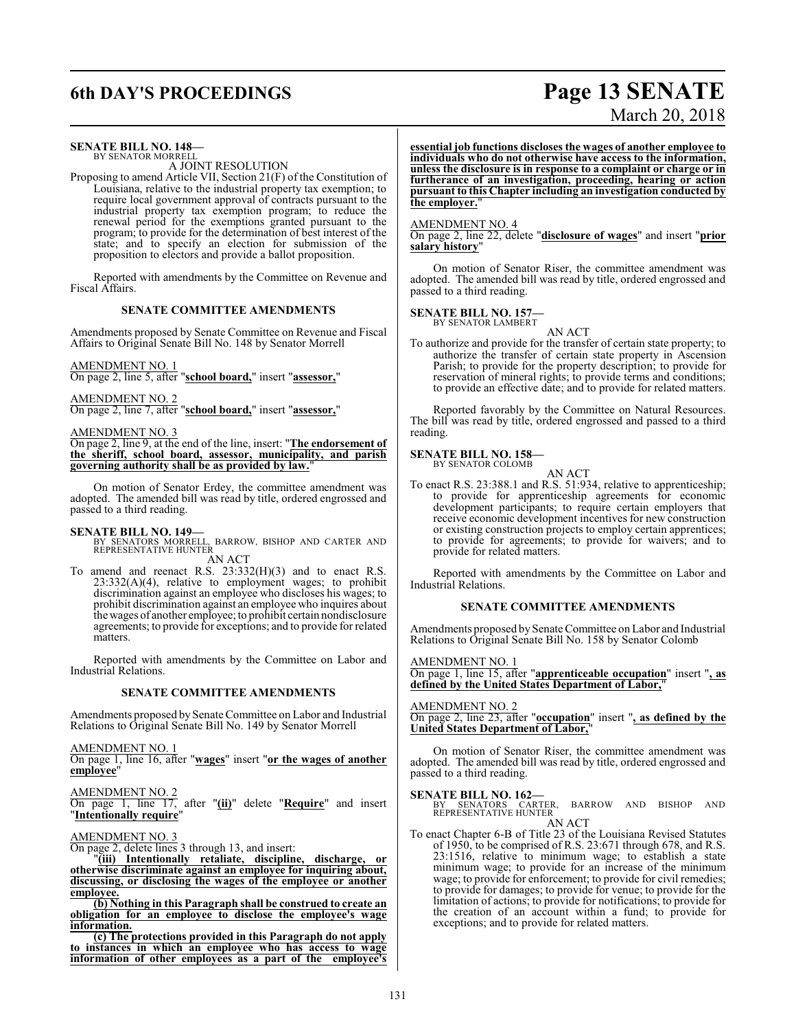**SENATE BILL NO. 148—**
BY SENATOR MORRELL

A JOINT RESOLUTION

Proposing to amend Article VII, Section 21(F) of the Constitution of Louisiana, relative to the industrial property tax exemption; to require local government approval of contracts pursuant to the industrial property tax exemption program; to reduce the renewal period for the exemptions granted pursuant to the program; to provide for the determination of best interest of the state; and to specify an election for submission of the proposition to electors and provide a ballot proposition.

Reported with amendments by the Committee on Revenue and Fiscal Affairs.

**SENATE COMMITTEE AMENDMENTS**

Amendments proposed by Senate Committee on Revenue and Fiscal Affairs to Original Senate Bill No. 148 by Senator Morrell

AMENDMENT NO. 1
On page 2, line 5, after "**school board,**" insert "**assessor,**"

AMENDMENT NO. 2
On page 2, line 7, after "**school board,**" insert "**assessor,**"

AMENDMENT NO. 3
On page 2, line 9, at the end of the line, insert: "**The endorsement of the sheriff, school board, assessor, municipality, and parish governing authority shall be as provided by law.**"

On motion of Senator Erdey, the committee amendment was adopted. The amended bill was read by title, ordered engrossed and passed to a third reading.

**SENATE BILL NO. 149—**
BY SENATORS MORRELL, BARROW, BISHOP AND CARTER AND REPRESENTATIVE HUNTER

AN ACT

To amend and reenact R.S. 23:332(H)(3) and to enact R.S. 23:332(A)(4), relative to employment wages; to prohibit discrimination against an employee who discloses his wages; to prohibit discrimination against an employee who inquires about the wages of another employee; to prohibit certain nondisclosure agreements; to provide for exceptions; and to provide for related matters.

Reported with amendments by the Committee on Labor and Industrial Relations.

**SENATE COMMITTEE AMENDMENTS**

Amendments proposed by Senate Committee on Labor and Industrial Relations to Original Senate Bill No. 149 by Senator Morrell

AMENDMENT NO. 1
On page 1, line 16, after "**wages**" insert "**or the wages of another employee**"

AMENDMENT NO. 2
On page 1, line 17, after "**(ii)**" delete "**Require**" and insert "**Intentionally require**"

AMENDMENT NO. 3
On page 2, delete lines 3 through 13, and insert:

"**(iii) Intentionally retaliate, discipline, discharge, or otherwise discriminate against an employee for inquiring about, discussing, or disclosing the wages of the employee or another employee.**

**(b) Nothing in this Paragraph shall be construed to create an obligation for an employee to disclose the employee's wage information.**

**(c) The protections provided in this Paragraph do not apply to instances in which an employee who has access to wage information of other employees as a part of the employee's essential job functions discloses the wages of another employee to individuals who do not otherwise have access to the information, unless the disclosure is in response to a complaint or charge or in furtherance of an investigation, proceeding, hearing or action pursuant to this Chapter including an investigation conducted by the employer.**"

AMENDMENT NO. 4
On page 2, line 22, delete "**disclosure of wages**" and insert "**prior salary history**"

On motion of Senator Riser, the committee amendment was adopted. The amended bill was read by title, ordered engrossed and passed to a third reading.

**SENATE BILL NO. 157—**
BY SENATOR LAMBERT

AN ACT

To authorize and provide for the transfer of certain state property; to authorize the transfer of certain state property in Ascension Parish; to provide for the property description; to provide for reservation of mineral rights; to provide terms and conditions; to provide an effective date; and to provide for related matters.

Reported favorably by the Committee on Natural Resources. The bill was read by title, ordered engrossed and passed to a third reading.

**SENATE BILL NO. 158—**
BY SENATOR COLOMB

AN ACT

To enact R.S. 23:388.1 and R.S. 51:934, relative to apprenticeship; to provide for apprenticeship agreements for economic development participants; to require certain employers that receive economic development incentives for new construction or existing construction projects to employ certain apprentices; to provide for agreements; to provide for waivers; and to provide for related matters.

Reported with amendments by the Committee on Labor and Industrial Relations.

**SENATE COMMITTEE AMENDMENTS**

Amendments proposed by Senate Committee on Labor and Industrial Relations to Original Senate Bill No. 158 by Senator Colomb

AMENDMENT NO. 1
On page 1, line 15, after "**apprenticeable occupation**" insert "**, as defined by the United States Department of Labor,**"

AMENDMENT NO. 2
On page 2, line 23, after "**occupation**" insert "**, as defined by the United States Department of Labor,**"

On motion of Senator Riser, the committee amendment was adopted. The amended bill was read by title, ordered engrossed and passed to a third reading.

**SENATE BILL NO. 162—**
BY SENATORS CARTER, BARROW AND BISHOP AND REPRESENTATIVE HUNTER

AN ACT

To enact Chapter 6-B of Title 23 of the Louisiana Revised Statutes of 1950, to be comprised of R.S. 23:671 through 678, and R.S. 23:1516, relative to minimum wage; to establish a state minimum wage; to provide for an increase of the minimum wage; to provide for enforcement; to provide for civil remedies; to provide for damages; to provide for venue; to provide for the limitation of actions; to provide for notifications; to provide for the creation of an account within a fund; to provide for exceptions; and to provide for related matters.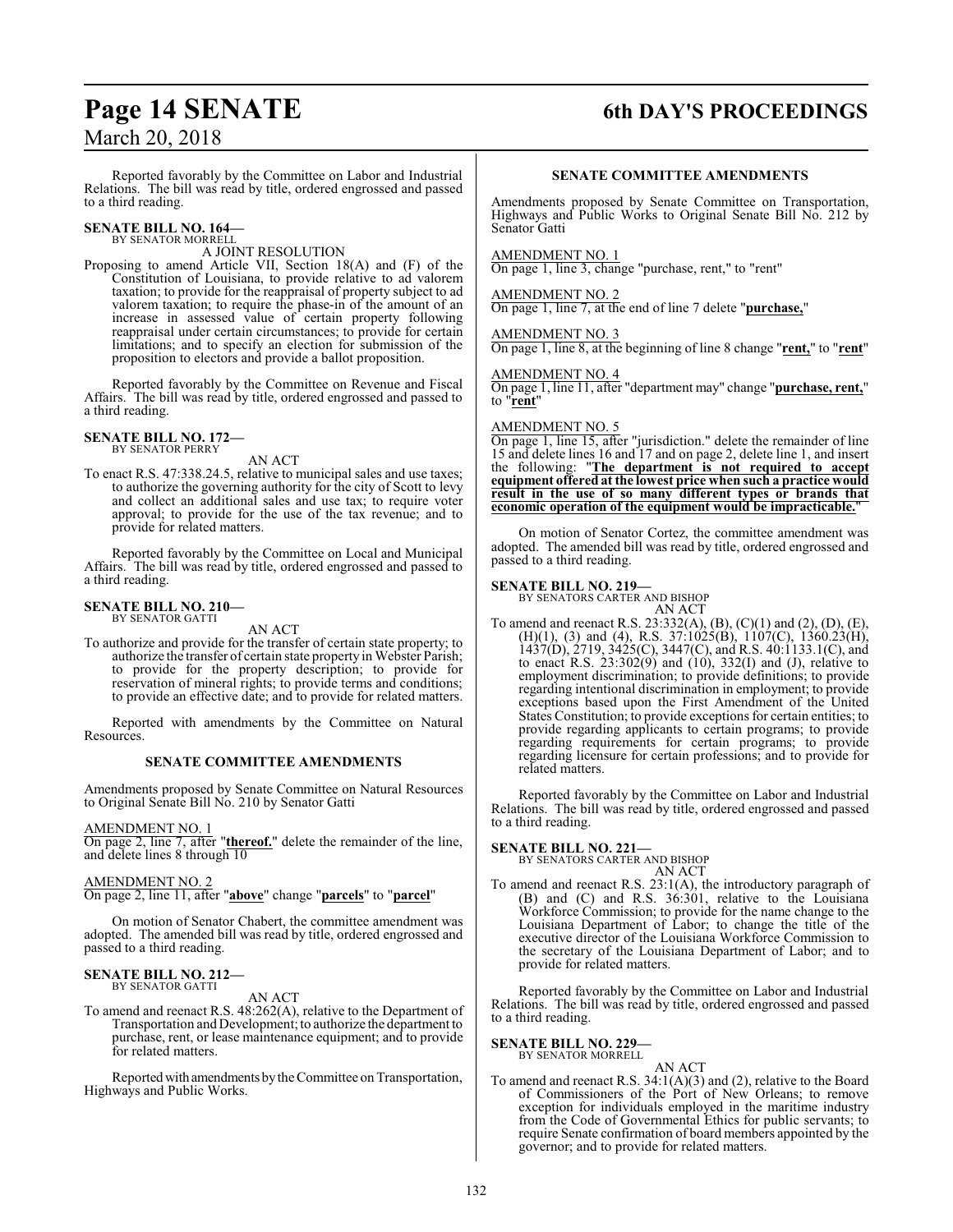Reported favorably by the Committee on Labor and Industrial Relations. The bill was read by title, ordered engrossed and passed to a third reading.

**SENATE BILL NO. 164—**
BY SENATOR MORRELL

A JOINT RESOLUTION

Proposing to amend Article VII, Section 18(A) and (F) of the Constitution of Louisiana, to provide relative to ad valorem taxation; to provide for the reappraisal of property subject to ad valorem taxation; to require the phase-in of the amount of an increase in assessed value of certain property following reappraisal under certain circumstances; to provide for certain limitations; and to specify an election for submission of the proposition to electors and provide a ballot proposition.

Reported favorably by the Committee on Revenue and Fiscal Affairs. The bill was read by title, ordered engrossed and passed to a third reading.

**SENATE BILL NO. 172—**
BY SENATOR PERRY

AN ACT

To enact R.S. 47:338.24.5, relative to municipal sales and use taxes; to authorize the governing authority for the city of Scott to levy and collect an additional sales and use tax; to require voter approval; to provide for the use of the tax revenue; and to provide for related matters.

Reported favorably by the Committee on Local and Municipal Affairs. The bill was read by title, ordered engrossed and passed to a third reading.

**SENATE BILL NO. 210—**
BY SENATOR GATTI

AN ACT

To authorize and provide for the transfer of certain state property; to authorize the transfer of certain state property in Webster Parish; to provide for the property description; to provide for reservation of mineral rights; to provide terms and conditions; to provide an effective date; and to provide for related matters.

Reported with amendments by the Committee on Natural Resources.

**SENATE COMMITTEE AMENDMENTS**

Amendments proposed by Senate Committee on Natural Resources to Original Senate Bill No. 210 by Senator Gatti

AMENDMENT NO. 1
On page 2, line 7, after "**thereof.**" delete the remainder of the line, and delete lines 8 through 10

AMENDMENT NO. 2
On page 2, line 11, after "**above**" change "**parcels**" to "**parcel**"

On motion of Senator Chabert, the committee amendment was adopted. The amended bill was read by title, ordered engrossed and passed to a third reading.

**SENATE BILL NO. 212—**
BY SENATOR GATTI

AN ACT

To amend and reenact R.S. 48:262(A), relative to the Department of Transportation and Development; to authorize the department to purchase, rent, or lease maintenance equipment; and to provide for related matters.

Reported with amendments by the Committee on Transportation, Highways and Public Works.

**SENATE COMMITTEE AMENDMENTS**

Amendments proposed by Senate Committee on Transportation, Highways and Public Works to Original Senate Bill No. 212 by Senator Gatti

AMENDMENT NO. 1
On page 1, line 3, change "purchase, rent," to "rent"

AMENDMENT NO. 2
On page 1, line 7, at the end of line 7 delete "**purchase,**"

AMENDMENT NO. 3
On page 1, line 8, at the beginning of line 8 change "**rent,**" to "**rent**"

AMENDMENT NO. 4
On page 1, line 11, after "department may" change "**purchase, rent,**" to "**rent**"

AMENDMENT NO. 5
On page 1, line 15, after "jurisdiction." delete the remainder of line 15 and delete lines 16 and 17 and on page 2, delete line 1, and insert the following: "**The department is not required to accept equipment offered at the lowest price when such a practice would result in the use of so many different types or brands that economic operation of the equipment would be impracticable.**"

On motion of Senator Cortez, the committee amendment was adopted. The amended bill was read by title, ordered engrossed and passed to a third reading.

**SENATE BILL NO. 219—**
BY SENATORS CARTER AND BISHOP

AN ACT

To amend and reenact R.S. 23:332(A), (B), (C)(1) and (2), (D), (E), (H)(1), (3) and (4), R.S. 37:1025(B), 1107(C), 1360.23(H), 1437(D), 2719, 3425(C), 3447(C), and R.S. 40:1133.1(C), and to enact R.S. 23:302(9) and (10), 332(I) and (J), relative to employment discrimination; to provide definitions; to provide regarding intentional discrimination in employment; to provide exceptions based upon the First Amendment of the United States Constitution; to provide exceptions for certain entities; to provide regarding applicants to certain programs; to provide regarding requirements for certain programs; to provide regarding licensure for certain professions; and to provide for related matters.

Reported favorably by the Committee on Labor and Industrial Relations. The bill was read by title, ordered engrossed and passed to a third reading.

**SENATE BILL NO. 221—**
BY SENATORS CARTER AND BISHOP

AN ACT

To amend and reenact R.S. 23:1(A), the introductory paragraph of (B) and (C) and R.S. 36:301, relative to the Louisiana Workforce Commission; to provide for the name change to the Louisiana Department of Labor; to change the title of the executive director of the Louisiana Workforce Commission to the secretary of the Louisiana Department of Labor; and to provide for related matters.

Reported favorably by the Committee on Labor and Industrial Relations. The bill was read by title, ordered engrossed and passed to a third reading.

**SENATE BILL NO. 229—**
BY SENATOR MORRELL

AN ACT

To amend and reenact R.S. 34:1(A)(3) and (2), relative to the Board of Commissioners of the Port of New Orleans; to remove exception for individuals employed in the maritime industry from the Code of Governmental Ethics for public servants; to require Senate confirmation of board members appointed by the governor; and to provide for related matters.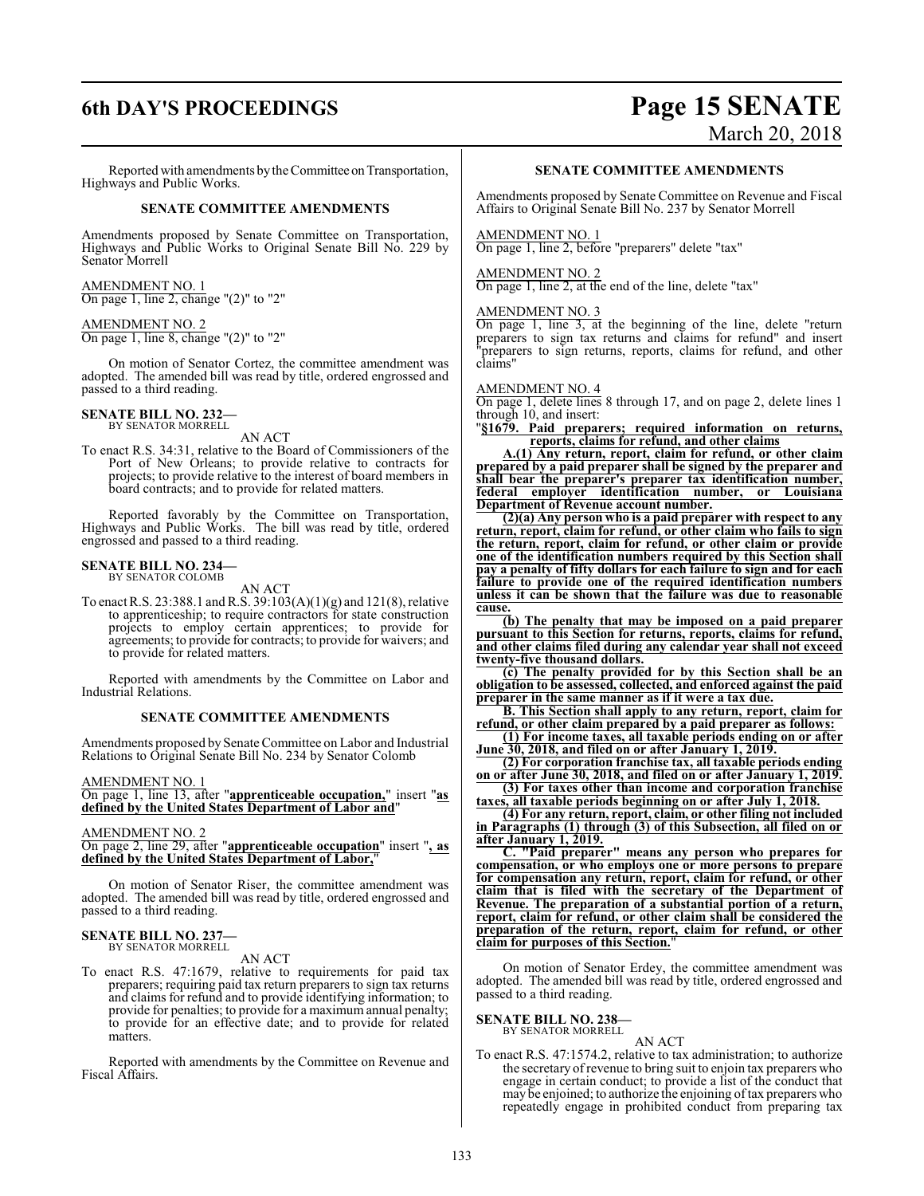Reported with amendments by the Committee on Transportation, Highways and Public Works.

**SENATE COMMITTEE AMENDMENTS**

Amendments proposed by Senate Committee on Transportation, Highways and Public Works to Original Senate Bill No. 229 by Senator Morrell

AMENDMENT NO. 1
On page 1, line 2, change "(2)" to "2"

AMENDMENT NO. 2
On page 1, line 8, change "(2)" to "2"

On motion of Senator Cortez, the committee amendment was adopted. The amended bill was read by title, ordered engrossed and passed to a third reading.

**SENATE BILL NO. 232—**
BY SENATOR MORRELL

AN ACT

To enact R.S. 34:31, relative to the Board of Commissioners of the Port of New Orleans; to provide relative to contracts for projects; to provide relative to the interest of board members in board contracts; and to provide for related matters.

Reported favorably by the Committee on Transportation, Highways and Public Works. The bill was read by title, ordered engrossed and passed to a third reading.

**SENATE BILL NO. 234—**
BY SENATOR COLOMB

AN ACT

To enact R.S. 23:388.1 and R.S. 39:103(A)(1)(g) and 121(8), relative to apprenticeship; to require contractors for state construction projects to employ certain apprentices; to provide for agreements; to provide for contracts; to provide for waivers; and to provide for related matters.

Reported with amendments by the Committee on Labor and Industrial Relations.

**SENATE COMMITTEE AMENDMENTS**

Amendments proposed by Senate Committee on Labor and Industrial Relations to Original Senate Bill No. 234 by Senator Colomb

AMENDMENT NO. 1
On page 1, line 13, after "**apprenticeable occupation,**" insert "**as defined by the United States Department of Labor and**"

AMENDMENT NO. 2
On page 2, line 29, after "**apprenticeable occupation**" insert "**, as defined by the United States Department of Labor,**"

On motion of Senator Riser, the committee amendment was adopted. The amended bill was read by title, ordered engrossed and passed to a third reading.

**SENATE BILL NO. 237—**
BY SENATOR MORRELL

AN ACT

To enact R.S. 47:1679, relative to requirements for paid tax preparers; requiring paid tax return preparers to sign tax returns and claims for refund and to provide identifying information; to provide for penalties; to provide for a maximum annual penalty; to provide for an effective date; and to provide for related matters.

Reported with amendments by the Committee on Revenue and Fiscal Affairs.

**SENATE COMMITTEE AMENDMENTS**

Amendments proposed by Senate Committee on Revenue and Fiscal Affairs to Original Senate Bill No. 237 by Senator Morrell

AMENDMENT NO. 1
On page 1, line 2, before "preparers" delete "tax"

AMENDMENT NO. 2
On page 1, line 2, at the end of the line, delete "tax"

AMENDMENT NO. 3
On page 1, line 3, at the beginning of the line, delete "return preparers to sign tax returns and claims for refund" and insert "preparers to sign returns, reports, claims for refund, and other claims"

AMENDMENT NO. 4
On page 1, delete lines 8 through 17, and on page 2, delete lines 1 through 10, and insert:

"**§1679. Paid preparers; required information on returns, reports, claims for refund, and other claims**

**A.(1) Any return, report, claim for refund, or other claim prepared by a paid preparer shall be signed by the preparer and shall bear the preparer's preparer tax identification number, federal employer identification number, or Louisiana Department of Revenue account number.**

**(2)(a) Any person who is a paid preparer with respect to any return, report, claim for refund, or other claim who fails to sign the return, report, claim for refund, or other claim or provide one of the identification numbers required by this Section shall pay a penalty of fifty dollars for each failure to sign and for each failure to provide one of the required identification numbers unless it can be shown that the failure was due to reasonable cause.**

**(b) The penalty that may be imposed on a paid preparer pursuant to this Section for returns, reports, claims for refund, and other claims filed during any calendar year shall not exceed twenty-five thousand dollars.**

**(c) The penalty provided for by this Section shall be an obligation to be assessed, collected, and enforced against the paid preparer in the same manner as if it were a tax due.**

**B. This Section shall apply to any return, report, claim for refund, or other claim prepared by a paid preparer as follows:**

**(1) For income taxes, all taxable periods ending on or after June 30, 2018, and filed on or after January 1, 2019.**

**(2) For corporation franchise tax, all taxable periods ending on or after June 30, 2018, and filed on or after January 1, 2019.**

**(3) For taxes other than income and corporation franchise taxes, all taxable periods beginning on or after July 1, 2018.**

**(4) For any return, report, claim, or other filing not included in Paragraphs (1) through (3) of this Subsection, all filed on or after January 1, 2019.**

**C. "Paid preparer" means any person who prepares for compensation, or who employs one or more persons to prepare for compensation any return, report, claim for refund, or other claim that is filed with the secretary of the Department of Revenue. The preparation of a substantial portion of a return, report, claim for refund, or other claim shall be considered the preparation of the return, report, claim for refund, or other claim for purposes of this Section.**"

On motion of Senator Erdey, the committee amendment was adopted. The amended bill was read by title, ordered engrossed and passed to a third reading.

**SENATE BILL NO. 238—**
BY SENATOR MORRELL

AN ACT

To enact R.S. 47:1574.2, relative to tax administration; to authorize the secretary of revenue to bring suit to enjoin tax preparers who engage in certain conduct; to provide a list of the conduct that may be enjoined; to authorize the enjoining of tax preparers who repeatedly engage in prohibited conduct from preparing tax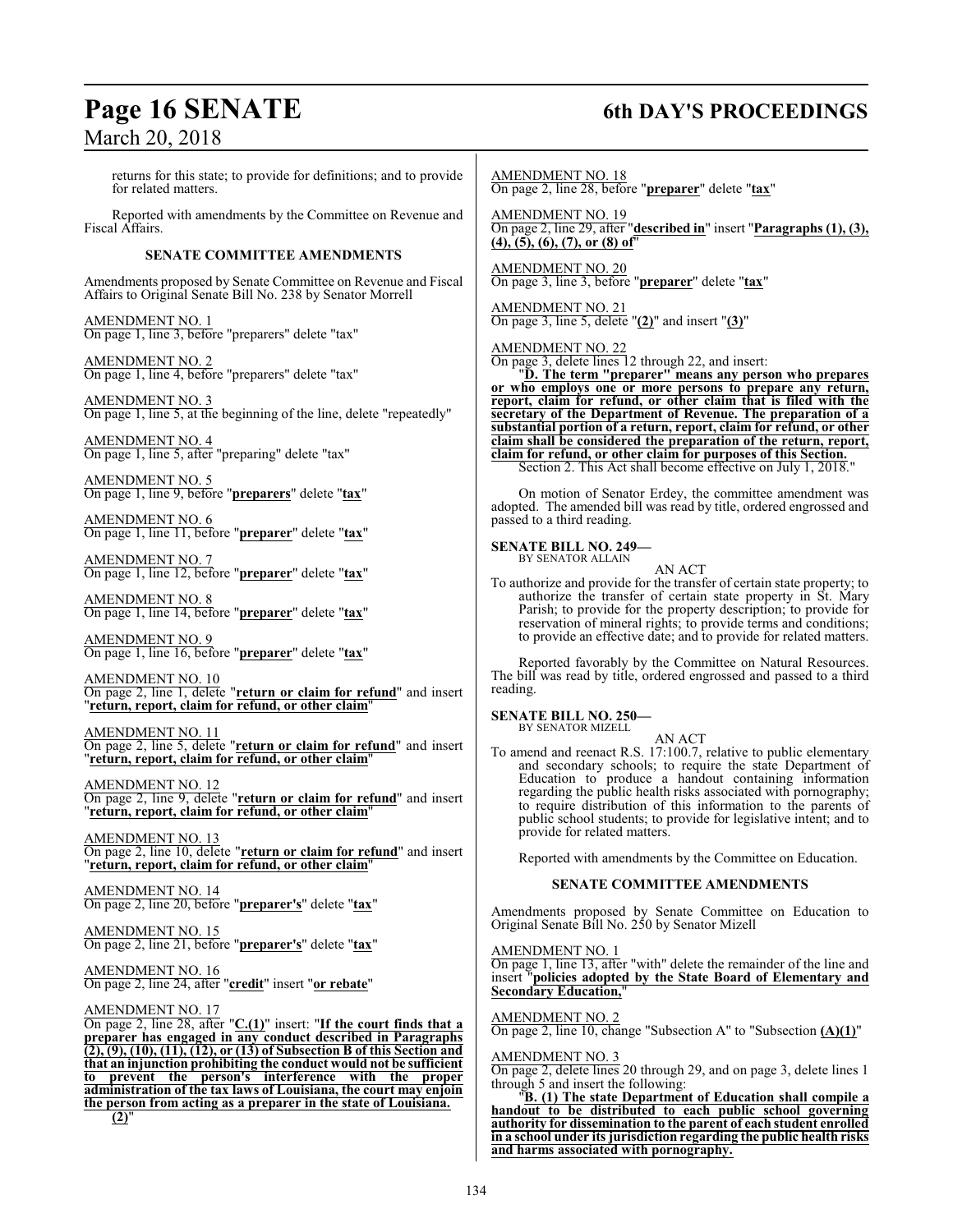returns for this state; to provide for definitions; and to provide for related matters.

Reported with amendments by the Committee on Revenue and Fiscal Affairs.

**SENATE COMMITTEE AMENDMENTS**

Amendments proposed by Senate Committee on Revenue and Fiscal Affairs to Original Senate Bill No. 238 by Senator Morrell

AMENDMENT NO. 1
On page 1, line 3, before "preparers" delete "tax"

AMENDMENT NO. 2
On page 1, line 4, before "preparers" delete "tax"

AMENDMENT NO. 3
On page 1, line 5, at the beginning of the line, delete "repeatedly"

AMENDMENT NO. 4
On page 1, line 5, after "preparing" delete "tax"

AMENDMENT NO. 5
On page 1, line 9, before "**preparers**" delete "**tax**"

AMENDMENT NO. 6
On page 1, line 11, before "**preparer**" delete "**tax**"

AMENDMENT NO. 7
On page 1, line 12, before "**preparer**" delete "**tax**"

AMENDMENT NO. 8
On page 1, line 14, before "**preparer**" delete "**tax**"

AMENDMENT NO. 9
On page 1, line 16, before "**preparer**" delete "**tax**"

AMENDMENT NO. 10
On page 2, line 1, delete "**return or claim for refund**" and insert "**return, report, claim for refund, or other claim**"

AMENDMENT NO. 11
On page 2, line 5, delete "**return or claim for refund**" and insert "**return, report, claim for refund, or other claim**"

AMENDMENT NO. 12
On page 2, line 9, delete "**return or claim for refund**" and insert "**return, report, claim for refund, or other claim**"

AMENDMENT NO. 13
On page 2, line 10, delete "**return or claim for refund**" and insert "**return, report, claim for refund, or other claim**"

AMENDMENT NO. 14
On page 2, line 20, before "**preparer's**" delete "**tax**"

AMENDMENT NO. 15
On page 2, line 21, before "**preparer's**" delete "**tax**"

AMENDMENT NO. 16
On page 2, line 24, after "**credit**" insert "**or rebate**"

AMENDMENT NO. 17
On page 2, line 28, after "**C.(1)**" insert: "**If the court finds that a preparer has engaged in any conduct described in Paragraphs (2), (9), (10), (11), (12), or (13) of Subsection B of this Section and that an injunction prohibiting the conduct would not be sufficient to prevent the person's interference with the proper administration of the tax laws of Louisiana, the court may enjoin the person from acting as a preparer in the state of Louisiana.**
**(2)**"

AMENDMENT NO. 18
On page 2, line 28, before "**preparer**" delete "**tax**"

AMENDMENT NO. 19
On page 2, line 29, after "**described in**" insert "**Paragraphs (1), (3), (4), (5), (6), (7), or (8) of**"

AMENDMENT NO. 20
On page 3, line 3, before "**preparer**" delete "**tax**"

AMENDMENT NO. 21
On page 3, line 5, delete "**(2)**" and insert "**(3)**"

AMENDMENT NO. 22
On page 3, delete lines 12 through 22, and insert:
"**D. The term "preparer" means any person who prepares or who employs one or more persons to prepare any return, report, claim for refund, or other claim that is filed with the secretary of the Department of Revenue. The preparation of a substantial portion of a return, report, claim for refund, or other claim shall be considered the preparation of the return, report, claim for refund, or other claim for purposes of this Section.**
Section 2. This Act shall become effective on July 1, 2018."

On motion of Senator Erdey, the committee amendment was adopted. The amended bill was read by title, ordered engrossed and passed to a third reading.

**SENATE BILL NO. 249—**
BY SENATOR ALLAIN

AN ACT

To authorize and provide for the transfer of certain state property; to authorize the transfer of certain state property in St. Mary Parish; to provide for the property description; to provide for reservation of mineral rights; to provide terms and conditions; to provide an effective date; and to provide for related matters.

Reported favorably by the Committee on Natural Resources. The bill was read by title, ordered engrossed and passed to a third reading.

**SENATE BILL NO. 250—**
BY SENATOR MIZELL

AN ACT

To amend and reenact R.S. 17:100.7, relative to public elementary and secondary schools; to require the state Department of Education to produce a handout containing information regarding the public health risks associated with pornography; to require distribution of this information to the parents of public school students; to provide for legislative intent; and to provide for related matters.

Reported with amendments by the Committee on Education.

**SENATE COMMITTEE AMENDMENTS**

Amendments proposed by Senate Committee on Education to Original Senate Bill No. 250 by Senator Mizell

AMENDMENT NO. 1
On page 1, line 13, after "with" delete the remainder of the line and insert "**policies adopted by the State Board of Elementary and Secondary Education,**"

AMENDMENT NO. 2
On page 2, line 10, change "Subsection A" to "Subsection **(A)(1)**"

AMENDMENT NO. 3
On page 2, delete lines 20 through 29, and on page 3, delete lines 1 through 5 and insert the following:
"**B. (1) The state Department of Education shall compile a handout to be distributed to each public school governing authority for dissemination to the parent of each student enrolled in a school under its jurisdiction regarding the public health risks and harms associated with pornography.**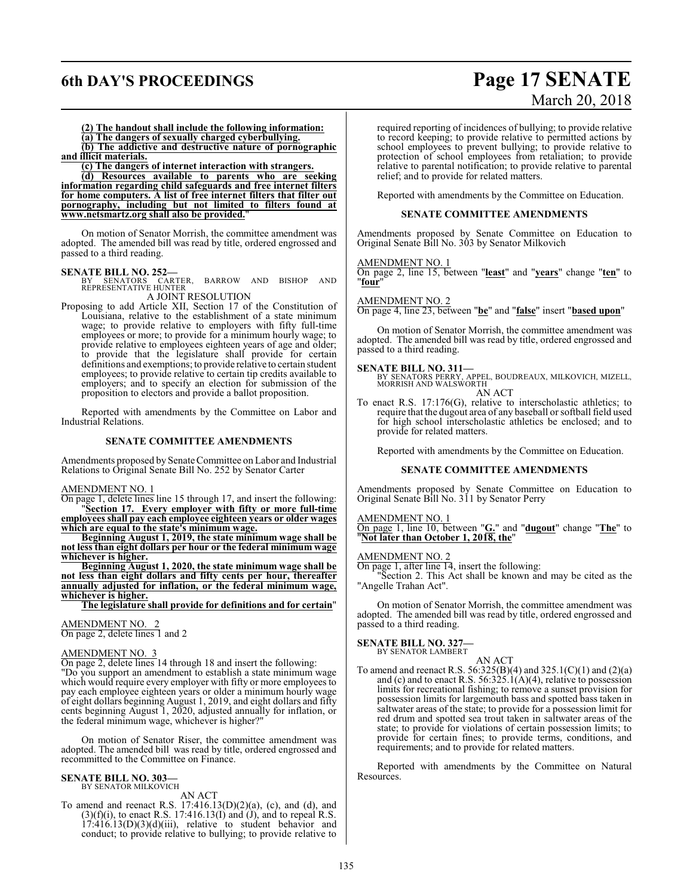**(2) The handout shall include the following information:**

**(a) The dangers of sexually charged cyberbullying.**

**(b) The addictive and destructive nature of pornographic and illicit materials.**

**(c) The dangers of internet interaction with strangers.**

**(d) Resources available to parents who are seeking information regarding child safeguards and free internet filters for home computers. A list of free internet filters that filter out pornography, including but not limited to filters found at www.netsmartz.org shall also be provided.**"

On motion of Senator Morrish, the committee amendment was adopted. The amended bill was read by title, ordered engrossed and passed to a third reading.

**SENATE BILL NO. 252—**
BY SENATORS CARTER, BARROW AND BISHOP AND REPRESENTATIVE HUNTER

A JOINT RESOLUTION

Proposing to add Article XII, Section 17 of the Constitution of Louisiana, relative to the establishment of a state minimum wage; to provide relative to employers with fifty full-time employees or more; to provide for a minimum hourly wage; to provide relative to employees eighteen years of age and older; to provide that the legislature shall provide for certain definitions and exemptions; to provide relative to certain student employees; to provide relative to certain tip credits available to employers; and to specify an election for submission of the proposition to electors and provide a ballot proposition.

Reported with amendments by the Committee on Labor and Industrial Relations.

**SENATE COMMITTEE AMENDMENTS**

Amendments proposed by Senate Committee on Labor and Industrial Relations to Original Senate Bill No. 252 by Senator Carter

AMENDMENT NO. 1

On page 1, delete lines line 15 through 17, and insert the following:

"**Section 17. Every employer with fifty or more full-time employees shall pay each employee eighteen years or older wages which are equal to the state's minimum wage.**

**Beginning August 1, 2019, the state minimum wage shall be not less than eight dollars per hour or the federal minimum wage whichever is higher.**

**Beginning August 1, 2020, the state minimum wage shall be not less than eight dollars and fifty cents per hour, thereafter annually adjusted for inflation, or the federal minimum wage, whichever is higher.**

**The legislature shall provide for definitions and for certain**"

AMENDMENT NO. 2

On page 2, delete lines 1 and 2

AMENDMENT NO. 3

On page 2, delete lines 14 through 18 and insert the following:

"Do you support an amendment to establish a state minimum wage which would require every employer with fifty or more employees to pay each employee eighteen years or older a minimum hourly wage of eight dollars beginning August 1, 2019, and eight dollars and fifty cents beginning August 1, 2020, adjusted annually for inflation, or the federal minimum wage, whichever is higher?"

On motion of Senator Riser, the committee amendment was adopted. The amended bill was read by title, ordered engrossed and recommitted to the Committee on Finance.

**SENATE BILL NO. 303—**
BY SENATOR MILKOVICH

AN ACT

To amend and reenact R.S. 17:416.13(D)(2)(a), (c), and (d), and (3)(f)(i), to enact R.S. 17:416.13(I) and (J), and to repeal R.S. 17:416.13(D)(3)(d)(iii), relative to student behavior and conduct; to provide relative to bullying; to provide relative to required reporting of incidences of bullying; to provide relative to record keeping; to provide relative to permitted actions by school employees to prevent bullying; to provide relative to protection of school employees from retaliation; to provide relative to parental notification; to provide relative to parental relief; and to provide for related matters.

Reported with amendments by the Committee on Education.

**SENATE COMMITTEE AMENDMENTS**

Amendments proposed by Senate Committee on Education to Original Senate Bill No. 303 by Senator Milkovich

AMENDMENT NO. 1

On page 2, line 15, between "**least**" and "**years**" change "**ten**" to "**four**"

AMENDMENT NO. 2

On page 4, line 23, between "**be**" and "**false**" insert "**based upon**"

On motion of Senator Morrish, the committee amendment was adopted. The amended bill was read by title, ordered engrossed and passed to a third reading.

**SENATE BILL NO. 311—**
BY SENATORS PERRY, APPEL, BOUDREAUX, MILKOVICH, MIZELL, MORRISH AND WALSWORTH

AN ACT

To enact R.S. 17:176(G), relative to interscholastic athletics; to require that the dugout area of any baseball or softball field used for high school interscholastic athletics be enclosed; and to provide for related matters.

Reported with amendments by the Committee on Education.

**SENATE COMMITTEE AMENDMENTS**

Amendments proposed by Senate Committee on Education to Original Senate Bill No. 311 by Senator Perry

AMENDMENT NO. 1

On page 1, line 10, between "**G.**" and "**dugout**" change "**The**" to "**Not later than October 1, 2018, the**"

AMENDMENT NO. 2

On page 1, after line 14, insert the following:

"Section 2. This Act shall be known and may be cited as the "Angelle Trahan Act".

On motion of Senator Morrish, the committee amendment was adopted. The amended bill was read by title, ordered engrossed and passed to a third reading.

**SENATE BILL NO. 327—**
BY SENATOR LAMBERT

AN ACT

To amend and reenact R.S. 56:325(B)(4) and 325.1(C)(1) and (2)(a) and (c) and to enact R.S. 56:325.1(A)(4), relative to possession limits for recreational fishing; to remove a sunset provision for possession limits for largemouth bass and spotted bass taken in saltwater areas of the state; to provide for a possession limit for red drum and spotted sea trout taken in saltwater areas of the state; to provide for violations of certain possession limits; to provide for certain fines; to provide terms, conditions, and requirements; and to provide for related matters.

Reported with amendments by the Committee on Natural Resources.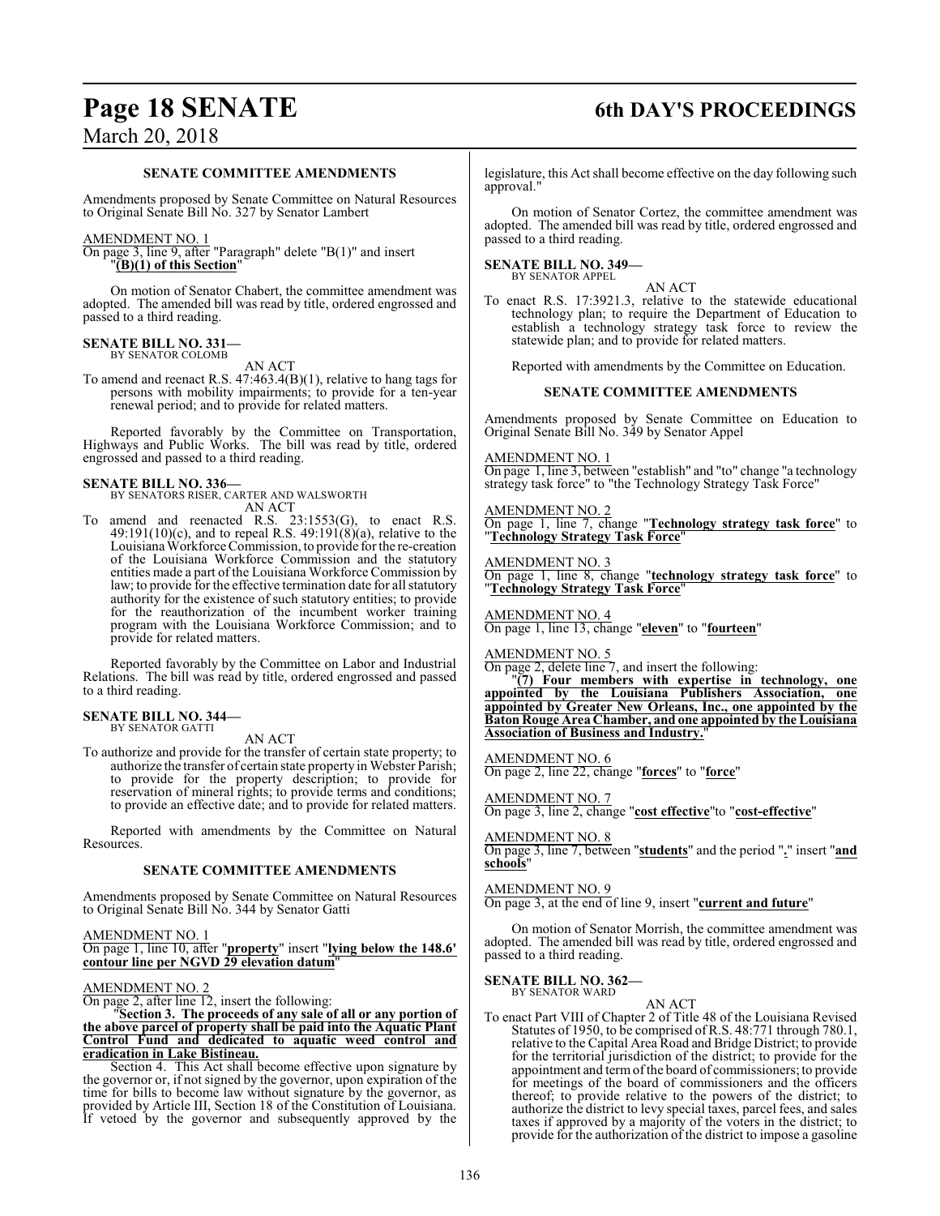### SENATE COMMITTEE AMENDMENTS

Amendments proposed by Senate Committee on Natural Resources to Original Senate Bill No. 327 by Senator Lambert

AMENDMENT NO. 1
On page 3, line 9, after "Paragraph" delete "B(1)" and insert "**(B)(1) of this Section**"

On motion of Senator Chabert, the committee amendment was adopted. The amended bill was read by title, ordered engrossed and passed to a third reading.

**SENATE BILL NO. 331—**
BY SENATOR COLOMB

AN ACT

To amend and reenact R.S. 47:463.4(B)(1), relative to hang tags for persons with mobility impairments; to provide for a ten-year renewal period; and to provide for related matters.

Reported favorably by the Committee on Transportation, Highways and Public Works. The bill was read by title, ordered engrossed and passed to a third reading.

**SENATE BILL NO. 336—**
BY SENATORS RISER, CARTER AND WALSWORTH

AN ACT

To amend and reenacted R.S. 23:1553(G), to enact R.S. 49:191(10)(c), and to repeal R.S. 49:191(8)(a), relative to the Louisiana Workforce Commission, to provide for the re-creation of the Louisiana Workforce Commission and the statutory entities made a part of the Louisiana Workforce Commission by law; to provide for the effective termination date for all statutory authority for the existence of such statutory entities; to provide for the reauthorization of the incumbent worker training program with the Louisiana Workforce Commission; and to provide for related matters.

Reported favorably by the Committee on Labor and Industrial Relations. The bill was read by title, ordered engrossed and passed to a third reading.

**SENATE BILL NO. 344—**
BY SENATOR GATTI

AN ACT

To authorize and provide for the transfer of certain state property; to authorize the transfer of certain state property in Webster Parish; to provide for the property description; to provide for reservation of mineral rights; to provide terms and conditions; to provide an effective date; and to provide for related matters.

Reported with amendments by the Committee on Natural Resources.

### SENATE COMMITTEE AMENDMENTS

Amendments proposed by Senate Committee on Natural Resources to Original Senate Bill No. 344 by Senator Gatti

AMENDMENT NO. 1
On page 1, line 10, after "**property**" insert "**lying below the 148.6' contour line per NGVD 29 elevation datum**"

AMENDMENT NO. 2
On page 2, after line 12, insert the following:

"**Section 3. The proceeds of any sale of all or any portion of the above parcel of property shall be paid into the Aquatic Plant Control Fund and dedicated to aquatic weed control and eradication in Lake Bistineau.**

Section 4. This Act shall become effective upon signature by the governor or, if not signed by the governor, upon expiration of the time for bills to become law without signature by the governor, as provided by Article III, Section 18 of the Constitution of Louisiana. If vetoed by the governor and subsequently approved by the legislature, this Act shall become effective on the day following such approval."

On motion of Senator Cortez, the committee amendment was adopted. The amended bill was read by title, ordered engrossed and passed to a third reading.

**SENATE BILL NO. 349—**
BY SENATOR APPEL

AN ACT

To enact R.S. 17:3921.3, relative to the statewide educational technology plan; to require the Department of Education to establish a technology strategy task force to review the statewide plan; and to provide for related matters.

Reported with amendments by the Committee on Education.

### SENATE COMMITTEE AMENDMENTS

Amendments proposed by Senate Committee on Education to Original Senate Bill No. 349 by Senator Appel

AMENDMENT NO. 1
On page 1, line 3, between "establish" and "to" change "a technology strategy task force" to "the Technology Strategy Task Force"

AMENDMENT NO. 2
On page 1, line 7, change "**Technology strategy task force**" to "**Technology Strategy Task Force**"

AMENDMENT NO. 3
On page 1, line 8, change "**technology strategy task force**" to "**Technology Strategy Task Force**"

AMENDMENT NO. 4
On page 1, line 13, change "**eleven**" to "**fourteen**"

AMENDMENT NO. 5
On page 2, delete line 7, and insert the following:

"**(7) Four members with expertise in technology, one appointed by the Louisiana Publishers Association, one appointed by Greater New Orleans, Inc., one appointed by the Baton Rouge Area Chamber, and one appointed by the Louisiana Association of Business and Industry.**"

AMENDMENT NO. 6
On page 2, line 22, change "**forces**" to "**force**"

AMENDMENT NO. 7
On page 3, line 2, change "**cost effective**"to "**cost-effective**"

AMENDMENT NO. 8
On page 3, line 7, between "**students**" and the period "**.**" insert "**and schools**"

AMENDMENT NO. 9
On page 3, at the end of line 9, insert "**current and future**"

On motion of Senator Morrish, the committee amendment was adopted. The amended bill was read by title, ordered engrossed and passed to a third reading.

**SENATE BILL NO. 362—**
BY SENATOR WARD

AN ACT

To enact Part VIII of Chapter 2 of Title 48 of the Louisiana Revised Statutes of 1950, to be comprised of R.S. 48:771 through 780.1, relative to the Capital Area Road and Bridge District; to provide for the territorial jurisdiction of the district; to provide for the appointment and term of the board of commissioners; to provide for meetings of the board of commissioners and the officers thereof; to provide relative to the powers of the district; to authorize the district to levy special taxes, parcel fees, and sales taxes if approved by a majority of the voters in the district; to provide for the authorization of the district to impose a gasoline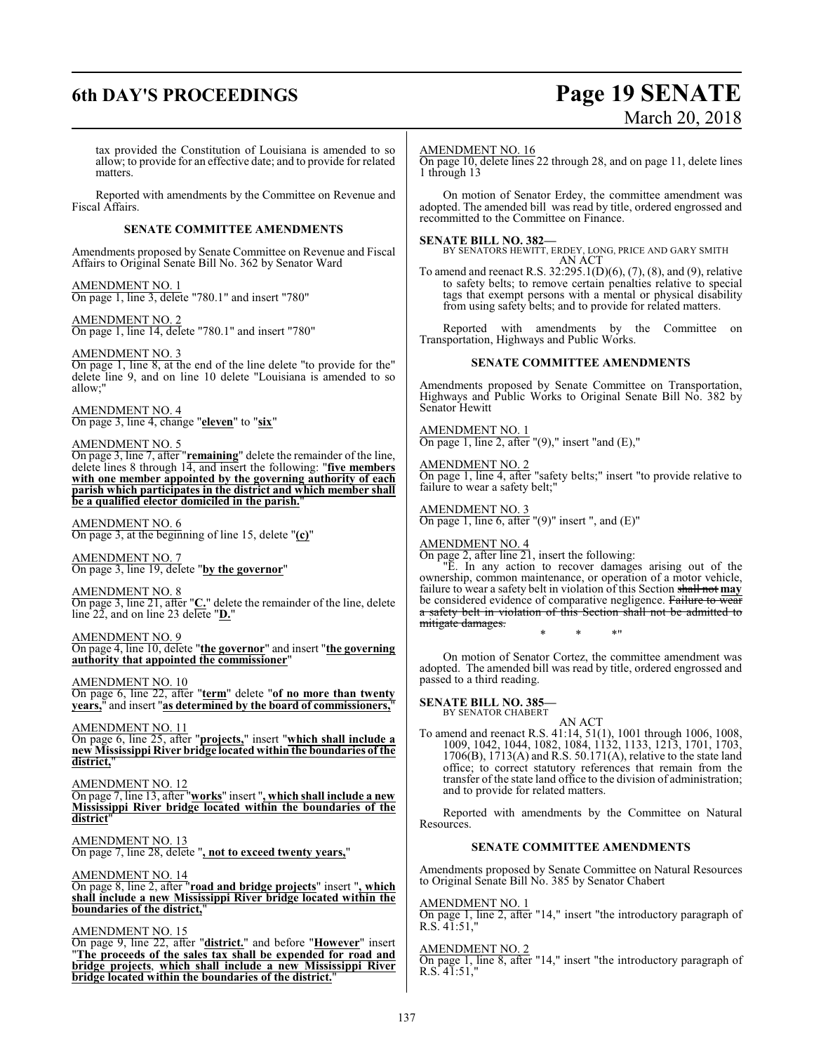tax provided the Constitution of Louisiana is amended to so allow; to provide for an effective date; and to provide for related matters.

Reported with amendments by the Committee on Revenue and Fiscal Affairs.

**SENATE COMMITTEE AMENDMENTS**

Amendments proposed by Senate Committee on Revenue and Fiscal Affairs to Original Senate Bill No. 362 by Senator Ward

AMENDMENT NO. 1
On page 1, line 3, delete "780.1" and insert "780"

AMENDMENT NO. 2
On page 1, line 14, delete "780.1" and insert "780"

AMENDMENT NO. 3
On page 1, line 8, at the end of the line delete "to provide for the" delete line 9, and on line 10 delete "Louisiana is amended to so allow;"

AMENDMENT NO. 4
On page 3, line 4, change "**eleven**" to "**six**"

AMENDMENT NO. 5
On page 3, line 7, after "**remaining**" delete the remainder of the line, delete lines 8 through 14, and insert the following: "**five members with one member appointed by the governing authority of each parish which participates in the district and which member shall be a qualified elector domiciled in the parish.**"

AMENDMENT NO. 6
On page 3, at the beginning of line 15, delete "**(c)**"

AMENDMENT NO. 7
On page 3, line 19, delete "**by the governor**"

AMENDMENT NO. 8
On page 3, line 21, after "**C.**" delete the remainder of the line, delete line 22, and on line 23 delete "**D.**"

AMENDMENT NO. 9
On page 4, line 10, delete "**the governor**" and insert "**the governing authority that appointed the commissioner**"

AMENDMENT NO. 10
On page 6, line 22, after "**term**" delete "**of no more than twenty years,**" and insert "**as determined by the board of commissioners,**"

AMENDMENT NO. 11
On page 6, line 25, after "**projects,**" insert "**which shall include a new Mississippi River bridge located within the boundaries of the district,**"

AMENDMENT NO. 12
On page 7, line 13, after "**works**" insert "**, which shall include a new Mississippi River bridge located within the boundaries of the district**"

AMENDMENT NO. 13
On page 7, line 28, delete "**, not to exceed twenty years,**"

AMENDMENT NO. 14
On page 8, line 2, after "**road and bridge projects**" insert "**, which shall include a new Mississippi River bridge located within the boundaries of the district,**"

AMENDMENT NO. 15
On page 9, line 22, after "**district.**" and before "**However**" insert "**The proceeds of the sales tax shall be expended for road and bridge projects**, **which shall include a new Mississippi River bridge located within the boundaries of the district.**"

AMENDMENT NO. 16
On page 10, delete lines 22 through 28, and on page 11, delete lines 1 through 13

On motion of Senator Erdey, the committee amendment was adopted. The amended bill was read by title, ordered engrossed and recommitted to the Committee on Finance.

**SENATE BILL NO. 382—**
BY SENATORS HEWITT, ERDEY, LONG, PRICE AND GARY SMITH
AN ACT

To amend and reenact R.S. 32:295.1(D)(6), (7), (8), and (9), relative to safety belts; to remove certain penalties relative to special tags that exempt persons with a mental or physical disability from using safety belts; and to provide for related matters.

Reported with amendments by the Committee on Transportation, Highways and Public Works.

**SENATE COMMITTEE AMENDMENTS**

Amendments proposed by Senate Committee on Transportation, Highways and Public Works to Original Senate Bill No. 382 by Senator Hewitt

AMENDMENT NO. 1
On page 1, line 2, after "(9)," insert "and (E),"

AMENDMENT NO. 2
On page 1, line 4, after "safety belts;" insert "to provide relative to failure to wear a safety belt;"

AMENDMENT NO. 3
On page 1, line 6, after "(9)" insert ", and (E)"

AMENDMENT NO. 4
On page 2, after line 21, insert the following:

"E. In any action to recover damages arising out of the ownership, common maintenance, or operation of a motor vehicle, failure to wear a safety belt in violation of this Section ~~shall not~~ **may** be considered evidence of comparative negligence. ~~Failure to wear a safety belt in violation of this Section shall not be admitted to mitigate damages.~~

\* \* \*"

On motion of Senator Cortez, the committee amendment was adopted. The amended bill was read by title, ordered engrossed and passed to a third reading.

**SENATE BILL NO. 385—**
BY SENATOR CHABERT
AN ACT

To amend and reenact R.S. 41:14, 51(1), 1001 through 1006, 1008, 1009, 1042, 1044, 1082, 1084, 1132, 1133, 1213, 1701, 1703, 1706(B), 1713(A) and R.S. 50.171(A), relative to the state land office; to correct statutory references that remain from the transfer of the state land office to the division of administration; and to provide for related matters.

Reported with amendments by the Committee on Natural Resources.

**SENATE COMMITTEE AMENDMENTS**

Amendments proposed by Senate Committee on Natural Resources to Original Senate Bill No. 385 by Senator Chabert

AMENDMENT NO. 1
On page 1, line 2, after "14," insert "the introductory paragraph of R.S. 41:51,"

AMENDMENT NO. 2
On page 1, line 8, after "14," insert "the introductory paragraph of R.S. 41:51,"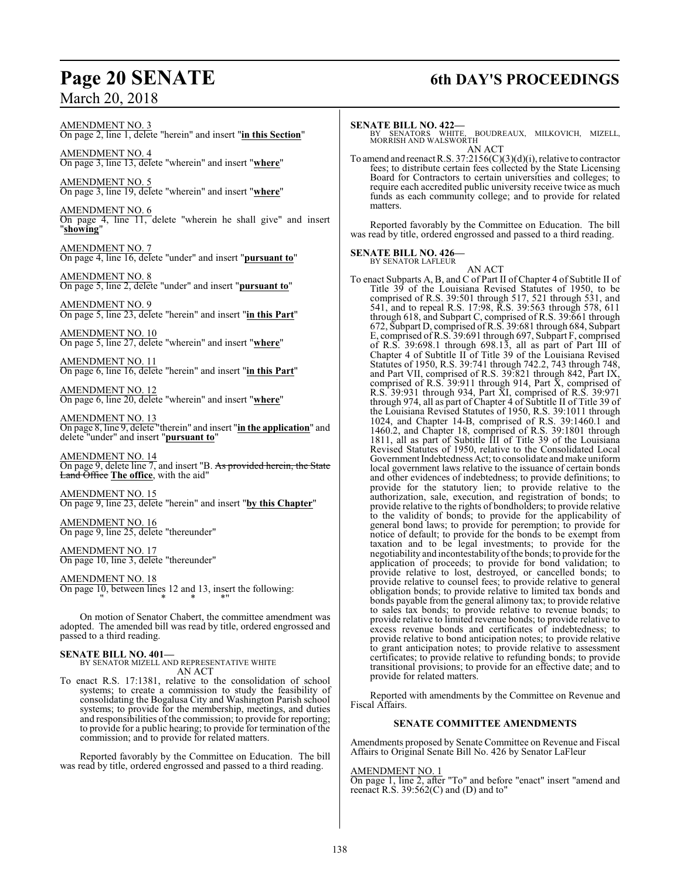AMENDMENT NO. 3
On page 2, line 1, delete "herein" and insert "**in this Section**"

AMENDMENT NO. 4
On page 3, line 13, delete "wherein" and insert "**where**"

AMENDMENT NO. 5
On page 3, line 19, delete "wherein" and insert "**where**"

AMENDMENT NO. 6
On page 4, line 11, delete "wherein he shall give" and insert "**showing**"

AMENDMENT NO. 7
On page 4, line 16, delete "under" and insert "**pursuant to**"

AMENDMENT NO. 8
On page 5, line 2, delete "under" and insert "**pursuant to**"

AMENDMENT NO. 9
On page 5, line 23, delete "herein" and insert "**in this Part**"

AMENDMENT NO. 10
On page 5, line 27, delete "wherein" and insert "**where**"

AMENDMENT NO. 11
On page 6, line 16, delete "herein" and insert "**in this Part**"

AMENDMENT NO. 12
On page 6, line 20, delete "wherein" and insert "**where**"

AMENDMENT NO. 13
On page 8, line 9, delete "therein" and insert "**in the application**" and delete "under" and insert "**pursuant to**"

AMENDMENT NO. 14
On page 9, delete line 7, and insert "B. ~~As provided herein, the State Land Office~~ **The office**, with the aid"

AMENDMENT NO. 15
On page 9, line 23, delete "herein" and insert "**by this Chapter**"

AMENDMENT NO. 16
On page 9, line 25, delete "thereunder"

AMENDMENT NO. 17
On page 10, line 3, delete "thereunder"

AMENDMENT NO. 18
On page 10, between lines 12 and 13, insert the following:
"                    *          *          *"

On motion of Senator Chabert, the committee amendment was adopted. The amended bill was read by title, ordered engrossed and passed to a third reading.

**SENATE BILL NO. 401—**
BY SENATOR MIZELL AND REPRESENTATIVE WHITE
AN ACT
To enact R.S. 17:1381, relative to the consolidation of school systems; to create a commission to study the feasibility of consolidating the Bogalusa City and Washington Parish school systems; to provide for the membership, meetings, and duties and responsibilities of the commission; to provide for reporting; to provide for a public hearing; to provide for termination of the commission; and to provide for related matters.

Reported favorably by the Committee on Education. The bill was read by title, ordered engrossed and passed to a third reading.

**SENATE BILL NO. 422—**
BY SENATORS WHITE, BOUDREAUX, MILKOVICH, MIZELL, MORRISH AND WALSWORTH
AN ACT
To amend and reenact R.S. 37:2156(C)(3)(d)(i), relative to contractor fees; to distribute certain fees collected by the State Licensing Board for Contractors to certain universities and colleges; to require each accredited public university receive twice as much funds as each community college; and to provide for related matters.

Reported favorably by the Committee on Education. The bill was read by title, ordered engrossed and passed to a third reading.

**SENATE BILL NO. 426—**
BY SENATOR LAFLEUR
AN ACT
To enact Subparts A, B, and C of Part II of Chapter 4 of Subtitle II of Title 39 of the Louisiana Revised Statutes of 1950, to be comprised of R.S. 39:501 through 517, 521 through 531, and 541, and to repeal R.S. 17:98, R.S. 39:563 through 578, 611 through 618, and Subpart C, comprised of R.S. 39:661 through 672, Subpart D, comprised of R.S. 39:681 through 684, Subpart E, comprised of R.S. 39:691 through 697, Subpart F, comprised of R.S. 39:698.1 through 698.13, all as part of Part III of Chapter 4 of Subtitle II of Title 39 of the Louisiana Revised Statutes of 1950, R.S. 39:741 through 742.2, 743 through 748, and Part VII, comprised of R.S. 39:821 through 842, Part IX, comprised of R.S. 39:911 through 914, Part X, comprised of R.S. 39:931 through 934, Part XI, comprised of R.S. 39:971 through 974, all as part of Chapter 4 of Subtitle II of Title 39 of the Louisiana Revised Statutes of 1950, R.S. 39:1011 through 1024, and Chapter 14-B, comprised of R.S. 39:1460.1 and 1460.2, and Chapter 18, comprised of R.S. 39:1801 through 1811, all as part of Subtitle III of Title 39 of the Louisiana Revised Statutes of 1950, relative to the Consolidated Local Government Indebtedness Act; to consolidate and make uniform local government laws relative to the issuance of certain bonds and other evidences of indebtedness; to provide definitions; to provide for the statutory lien; to provide relative to the authorization, sale, execution, and registration of bonds; to provide relative to the rights of bondholders; to provide relative to the validity of bonds; to provide for the applicability of general bond laws; to provide for peremption; to provide for notice of default; to provide for the bonds to be exempt from taxation and to be legal investments; to provide for the negotiability and incontestability of the bonds; to provide for the application of proceeds; to provide for bond validation; to provide relative to lost, destroyed, or cancelled bonds; to provide relative to counsel fees; to provide relative to general obligation bonds; to provide relative to limited tax bonds and bonds payable from the general alimony tax; to provide relative to sales tax bonds; to provide relative to revenue bonds; to provide relative to limited revenue bonds; to provide relative to excess revenue bonds and certificates of indebtedness; to provide relative to bond anticipation notes; to provide relative to grant anticipation notes; to provide relative to assessment certificates; to provide relative to refunding bonds; to provide transitional provisions; to provide for an effective date; and to provide for related matters.

Reported with amendments by the Committee on Revenue and Fiscal Affairs.

**SENATE COMMITTEE AMENDMENTS**

Amendments proposed by Senate Committee on Revenue and Fiscal Affairs to Original Senate Bill No. 426 by Senator LaFleur

AMENDMENT NO. 1
On page 1, line 2, after "To" and before "enact" insert "amend and reenact R.S. 39:562(C) and (D) and to"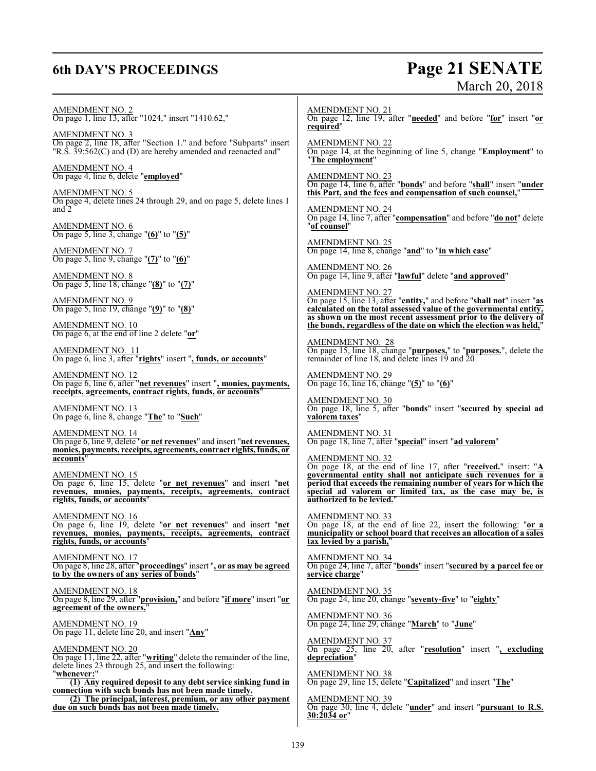AMENDMENT NO. 2
On page 1, line 13, after "1024," insert "1410.62,"

AMENDMENT NO. 3
On page 2, line 18, after "Section 1." and before "Subparts" insert "R.S. 39:562(C) and (D) are hereby amended and reenacted and"

AMENDMENT NO. 4
On page 4, line 6, delete "**employed**"

AMENDMENT NO. 5
On page 4, delete lines 24 through 29, and on page 5, delete lines 1 and 2

AMENDMENT NO. 6
On page 5, line 3, change "**(6)**" to "**(5)**"

AMENDMENT NO. 7
On page 5, line 9, change "**(7)**" to "**(6)**"

AMENDMENT NO. 8
On page 5, line 18, change "**(8)**" to "**(7)**"

AMENDMENT NO. 9
On page 5, line 19, change "**(9)**" to "**(8)**"

AMENDMENT NO. 10
On page 6, at the end of line 2 delete "**or**"

AMENDMENT NO. 11
On page 6, line 3, after "**rights**" insert "**, funds, or accounts**"

AMENDMENT NO. 12
On page 6, line 6, after "**net revenues**" insert "**, monies, payments, receipts, agreements, contract rights, funds, or accounts**"

AMENDMENT NO. 13
On page 6, line 8, change "**The**" to "**Such**"

AMENDMENT NO. 14
On page 6, line 9, delete "**or net revenues**" and insert "**net revenues, monies, payments, receipts, agreements, contract rights, funds, or accounts**"

AMENDMENT NO. 15
On page 6, line 15, delete "**or net revenues**" and insert "**net revenues, monies, payments, receipts, agreements, contract rights, funds, or accounts**"

AMENDMENT NO. 16
On page 6, line 19, delete "**or net revenues**" and insert "**net revenues, monies, payments, receipts, agreements, contract rights, funds, or accounts**"

AMENDMENT NO. 17
On page 8, line 28, after "**proceedings**" insert "**, or as may be agreed to by the owners of any series of bonds**"

AMENDMENT NO. 18
On page 8, line 29, after "**provision,**" and before "**if more**" insert "**or agreement of the owners,**"

AMENDMENT NO. 19
On page 11, delete line 20, and insert "**Any**"

AMENDMENT NO. 20
On page 11, line 22, after "**writing**" delete the remainder of the line, delete lines 23 through 25, and insert the following:
"**whenever:**

**(1) Any required deposit to any debt service sinking fund in connection with such bonds has not been made timely.**

**(2) The principal, interest, premium, or any other payment due on such bonds has not been made timely.**

AMENDMENT NO. 21
On page 12, line 19, after "**needed**" and before "**for**" insert "**or required**"

AMENDMENT NO. 22
On page 14, at the beginning of line 5, change "**Employment**" to "**The employment**"

AMENDMENT NO. 23
On page 14, line 6, after "**bonds**" and before "**shall**" insert "**under this Part, and the fees and compensation of such counsel,**"

AMENDMENT NO. 24
On page 14, line 7, after "**compensation**" and before "**do not**" delete "**of counsel**"

AMENDMENT NO. 25
On page 14, line 8, change "**and**" to "**in which case**"

AMENDMENT NO. 26
On page 14, line 9, after "**lawful**" delete "**and approved**"

AMENDMENT NO. 27
On page 15, line 13, after "**entity,**" and before "**shall not**" insert "**as calculated on the total assessed value of the governmental entity, as shown on the most recent assessment prior to the delivery of the bonds, regardless of the date on which the election was held,**"

AMENDMENT NO. 28
On page 15, line 18, change "**purposes,**" to "**purposes.**", delete the remainder of line 18, and delete lines 19 and 20

AMENDMENT NO. 29
On page 16, line 16, change "**(5)**" to "**(6)**"

AMENDMENT NO. 30
On page 18, line 5, after "**bonds**" insert "**secured by special ad valorem taxes**"

AMENDMENT NO. 31
On page 18, line 7, after "**special**" insert "**ad valorem**"

AMENDMENT NO. 32
On page 18, at the end of line 17, after "**received.**" insert: "**A governmental entity shall not anticipate such revenues for a period that exceeds the remaining number of years for which the special ad valorem or limited tax, as the case may be, is authorized to be levied.**"

AMENDMENT NO. 33
On page 18, at the end of line 22, insert the following: "**or a municipality or school board that receives an allocation of a sales tax levied by a parish,**"

AMENDMENT NO. 34
On page 24, line 7, after "**bonds**" insert "**secured by a parcel fee or service charge**"

AMENDMENT NO. 35
On page 24, line 20, change "**seventy-five**" to "**eighty**"

AMENDMENT NO. 36
On page 24, line 29, change "**March**" to "**June**"

AMENDMENT NO. 37
On page 25, line 20, after "**resolution**" insert "**, excluding depreciation**"

AMENDMENT NO. 38
On page 29, line 15, delete "**Capitalized**" and insert "**The**"

AMENDMENT NO. 39
On page 30, line 4, delete "**under**" and insert "**pursuant to R.S. 30:2034 or**"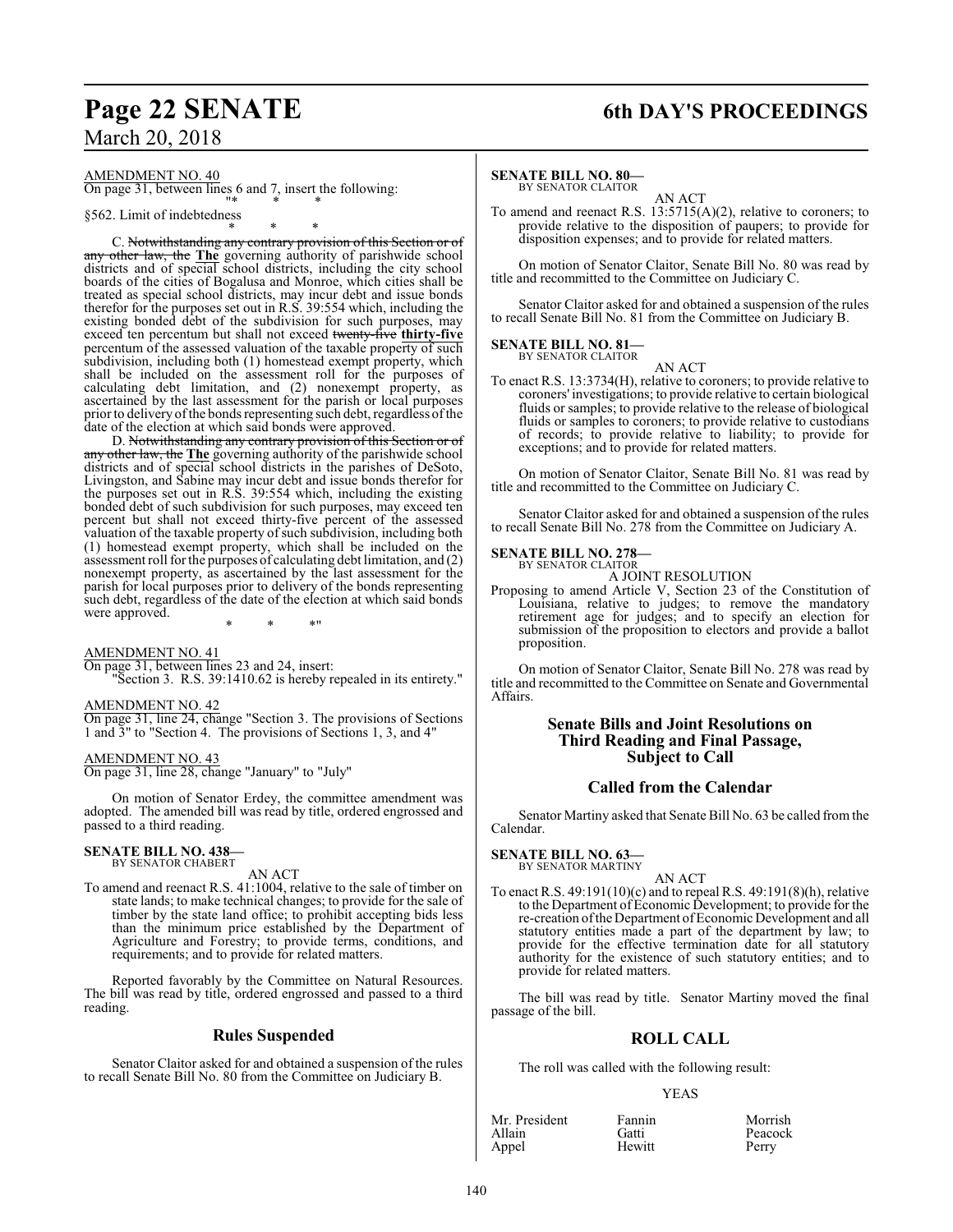AMENDMENT NO. 40

On page 31, between lines 6 and 7, insert the following:

"* * *

§562. Limit of indebtedness

* * *

C. ~~Notwithstanding any contrary provision of this Section or of any other law, the~~ **The** governing authority of parishwide school districts and of special school districts, including the city school boards of the cities of Bogalusa and Monroe, which cities shall be treated as special school districts, may incur debt and issue bonds therefor for the purposes set out in R.S. 39:554 which, including the existing bonded debt of the subdivision for such purposes, may exceed ten percentum but shall not exceed ~~twenty-five~~ **thirty-five** percentum of the assessed valuation of the taxable property of such subdivision, including both (1) homestead exempt property, which shall be included on the assessment roll for the purposes of calculating debt limitation, and (2) nonexempt property, as ascertained by the last assessment for the parish or local purposes prior to delivery of the bonds representing such debt, regardless of the date of the election at which said bonds were approved.

D. ~~Notwithstanding any contrary provision of this Section or of any other law, the~~ **The** governing authority of the parishwide school districts and of special school districts in the parishes of DeSoto, Livingston, and Sabine may incur debt and issue bonds therefor for the purposes set out in R.S. 39:554 which, including the existing bonded debt of such subdivision for such purposes, may exceed ten percent but shall not exceed thirty-five percent of the assessed valuation of the taxable property of such subdivision, including both (1) homestead exempt property, which shall be included on the assessment roll for the purposes of calculating debt limitation, and (2) nonexempt property, as ascertained by the last assessment for the parish for local purposes prior to delivery of the bonds representing such debt, regardless of the date of the election at which said bonds were approved.

* * *"

AMENDMENT NO. 41

On page 31, between lines 23 and 24, insert:

"Section 3. R.S. 39:1410.62 is hereby repealed in its entirety."

AMENDMENT NO. 42

On page 31, line 24, change "Section 3. The provisions of Sections 1 and 3" to "Section 4. The provisions of Sections 1, 3, and 4"

AMENDMENT NO. 43

On page 31, line 28, change "January" to "July"

On motion of Senator Erdey, the committee amendment was adopted. The amended bill was read by title, ordered engrossed and passed to a third reading.

**SENATE BILL NO. 438—**
BY SENATOR CHABERT

AN ACT

To amend and reenact R.S. 41:1004, relative to the sale of timber on state lands; to make technical changes; to provide for the sale of timber by the state land office; to prohibit accepting bids less than the minimum price established by the Department of Agriculture and Forestry; to provide terms, conditions, and requirements; and to provide for related matters.

Reported favorably by the Committee on Natural Resources. The bill was read by title, ordered engrossed and passed to a third reading.

## Rules Suspended

Senator Claitor asked for and obtained a suspension of the rules to recall Senate Bill No. 80 from the Committee on Judiciary B.

**SENATE BILL NO. 80—**
BY SENATOR CLAITOR

AN ACT

To amend and reenact R.S. 13:5715(A)(2), relative to coroners; to provide relative to the disposition of paupers; to provide for disposition expenses; and to provide for related matters.

On motion of Senator Claitor, Senate Bill No. 80 was read by title and recommitted to the Committee on Judiciary C.

Senator Claitor asked for and obtained a suspension of the rules to recall Senate Bill No. 81 from the Committee on Judiciary B.

**SENATE BILL NO. 81—**
BY SENATOR CLAITOR

AN ACT

To enact R.S. 13:3734(H), relative to coroners; to provide relative to coroners' investigations; to provide relative to certain biological fluids or samples; to provide relative to the release of biological fluids or samples to coroners; to provide relative to custodians of records; to provide relative to liability; to provide for exceptions; and to provide for related matters.

On motion of Senator Claitor, Senate Bill No. 81 was read by title and recommitted to the Committee on Judiciary C.

Senator Claitor asked for and obtained a suspension of the rules to recall Senate Bill No. 278 from the Committee on Judiciary A.

**SENATE BILL NO. 278—**
BY SENATOR CLAITOR

A JOINT RESOLUTION

Proposing to amend Article V, Section 23 of the Constitution of Louisiana, relative to judges; to remove the mandatory retirement age for judges; and to specify an election for submission of the proposition to electors and provide a ballot proposition.

On motion of Senator Claitor, Senate Bill No. 278 was read by title and recommitted to the Committee on Senate and Governmental Affairs.

## Senate Bills and Joint Resolutions on Third Reading and Final Passage, Subject to Call

## Called from the Calendar

Senator Martiny asked that Senate Bill No. 63 be called from the Calendar.

**SENATE BILL NO. 63—**
BY SENATOR MARTINY

AN ACT

To enact R.S. 49:191(10)(c) and to repeal R.S. 49:191(8)(h), relative to the Department of Economic Development; to provide for the re-creation of the Department of Economic Development and all statutory entities made a part of the department by law; to provide for the effective termination date for all statutory authority for the existence of such statutory entities; and to provide for related matters.

The bill was read by title. Senator Martiny moved the final passage of the bill.

## ROLL CALL

The roll was called with the following result:

YEAS

| | | |
|---|---|---|
| Mr. President | Fannin | Morrish |
| Allain | Gatti | Peacock |
| Appel | Hewitt | Perry |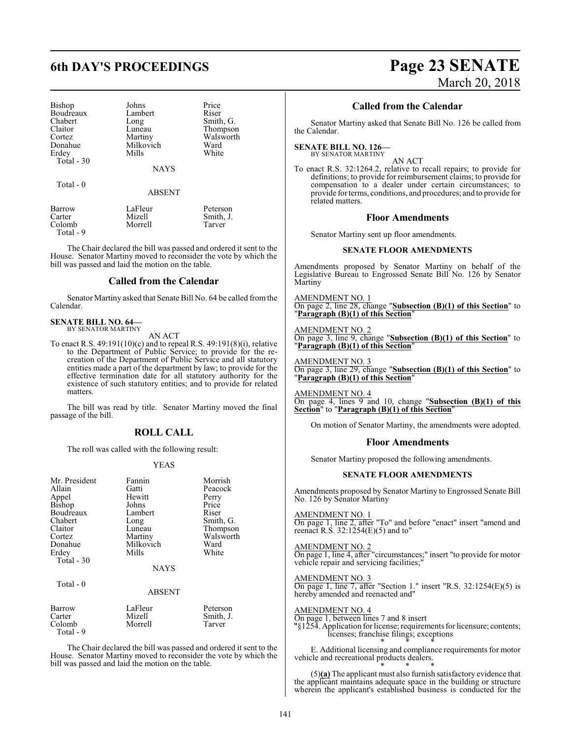| Bishop | Johns | Price |
|---|---|---|
| Boudreaux | Lambert | Riser |
| Chabert | Long | Smith, G. |
| Claitor | Luneau | Thompson |
| Cortez | Martiny | Walsworth |
| Donahue | Milkovich | Ward |
| Erdey | Mills | White |
| Total - 30 | | |

NAYS

Total - 0

ABSENT

| Barrow | LaFleur | Peterson |
|---|---|---|
| Carter | Mizell | Smith, J. |
| Colomb | Morrell | Tarver |
| Total - 9 | | |

The Chair declared the bill was passed and ordered it sent to the House. Senator Martiny moved to reconsider the vote by which the bill was passed and laid the motion on the table.

## Called from the Calendar

Senator Martiny asked that Senate Bill No. 64 be called from the Calendar.

**SENATE BILL NO. 64—**
BY SENATOR MARTINY

AN ACT

To enact R.S. 49:191(10)(c) and to repeal R.S. 49:191(8)(i), relative to the Department of Public Service; to provide for the re-creation of the Department of Public Service and all statutory entities made a part of the department by law; to provide for the effective termination date for all statutory authority for the existence of such statutory entities; and to provide for related matters.

The bill was read by title. Senator Martiny moved the final passage of the bill.

## ROLL CALL

The roll was called with the following result:

YEAS

| Mr. President | Fannin | Morrish |
|---|---|---|
| Allain | Gatti | Peacock |
| Appel | Hewitt | Perry |
| Bishop | Johns | Price |
| Boudreaux | Lambert | Riser |
| Chabert | Long | Smith, G. |
| Claitor | Luneau | Thompson |
| Cortez | Martiny | Walsworth |
| Donahue | Milkovich | Ward |
| Erdey | Mills | White |
| Total - 30 | | |

NAYS

Total - 0

ABSENT

| Barrow | LaFleur | Peterson |
|---|---|---|
| Carter | Mizell | Smith, J. |
| Colomb | Morrell | Tarver |
| Total - 9 | | |

The Chair declared the bill was passed and ordered it sent to the House. Senator Martiny moved to reconsider the vote by which the bill was passed and laid the motion on the table.

## Called from the Calendar

Senator Martiny asked that Senate Bill No. 126 be called from the Calendar.

**SENATE BILL NO. 126—**
BY SENATOR MARTINY

AN ACT

To enact R.S. 32:1264.2, relative to recall repairs; to provide for definitions; to provide for reimbursement claims; to provide for compensation to a dealer under certain circumstances; to provide for terms, conditions, and procedures; and to provide for related matters.

## Floor Amendments

Senator Martiny sent up floor amendments.

### SENATE FLOOR AMENDMENTS

Amendments proposed by Senator Martiny on behalf of the Legislative Bureau to Engrossed Senate Bill No. 126 by Senator Martiny

AMENDMENT NO. 1
On page 2, line 28, change "**Subsection (B)(1) of this Section**" to "**Paragraph (B)(1) of this Section**"

AMENDMENT NO. 2
On page 3, line 9, change "**Subsection (B)(1) of this Section**" to "**Paragraph (B)(1) of this Section**"

AMENDMENT NO. 3
On page 3, line 29, change "**Subsection (B)(1) of this Section**" to "**Paragraph (B)(1) of this Section**"

AMENDMENT NO. 4
On page 4, lines 9 and 10, change "**Subsection (B)(1) of this Section**" to "**Paragraph (B)(1) of this Section**"

On motion of Senator Martiny, the amendments were adopted.

## Floor Amendments

Senator Martiny proposed the following amendments.

### SENATE FLOOR AMENDMENTS

Amendments proposed by Senator Martiny to Engrossed Senate Bill No. 126 by Senator Martiny

AMENDMENT NO. 1
On page 1, line 2, after "To" and before "enact" insert "amend and reenact R.S. 32:1254(E)(5) and to"

AMENDMENT NO. 2
On page 1, line 4, after "circumstances;" insert "to provide for motor vehicle repair and servicing facilities;"

AMENDMENT NO. 3
On page 1, line 7, after "Section 1." insert "R.S. 32:1254(E)(5) is hereby amended and reenacted and"

AMENDMENT NO. 4
On page 1, between lines 7 and 8 insert
"§1254. Application for license; requirements for licensure; contents; licenses; franchise filings; exceptions

\* \* \*

E. Additional licensing and compliance requirements for motor vehicle and recreational products dealers.

\* \* \*

(5)**(a)** The applicant must also furnish satisfactory evidence that the applicant maintains adequate space in the building or structure wherein the applicant's established business is conducted for the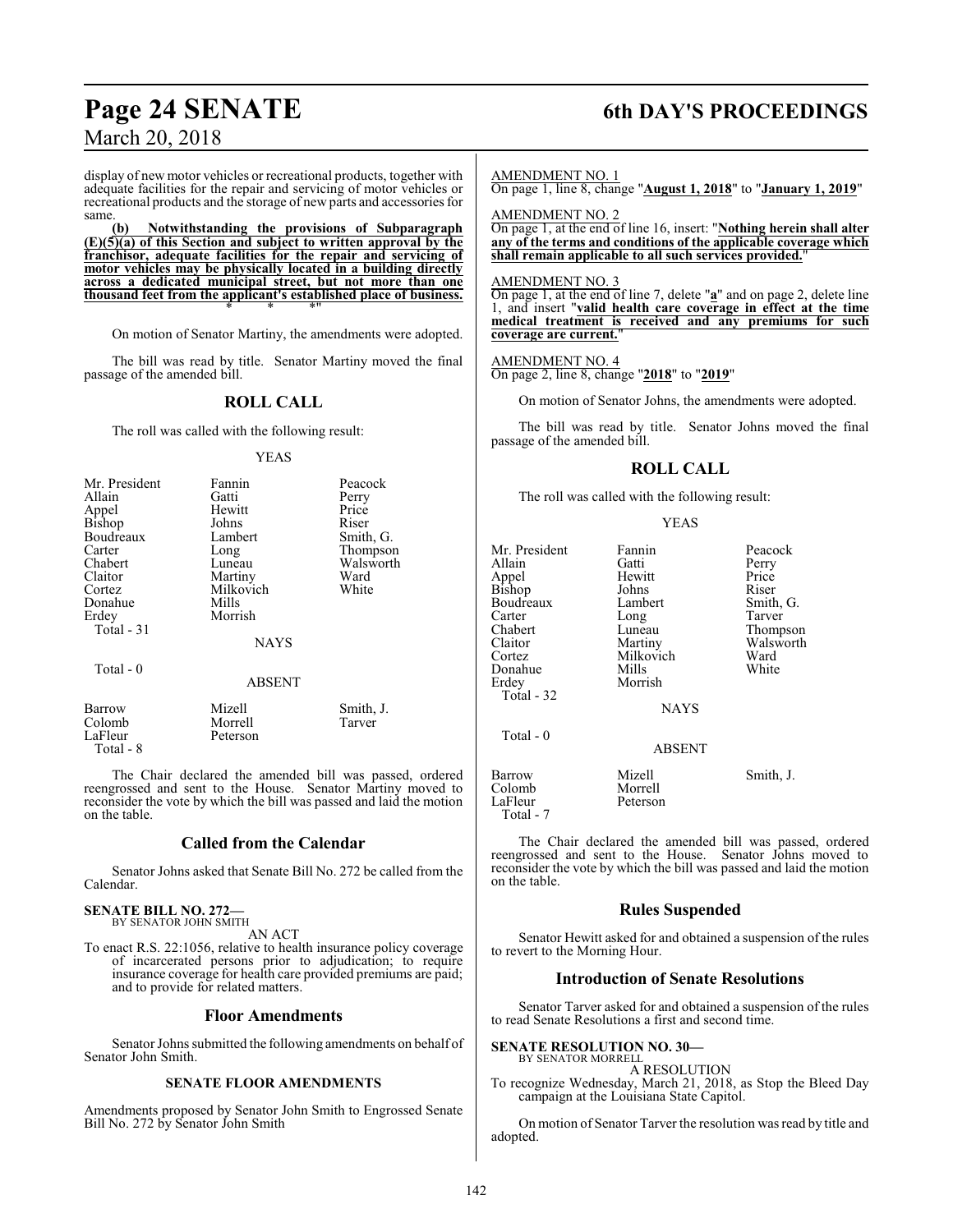display of new motor vehicles or recreational products, together with adequate facilities for the repair and servicing of motor vehicles or recreational products and the storage of new parts and accessories for same.

**(b) Notwithstanding the provisions of Subparagraph (E)(5)(a) of this Section and subject to written approval by the franchisor, adequate facilities for the repair and servicing of motor vehicles may be physically located in a building directly across a dedicated municipal street, but not more than one thousand feet from the applicant's established place of business.**

\* \* \*"

On motion of Senator Martiny, the amendments were adopted.

The bill was read by title. Senator Martiny moved the final passage of the amended bill.

## ROLL CALL

The roll was called with the following result:

YEAS

| | | |
|---|---|---|
| Mr. President | Fannin | Peacock |
| Allain | Gatti | Perry |
| Appel | Hewitt | Price |
| Bishop | Johns | Riser |
| Boudreaux | Lambert | Smith, G. |
| Carter | Long | Thompson |
| Chabert | Luneau | Walsworth |
| Claitor | Martiny | Ward |
| Cortez | Milkovich | White |
| Donahue | Mills | |
| Erdey | Morrish | |

Total - 31

NAYS

Total - 0

ABSENT

| | | |
|---|---|---|
| Barrow | Mizell | Smith, J. |
| Colomb | Morrell | Tarver |
| LaFleur | Peterson | |

Total - 8

The Chair declared the amended bill was passed, ordered reengrossed and sent to the House. Senator Martiny moved to reconsider the vote by which the bill was passed and laid the motion on the table.

## Called from the Calendar

Senator Johns asked that Senate Bill No. 272 be called from the Calendar.

**SENATE BILL NO. 272—**
BY SENATOR JOHN SMITH

AN ACT

To enact R.S. 22:1056, relative to health insurance policy coverage of incarcerated persons prior to adjudication; to require insurance coverage for health care provided premiums are paid; and to provide for related matters.

## Floor Amendments

Senator Johns submitted the following amendments on behalf of Senator John Smith.

### SENATE FLOOR AMENDMENTS

Amendments proposed by Senator John Smith to Engrossed Senate Bill No. 272 by Senator John Smith

AMENDMENT NO. 1
On page 1, line 8, change "**August 1, 2018**" to "**January 1, 2019**"

AMENDMENT NO. 2
On page 1, at the end of line 16, insert: "**Nothing herein shall alter any of the terms and conditions of the applicable coverage which shall remain applicable to all such services provided.**"

AMENDMENT NO. 3
On page 1, at the end of line 7, delete "**a**" and on page 2, delete line 1, and insert "**valid health care coverage in effect at the time medical treatment is received and any premiums for such coverage are current.**"

AMENDMENT NO. 4
On page 2, line 8, change "**2018**" to "**2019**"

On motion of Senator Johns, the amendments were adopted.

The bill was read by title. Senator Johns moved the final passage of the amended bill.

## ROLL CALL

The roll was called with the following result:

YEAS

| | | |
|---|---|---|
| Mr. President | Fannin | Peacock |
| Allain | Gatti | Perry |
| Appel | Hewitt | Price |
| Bishop | Johns | Riser |
| Boudreaux | Lambert | Smith, G. |
| Carter | Long | Tarver |
| Chabert | Luneau | Thompson |
| Claitor | Martiny | Walsworth |
| Cortez | Milkovich | Ward |
| Donahue | Mills | White |
| Erdey | Morrish | |

Total - 32

NAYS

Total - 0

ABSENT

| | | |
|---|---|---|
| Barrow | Mizell | Smith, J. |
| Colomb | Morrell | |
| LaFleur | Peterson | |

Total - 7

The Chair declared the amended bill was passed, ordered reengrossed and sent to the House. Senator Johns moved to reconsider the vote by which the bill was passed and laid the motion on the table.

## Rules Suspended

Senator Hewitt asked for and obtained a suspension of the rules to revert to the Morning Hour.

## Introduction of Senate Resolutions

Senator Tarver asked for and obtained a suspension of the rules to read Senate Resolutions a first and second time.

**SENATE RESOLUTION NO. 30—**
BY SENATOR MORRELL

A RESOLUTION

To recognize Wednesday, March 21, 2018, as Stop the Bleed Day campaign at the Louisiana State Capitol.

On motion of Senator Tarver the resolution was read by title and adopted.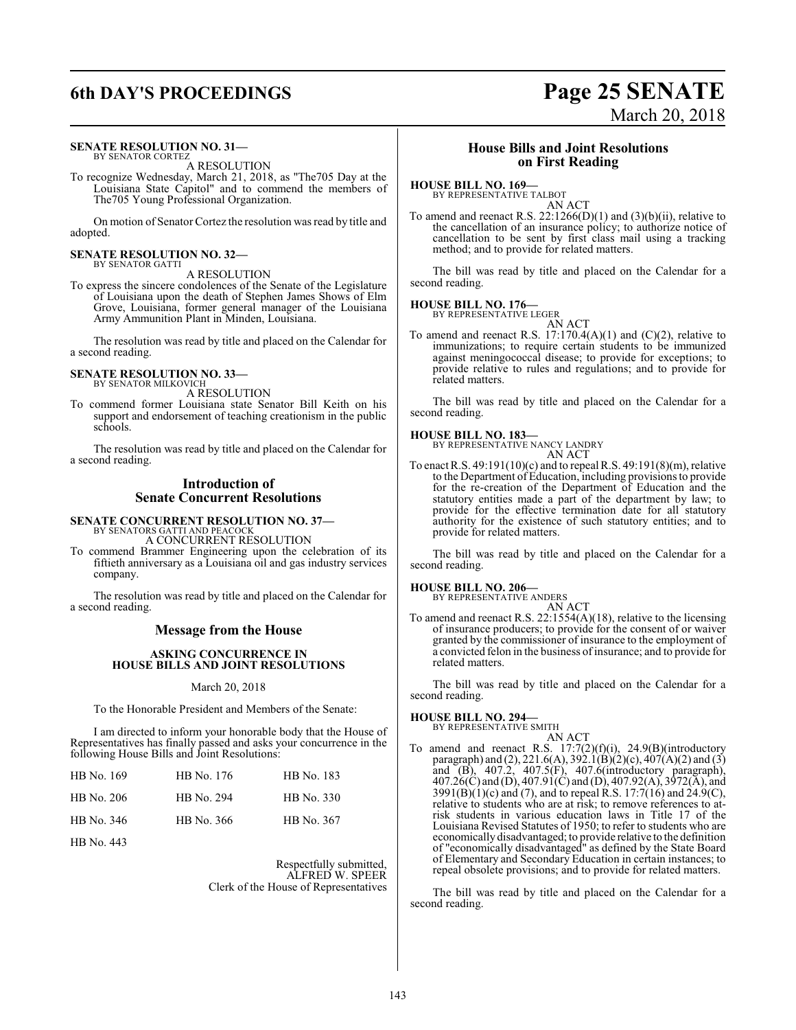**SENATE RESOLUTION NO. 31—**
BY SENATOR CORTEZ

A RESOLUTION

To recognize Wednesday, March 21, 2018, as "The705 Day at the Louisiana State Capitol" and to commend the members of The705 Young Professional Organization.

On motion of Senator Cortez the resolution was read by title and adopted.

**SENATE RESOLUTION NO. 32—**
BY SENATOR GATTI

A RESOLUTION

To express the sincere condolences of the Senate of the Legislature of Louisiana upon the death of Stephen James Shows of Elm Grove, Louisiana, former general manager of the Louisiana Army Ammunition Plant in Minden, Louisiana.

The resolution was read by title and placed on the Calendar for a second reading.

**SENATE RESOLUTION NO. 33—**
BY SENATOR MILKOVICH

A RESOLUTION

To commend former Louisiana state Senator Bill Keith on his support and endorsement of teaching creationism in the public schools.

The resolution was read by title and placed on the Calendar for a second reading.

## Introduction of Senate Concurrent Resolutions

**SENATE CONCURRENT RESOLUTION NO. 37—**
BY SENATORS GATTI AND PEACOCK

A CONCURRENT RESOLUTION

To commend Brammer Engineering upon the celebration of its fiftieth anniversary as a Louisiana oil and gas industry services company.

The resolution was read by title and placed on the Calendar for a second reading.

## Message from the House

### ASKING CONCURRENCE IN HOUSE BILLS AND JOINT RESOLUTIONS

March 20, 2018

To the Honorable President and Members of the Senate:

I am directed to inform your honorable body that the House of Representatives has finally passed and asks your concurrence in the following House Bills and Joint Resolutions:

| | | |
|---|---|---|
| HB No. 169 | HB No. 176 | HB No. 183 |
| HB No. 206 | HB No. 294 | HB No. 330 |
| HB No. 346 | HB No. 366 | HB No. 367 |
| HB No. 443 | | |

Respectfully submitted,
ALFRED W. SPEER
Clerk of the House of Representatives

## House Bills and Joint Resolutions on First Reading

**HOUSE BILL NO. 169—**
BY REPRESENTATIVE TALBOT

AN ACT

To amend and reenact R.S. 22:1266(D)(1) and (3)(b)(ii), relative to the cancellation of an insurance policy; to authorize notice of cancellation to be sent by first class mail using a tracking method; and to provide for related matters.

The bill was read by title and placed on the Calendar for a second reading.

**HOUSE BILL NO. 176—**
BY REPRESENTATIVE LEGER

AN ACT

To amend and reenact R.S. 17:170.4(A)(1) and (C)(2), relative to immunizations; to require certain students to be immunized against meningococcal disease; to provide for exceptions; to provide relative to rules and regulations; and to provide for related matters.

The bill was read by title and placed on the Calendar for a second reading.

**HOUSE BILL NO. 183—**
BY REPRESENTATIVE NANCY LANDRY

AN ACT

To enact R.S. 49:191(10)(c) and to repeal R.S. 49:191(8)(m), relative to the Department of Education, including provisions to provide for the re-creation of the Department of Education and the statutory entities made a part of the department by law; to provide for the effective termination date for all statutory authority for the existence of such statutory entities; and to provide for related matters.

The bill was read by title and placed on the Calendar for a second reading.

**HOUSE BILL NO. 206—**
BY REPRESENTATIVE ANDERS

AN ACT

To amend and reenact R.S. 22:1554(A)(18), relative to the licensing of insurance producers; to provide for the consent of or waiver granted by the commissioner of insurance to the employment of a convicted felon in the business of insurance; and to provide for related matters.

The bill was read by title and placed on the Calendar for a second reading.

**HOUSE BILL NO. 294—**
BY REPRESENTATIVE SMITH

AN ACT

To amend and reenact R.S. 17:7(2)(f)(i), 24.9(B)(introductory paragraph) and (2), 221.6(A), 392.1(B)(2)(c), 407(A)(2) and (3) and (B), 407.2, 407.5(F), 407.6(introductory paragraph), 407.26(C) and (D), 407.91(C) and (D), 407.92(A), 3972(A), and 3991(B)(1)(c) and (7), and to repeal R.S. 17:7(16) and 24.9(C), relative to students who are at risk; to remove references to at-risk students in various education laws in Title 17 of the Louisiana Revised Statutes of 1950; to refer to students who are economically disadvantaged; to provide relative to the definition of "economically disadvantaged" as defined by the State Board of Elementary and Secondary Education in certain instances; to repeal obsolete provisions; and to provide for related matters.

The bill was read by title and placed on the Calendar for a second reading.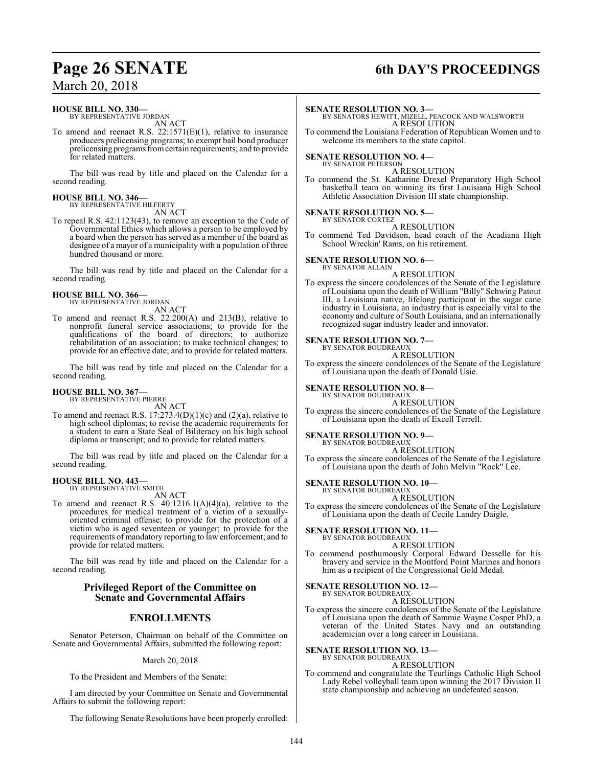**HOUSE BILL NO. 330—**
BY REPRESENTATIVE JORDAN
AN ACT

To amend and reenact R.S. 22:1571(E)(1), relative to insurance producers prelicensing programs; to exempt bail bond producer prelicensing programs from certain requirements; and to provide for related matters.

The bill was read by title and placed on the Calendar for a second reading.

**HOUSE BILL NO. 346—**
BY REPRESENTATIVE HILFERTY
AN ACT

To repeal R.S. 42:1123(43), to remove an exception to the Code of Governmental Ethics which allows a person to be employed by a board when the person has served as a member of the board as designee of a mayor of a municipality with a population of three hundred thousand or more.

The bill was read by title and placed on the Calendar for a second reading.

**HOUSE BILL NO. 366—**
BY REPRESENTATIVE JORDAN
AN ACT

To amend and reenact R.S. 22:200(A) and 213(B), relative to nonprofit funeral service associations; to provide for the qualifications of the board of directors; to authorize rehabilitation of an association; to make technical changes; to provide for an effective date; and to provide for related matters.

The bill was read by title and placed on the Calendar for a second reading.

**HOUSE BILL NO. 367—**
BY REPRESENTATIVE PIERRE
AN ACT

To amend and reenact R.S. 17:273.4(D)(1)(c) and (2)(a), relative to high school diplomas; to revise the academic requirements for a student to earn a State Seal of Biliteracy on his high school diploma or transcript; and to provide for related matters.

The bill was read by title and placed on the Calendar for a second reading.

**HOUSE BILL NO. 443—**
BY REPRESENTATIVE SMITH
AN ACT

To amend and reenact R.S. 40:1216.1(A)(4)(a), relative to the procedures for medical treatment of a victim of a sexually-oriented criminal offense; to provide for the protection of a victim who is aged seventeen or younger; to provide for the requirements of mandatory reporting to law enforcement; and to provide for related matters.

The bill was read by title and placed on the Calendar for a second reading.

## Privileged Report of the Committee on Senate and Governmental Affairs

## ENROLLMENTS

Senator Peterson, Chairman on behalf of the Committee on Senate and Governmental Affairs, submitted the following report:

March 20, 2018

To the President and Members of the Senate:

I am directed by your Committee on Senate and Governmental Affairs to submit the following report:

The following Senate Resolutions have been properly enrolled:

**SENATE RESOLUTION NO. 3—**
BY SENATORS HEWITT, MIZELL, PEACOCK AND WALSWORTH
A RESOLUTION

To commend the Louisiana Federation of Republican Women and to welcome its members to the state capitol.

**SENATE RESOLUTION NO. 4—**
BY SENATOR PETERSON
A RESOLUTION

To commend the St. Katharine Drexel Preparatory High School basketball team on winning its first Louisiana High School Athletic Association Division III state championship.

**SENATE RESOLUTION NO. 5—**
BY SENATOR CORTEZ
A RESOLUTION

To commend Ted Davidson, head coach of the Acadiana High School Wreckin' Rams, on his retirement.

**SENATE RESOLUTION NO. 6—**
BY SENATOR ALLAIN
A RESOLUTION

To express the sincere condolences of the Senate of the Legislature of Louisiana upon the death of William "Billy" Schwing Patout III, a Louisiana native, lifelong participant in the sugar cane industry in Louisiana, an industry that is especially vital to the economy and culture of South Louisiana, and an internationally recognized sugar industry leader and innovator.

**SENATE RESOLUTION NO. 7—**
BY SENATOR BOUDREAUX
A RESOLUTION

To express the sincere condolences of the Senate of the Legislature of Louisiana upon the death of Donald Usie.

**SENATE RESOLUTION NO. 8—**
BY SENATOR BOUDREAUX
A RESOLUTION

To express the sincere condolences of the Senate of the Legislature of Louisiana upon the death of Excell Terrell.

**SENATE RESOLUTION NO. 9—**
BY SENATOR BOUDREAUX
A RESOLUTION

To express the sincere condolences of the Senate of the Legislature of Louisiana upon the death of John Melvin "Rock" Lee.

**SENATE RESOLUTION NO. 10—**
BY SENATOR BOUDREAUX
A RESOLUTION

To express the sincere condolences of the Senate of the Legislature of Louisiana upon the death of Cecile Landry Daigle.

**SENATE RESOLUTION NO. 11—**
BY SENATOR BOUDREAUX
A RESOLUTION

To commend posthumously Corporal Edward Desselle for his bravery and service in the Montford Point Marines and honors him as a recipient of the Congressional Gold Medal.

**SENATE RESOLUTION NO. 12—**
BY SENATOR BOUDREAUX
A RESOLUTION

To express the sincere condolences of the Senate of the Legislature of Louisiana upon the death of Sammie Wayne Cosper PhD, a veteran of the United States Navy and an outstanding academician over a long career in Louisiana.

**SENATE RESOLUTION NO. 13—**
BY SENATOR BOUDREAUX
A RESOLUTION

To commend and congratulate the Teurlings Catholic High School Lady Rebel volleyball team upon winning the 2017 Division II state championship and achieving an undefeated season.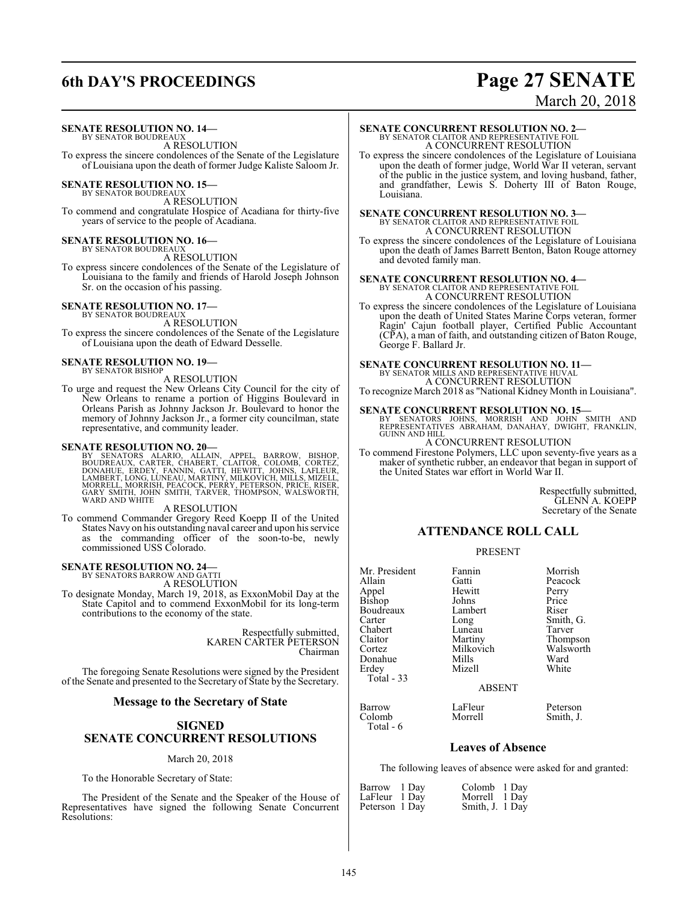**SENATE RESOLUTION NO. 14—**
BY SENATOR BOUDREAUX

A RESOLUTION

To express the sincere condolences of the Senate of the Legislature of Louisiana upon the death of former Judge Kaliste Saloom Jr.

**SENATE RESOLUTION NO. 15—**
BY SENATOR BOUDREAUX

A RESOLUTION

To commend and congratulate Hospice of Acadiana for thirty-five years of service to the people of Acadiana.

**SENATE RESOLUTION NO. 16—**
BY SENATOR BOUDREAUX

A RESOLUTION

To express sincere condolences of the Senate of the Legislature of Louisiana to the family and friends of Harold Joseph Johnson Sr. on the occasion of his passing.

**SENATE RESOLUTION NO. 17—**
BY SENATOR BOUDREAUX

A RESOLUTION

To express the sincere condolences of the Senate of the Legislature of Louisiana upon the death of Edward Desselle.

**SENATE RESOLUTION NO. 19—**
BY SENATOR BISHOP

A RESOLUTION

To urge and request the New Orleans City Council for the city of New Orleans to rename a portion of Higgins Boulevard in Orleans Parish as Johnny Jackson Jr. Boulevard to honor the memory of Johnny Jackson Jr., a former city councilman, state representative, and community leader.

**SENATE RESOLUTION NO. 20—**
BY SENATORS ALARIO, ALLAIN, APPEL, BARROW, BISHOP, BOUDREAUX, CARTER, CHABERT, CLAITOR, COLOMB, CORTEZ, DONAHUE, ERDEY, FANNIN, GATTI, HEWITT, JOHNS, LAFLEUR, LAMBERT, LONG, LUNEAU, MARTINY, MILKOVICH, MILLS, MIZELL, MORRELL, MORRISH, PEACOCK, PERRY, PETERSON, PRICE, RISER, GARY SMITH, JOHN SMITH, TARVER, THOMPSON, WALSWORTH, WARD AND WHITE

A RESOLUTION

To commend Commander Gregory Reed Koepp II of the United States Navy on his outstanding naval career and upon his service as the commanding officer of the soon-to-be, newly commissioned USS Colorado.

**SENATE RESOLUTION NO. 24—**
BY SENATORS BARROW AND GATTI

A RESOLUTION

To designate Monday, March 19, 2018, as ExxonMobil Day at the State Capitol and to commend ExxonMobil for its long-term contributions to the economy of the state.

Respectfully submitted,
KAREN CARTER PETERSON
Chairman

The foregoing Senate Resolutions were signed by the President of the Senate and presented to the Secretary of State by the Secretary.

## Message to the Secretary of State

## SIGNED SENATE CONCURRENT RESOLUTIONS

March 20, 2018

To the Honorable Secretary of State:

The President of the Senate and the Speaker of the House of Representatives have signed the following Senate Concurrent Resolutions:

**SENATE CONCURRENT RESOLUTION NO. 2—**
BY SENATOR CLAITOR AND REPRESENTATIVE FOIL

A CONCURRENT RESOLUTION

To express the sincere condolences of the Legislature of Louisiana upon the death of former judge, World War II veteran, servant of the public in the justice system, and loving husband, father, and grandfather, Lewis S. Doherty III of Baton Rouge, Louisiana.

**SENATE CONCURRENT RESOLUTION NO. 3—**
BY SENATOR CLAITOR AND REPRESENTATIVE FOIL

A CONCURRENT RESOLUTION

To express the sincere condolences of the Legislature of Louisiana upon the death of James Barrett Benton, Baton Rouge attorney and devoted family man.

**SENATE CONCURRENT RESOLUTION NO. 4—**
BY SENATOR CLAITOR AND REPRESENTATIVE FOIL

A CONCURRENT RESOLUTION

To express the sincere condolences of the Legislature of Louisiana upon the death of United States Marine Corps veteran, former Ragin' Cajun football player, Certified Public Accountant (CPA), a man of faith, and outstanding citizen of Baton Rouge, George F. Ballard Jr.

**SENATE CONCURRENT RESOLUTION NO. 11—**
BY SENATOR MILLS AND REPRESENTATIVE HUVAL

A CONCURRENT RESOLUTION

To recognize March 2018 as "National Kidney Month in Louisiana".

**SENATE CONCURRENT RESOLUTION NO. 15—**
BY SENATORS JOHNS, MORRISH AND JOHN SMITH AND REPRESENTATIVES ABRAHAM, DANAHAY, DWIGHT, FRANKLIN, GUINN AND HILL

A CONCURRENT RESOLUTION

To commend Firestone Polymers, LLC upon seventy-five years as a maker of synthetic rubber, an endeavor that began in support of the United States war effort in World War II.

Respectfully submitted,
GLENN A. KOEPP
Secretary of the Senate

## ATTENDANCE ROLL CALL

PRESENT

| | | |
|---|---|---|
| Mr. President | Fannin | Morrish |
| Allain | Gatti | Peacock |
| Appel | Hewitt | Perry |
| Bishop | Johns | Price |
| Boudreaux | Lambert | Riser |
| Carter | Long | Smith, G. |
| Chabert | Luneau | Tarver |
| Claitor | Martiny | Thompson |
| Cortez | Milkovich | Walsworth |
| Donahue | Mills | Ward |
| Erdey | Mizell | White |

Total - 33

ABSENT

| | | |
|---|---|---|
| Barrow | LaFleur | Peterson |
| Colomb | Morrell | Smith, J. |

Total - 6

## Leaves of Absence

The following leaves of absence were asked for and granted:

| | |
|---|---|
| Barrow 1 Day | Colomb 1 Day |
| LaFleur 1 Day | Morrell 1 Day |
| Peterson 1 Day | Smith, J. 1 Day |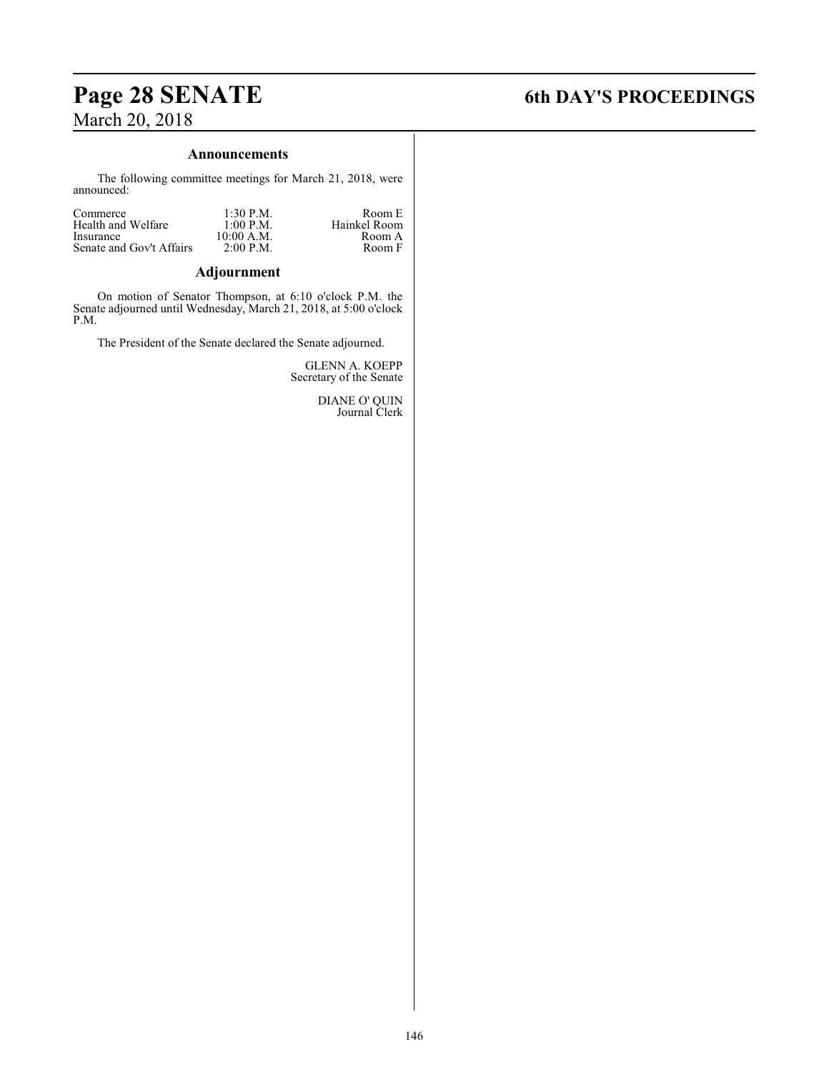### Announcements

The following committee meetings for March 21, 2018, were announced:

| | | |
|---|---|---|
| Commerce | 1:30 P.M. | Room E |
| Health and Welfare | 1:00 P.M. | Hainkel Room |
| Insurance | 10:00 A.M. | Room A |
| Senate and Gov't Affairs | 2:00 P.M. | Room F |

### Adjournment

On motion of Senator Thompson, at 6:10 o'clock P.M. the Senate adjourned until Wednesday, March 21, 2018, at 5:00 o'clock P.M.

The President of the Senate declared the Senate adjourned.

GLENN A. KOEPP
Secretary of the Senate

DIANE O' QUIN
Journal Clerk